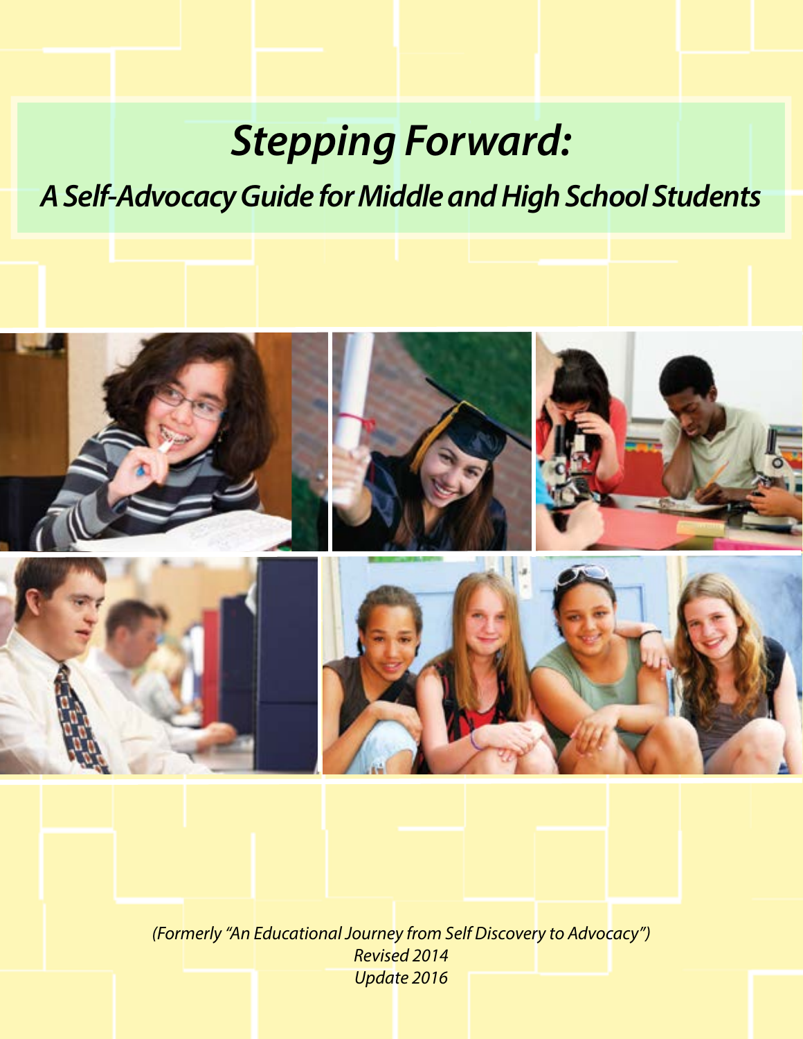# *Stepping Forward:*

## *A Self-Advocacy Guide for Middle and High School Students*

*(Formerly "An Educational Journey from Self Discovery to Advocacy")*
*Revised 2014*
*Update 2016*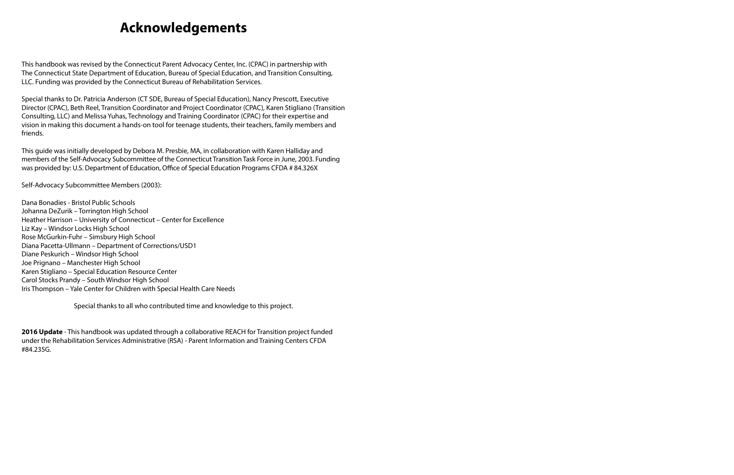# Acknowledgements

This handbook was revised by the Connecticut Parent Advocacy Center, Inc. (CPAC) in partnership with The Connecticut State Department of Education, Bureau of Special Education, and Transition Consulting, LLC. Funding was provided by the Connecticut Bureau of Rehabilitation Services.

Special thanks to Dr. Patricia Anderson (CT SDE, Bureau of Special Education), Nancy Prescott, Executive Director (CPAC), Beth Reel, Transition Coordinator and Project Coordinator (CPAC), Karen Stigliano (Transition Consulting, LLC) and Melissa Yuhas, Technology and Training Coordinator (CPAC) for their expertise and vision in making this document a hands-on tool for teenage students, their teachers, family members and friends.

This guide was initially developed by Debora M. Presbie, MA, in collaboration with Karen Halliday and members of the Self-Advocacy Subcommittee of the Connecticut Transition Task Force in June, 2003. Funding was provided by: U.S. Department of Education, Office of Special Education Programs CFDA # 84.326X

Self-Advocacy Subcommittee Members (2003):

Dana Bonadies - Bristol Public Schools
Johanna DeZurik – Torrington High School
Heather Harrison – University of Connecticut – Center for Excellence
Liz Kay – Windsor Locks High School
Rose McGurkin-Fuhr – Simsbury High School
Diana Pacetta-Ullmann – Department of Corrections/USD1
Diane Peskurich – Windsor High School
Joe Prignano – Manchester High School
Karen Stigliano – Special Education Resource Center
Carol Stocks Prandy – South Windsor High School
Iris Thompson – Yale Center for Children with Special Health Care Needs

Special thanks to all who contributed time and knowledge to this project.

**2016 Update** - This handbook was updated through a collaborative REACH for Transition project funded under the Rehabilitation Services Administrative (RSA) - Parent Information and Training Centers CFDA #84.235G.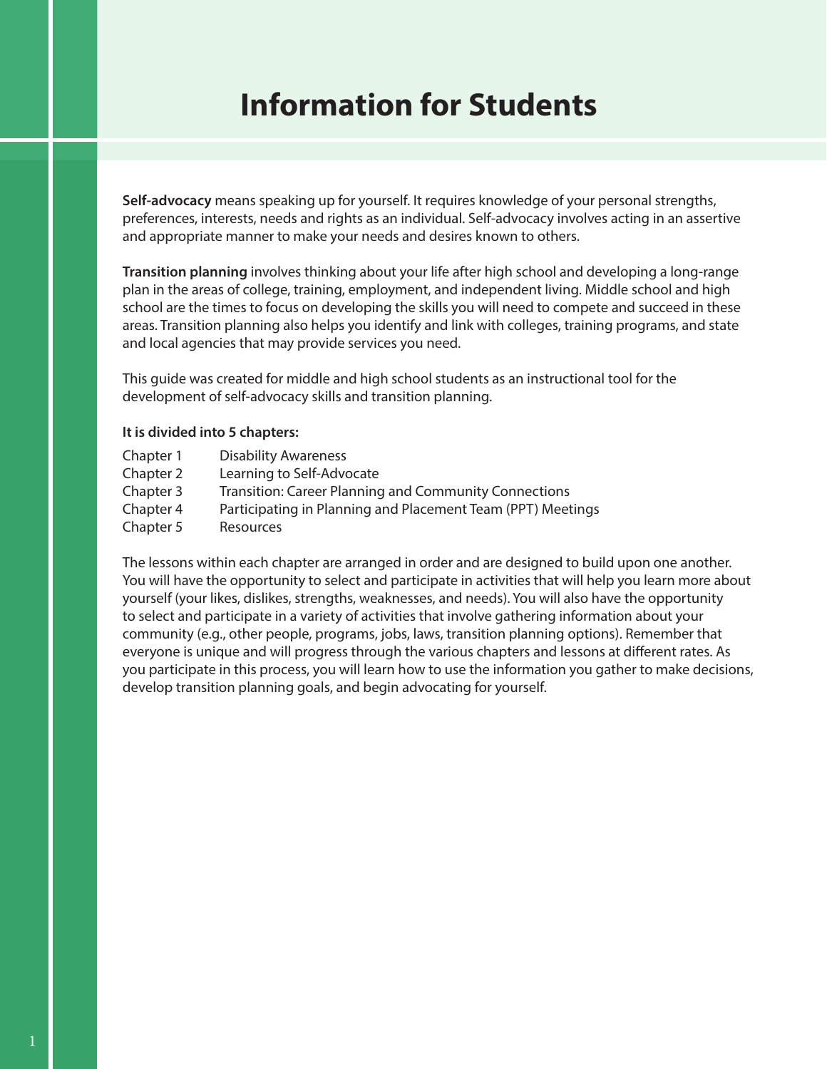# Information for Students

**Self-advocacy** means speaking up for yourself. It requires knowledge of your personal strengths, preferences, interests, needs and rights as an individual. Self-advocacy involves acting in an assertive and appropriate manner to make your needs and desires known to others.

**Transition planning** involves thinking about your life after high school and developing a long-range plan in the areas of college, training, employment, and independent living. Middle school and high school are the times to focus on developing the skills you will need to compete and succeed in these areas. Transition planning also helps you identify and link with colleges, training programs, and state and local agencies that may provide services you need.

This guide was created for middle and high school students as an instructional tool for the development of self-advocacy skills and transition planning.

**It is divided into 5 chapters:**

| | |
|---|---|
| Chapter 1 | Disability Awareness |
| Chapter 2 | Learning to Self-Advocate |
| Chapter 3 | Transition: Career Planning and Community Connections |
| Chapter 4 | Participating in Planning and Placement Team (PPT) Meetings |
| Chapter 5 | Resources |

The lessons within each chapter are arranged in order and are designed to build upon one another. You will have the opportunity to select and participate in activities that will help you learn more about yourself (your likes, dislikes, strengths, weaknesses, and needs). You will also have the opportunity to select and participate in a variety of activities that involve gathering information about your community (e.g., other people, programs, jobs, laws, transition planning options). Remember that everyone is unique and will progress through the various chapters and lessons at different rates. As you participate in this process, you will learn how to use the information you gather to make decisions, develop transition planning goals, and begin advocating for yourself.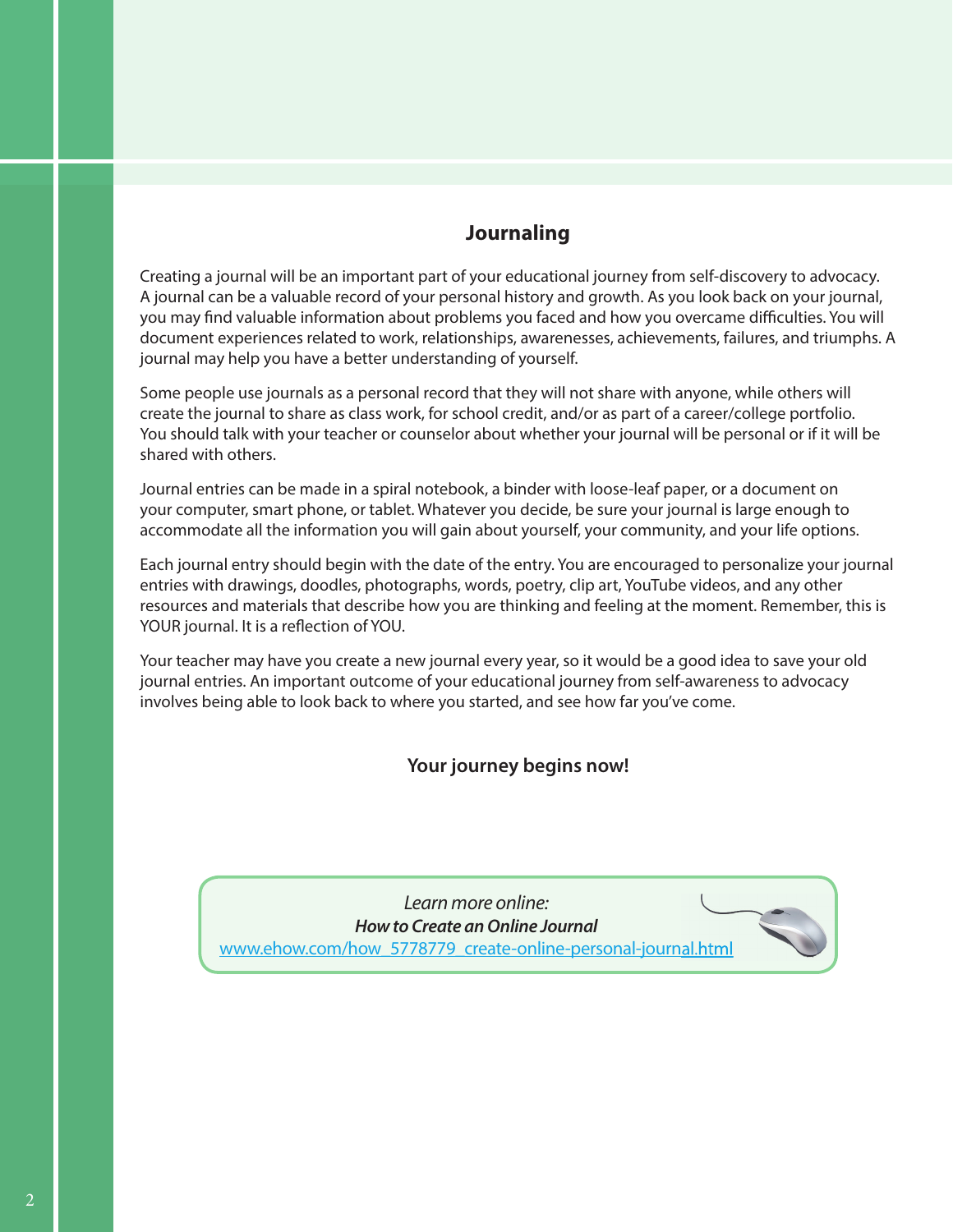## Journaling

Creating a journal will be an important part of your educational journey from self-discovery to advocacy. A journal can be a valuable record of your personal history and growth. As you look back on your journal, you may find valuable information about problems you faced and how you overcame difficulties. You will document experiences related to work, relationships, awarenesses, achievements, failures, and triumphs. A journal may help you have a better understanding of yourself.

Some people use journals as a personal record that they will not share with anyone, while others will create the journal to share as class work, for school credit, and/or as part of a career/college portfolio. You should talk with your teacher or counselor about whether your journal will be personal or if it will be shared with others.

Journal entries can be made in a spiral notebook, a binder with loose-leaf paper, or a document on your computer, smart phone, or tablet. Whatever you decide, be sure your journal is large enough to accommodate all the information you will gain about yourself, your community, and your life options.

Each journal entry should begin with the date of the entry. You are encouraged to personalize your journal entries with drawings, doodles, photographs, words, poetry, clip art, YouTube videos, and any other resources and materials that describe how you are thinking and feeling at the moment. Remember, this is YOUR journal. It is a reflection of YOU.

Your teacher may have you create a new journal every year, so it would be a good idea to save your old journal entries. An important outcome of your educational journey from self-awareness to advocacy involves being able to look back to where you started, and see how far you've come.

**Your journey begins now!**

*Learn more online:*
***How to Create an Online Journal***
www.ehow.com/how_5778779_create-online-personal-journal.html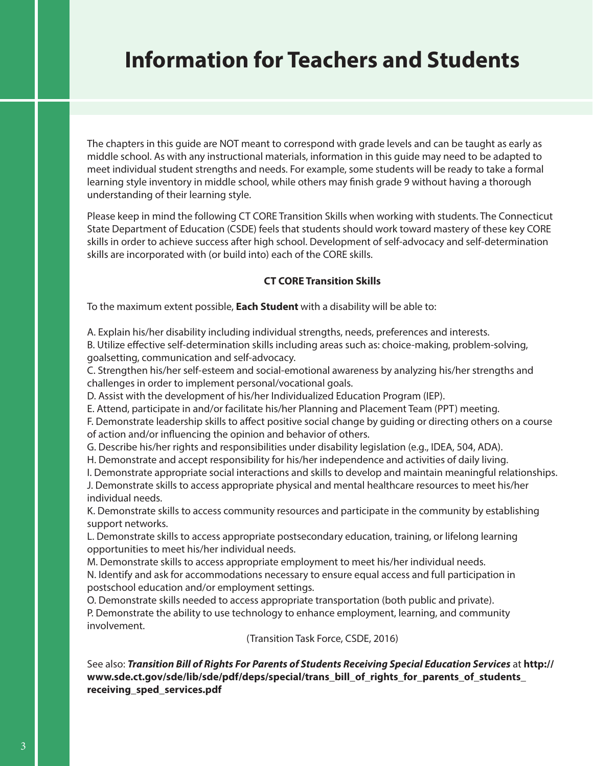# Information for Teachers and Students

The chapters in this guide are NOT meant to correspond with grade levels and can be taught as early as middle school. As with any instructional materials, information in this guide may need to be adapted to meet individual student strengths and needs. For example, some students will be ready to take a formal learning style inventory in middle school, while others may finish grade 9 without having a thorough understanding of their learning style.

Please keep in mind the following CT CORE Transition Skills when working with students. The Connecticut State Department of Education (CSDE) feels that students should work toward mastery of these key CORE skills in order to achieve success after high school. Development of self-advocacy and self-determination skills are incorporated with (or build into) each of the CORE skills.

**CT CORE Transition Skills**

To the maximum extent possible, **Each Student** with a disability will be able to:

A. Explain his/her disability including individual strengths, needs, preferences and interests.
B. Utilize effective self-determination skills including areas such as: choice-making, problem-solving, goalsetting, communication and self-advocacy.
C. Strengthen his/her self-esteem and social-emotional awareness by analyzing his/her strengths and challenges in order to implement personal/vocational goals.
D. Assist with the development of his/her Individualized Education Program (IEP).
E. Attend, participate in and/or facilitate his/her Planning and Placement Team (PPT) meeting.
F. Demonstrate leadership skills to affect positive social change by guiding or directing others on a course of action and/or influencing the opinion and behavior of others.
G. Describe his/her rights and responsibilities under disability legislation (e.g., IDEA, 504, ADA).
H. Demonstrate and accept responsibility for his/her independence and activities of daily living.
I. Demonstrate appropriate social interactions and skills to develop and maintain meaningful relationships.
J. Demonstrate skills to access appropriate physical and mental healthcare resources to meet his/her individual needs.
K. Demonstrate skills to access community resources and participate in the community by establishing support networks.
L. Demonstrate skills to access appropriate postsecondary education, training, or lifelong learning opportunities to meet his/her individual needs.
M. Demonstrate skills to access appropriate employment to meet his/her individual needs.
N. Identify and ask for accommodations necessary to ensure equal access and full participation in postschool education and/or employment settings.
O. Demonstrate skills needed to access appropriate transportation (both public and private).
P. Demonstrate the ability to use technology to enhance employment, learning, and community involvement.

(Transition Task Force, CSDE, 2016)

See also: ***Transition Bill of Rights For Parents of Students Receiving Special Education Services*** at **http://www.sde.ct.gov/sde/lib/sde/pdf/deps/special/trans_bill_of_rights_for_parents_of_students_receiving_sped_services.pdf**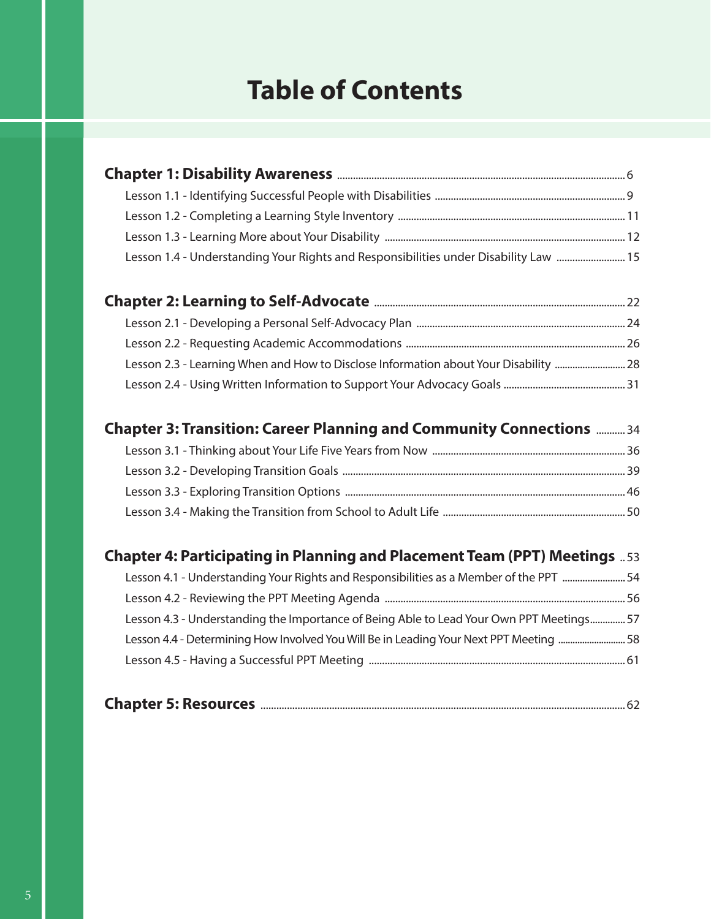# Table of Contents

**Chapter 1: Disability Awareness** ........ 6

- Lesson 1.1 - Identifying Successful People with Disabilities ........ 9
- Lesson 1.2 - Completing a Learning Style Inventory ........ 11
- Lesson 1.3 - Learning More about Your Disability ........ 12
- Lesson 1.4 - Understanding Your Rights and Responsibilities under Disability Law ........ 15

**Chapter 2: Learning to Self-Advocate** ........ 22

- Lesson 2.1 - Developing a Personal Self-Advocacy Plan ........ 24
- Lesson 2.2 - Requesting Academic Accommodations ........ 26
- Lesson 2.3 - Learning When and How to Disclose Information about Your Disability ........ 28
- Lesson 2.4 - Using Written Information to Support Your Advocacy Goals ........ 31

**Chapter 3: Transition: Career Planning and Community Connections** ........ 34

- Lesson 3.1 - Thinking about Your Life Five Years from Now ........ 36
- Lesson 3.2 - Developing Transition Goals ........ 39
- Lesson 3.3 - Exploring Transition Options ........ 46
- Lesson 3.4 - Making the Transition from School to Adult Life ........ 50

**Chapter 4: Participating in Planning and Placement Team (PPT) Meetings** ........ 53

- Lesson 4.1 - Understanding Your Rights and Responsibilities as a Member of the PPT ........ 54
- Lesson 4.2 - Reviewing the PPT Meeting Agenda ........ 56
- Lesson 4.3 - Understanding the Importance of Being Able to Lead Your Own PPT Meetings ........ 57
- Lesson 4.4 - Determining How Involved You Will Be in Leading Your Next PPT Meeting ........ 58
- Lesson 4.5 - Having a Successful PPT Meeting ........ 61

**Chapter 5: Resources** ........ 62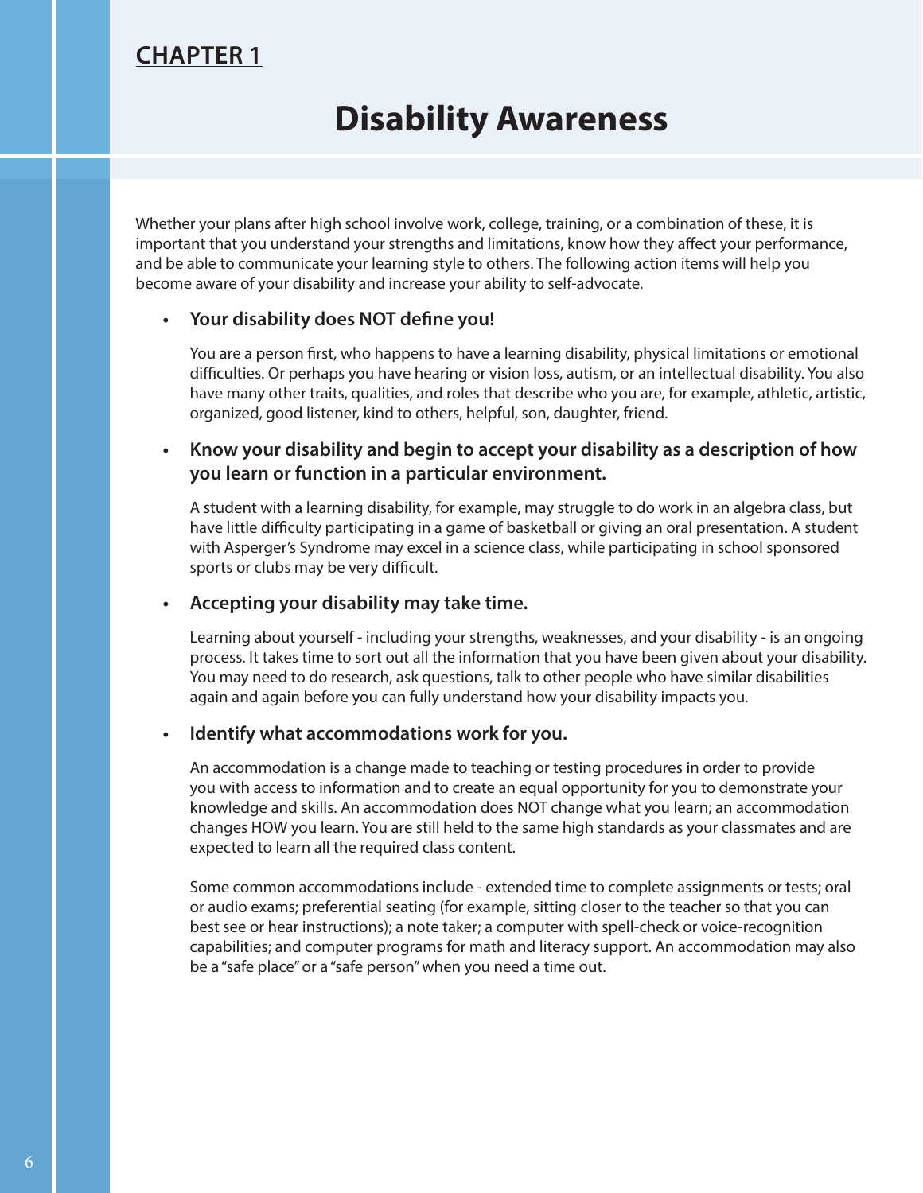## CHAPTER 1

# Disability Awareness

Whether your plans after high school involve work, college, training, or a combination of these, it is important that you understand your strengths and limitations, know how they affect your performance, and be able to communicate your learning style to others. The following action items will help you become aware of your disability and increase your ability to self-advocate.

- **Your disability does NOT define you!**

  You are a person first, who happens to have a learning disability, physical limitations or emotional difficulties. Or perhaps you have hearing or vision loss, autism, or an intellectual disability. You also have many other traits, qualities, and roles that describe who you are, for example, athletic, artistic, organized, good listener, kind to others, helpful, son, daughter, friend.

- **Know your disability and begin to accept your disability as a description of how you learn or function in a particular environment.**

  A student with a learning disability, for example, may struggle to do work in an algebra class, but have little difficulty participating in a game of basketball or giving an oral presentation. A student with Asperger's Syndrome may excel in a science class, while participating in school sponsored sports or clubs may be very difficult.

- **Accepting your disability may take time.**

  Learning about yourself - including your strengths, weaknesses, and your disability - is an ongoing process. It takes time to sort out all the information that you have been given about your disability. You may need to do research, ask questions, talk to other people who have similar disabilities again and again before you can fully understand how your disability impacts you.

- **Identify what accommodations work for you.**

  An accommodation is a change made to teaching or testing procedures in order to provide you with access to information and to create an equal opportunity for you to demonstrate your knowledge and skills. An accommodation does NOT change what you learn; an accommodation changes HOW you learn. You are still held to the same high standards as your classmates and are expected to learn all the required class content.

  Some common accommodations include - extended time to complete assignments or tests; oral or audio exams; preferential seating (for example, sitting closer to the teacher so that you can best see or hear instructions); a note taker; a computer with spell-check or voice-recognition capabilities; and computer programs for math and literacy support. An accommodation may also be a "safe place" or a "safe person" when you need a time out.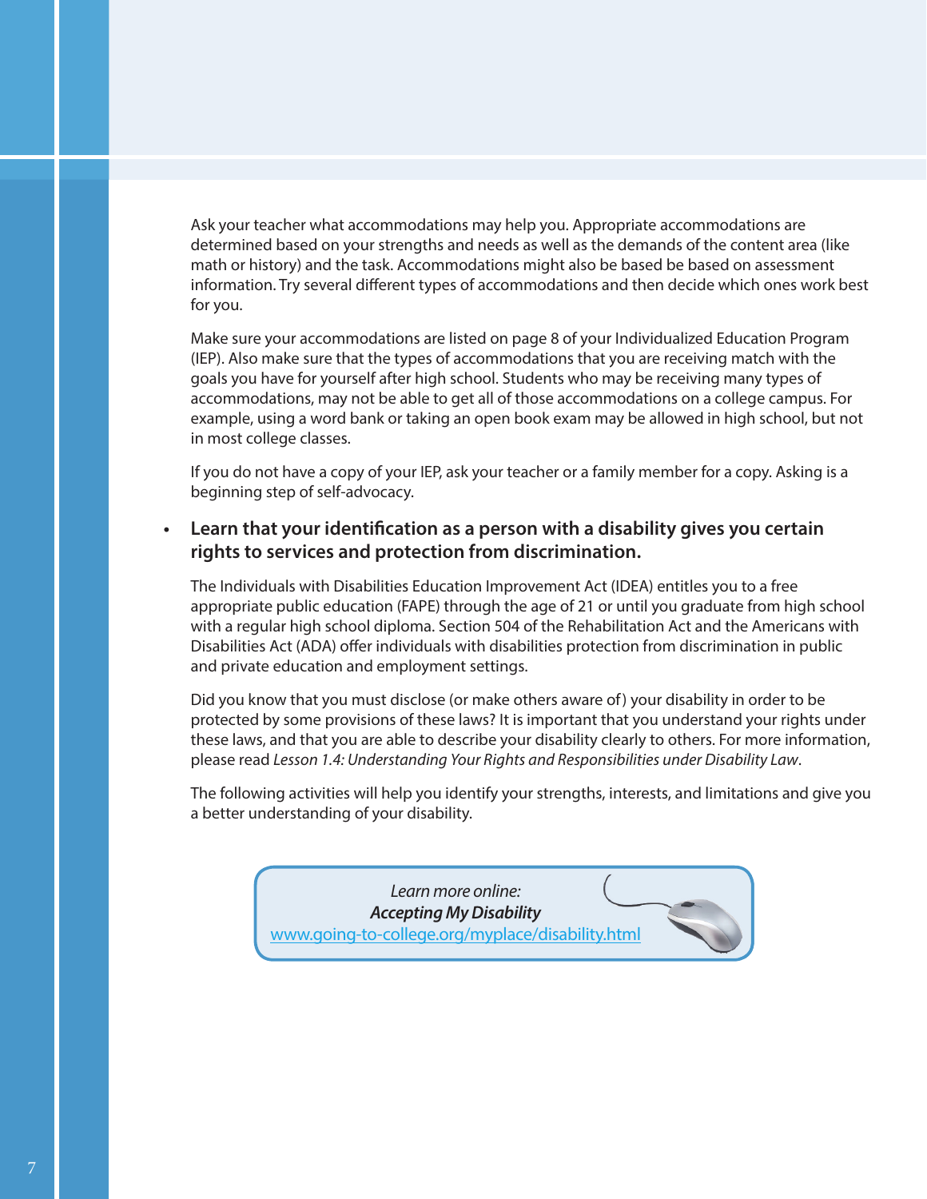Ask your teacher what accommodations may help you. Appropriate accommodations are determined based on your strengths and needs as well as the demands of the content area (like math or history) and the task. Accommodations might also be based be based on assessment information. Try several different types of accommodations and then decide which ones work best for you.

Make sure your accommodations are listed on page 8 of your Individualized Education Program (IEP). Also make sure that the types of accommodations that you are receiving match with the goals you have for yourself after high school. Students who may be receiving many types of accommodations, may not be able to get all of those accommodations on a college campus. For example, using a word bank or taking an open book exam may be allowed in high school, but not in most college classes.

If you do not have a copy of your IEP, ask your teacher or a family member for a copy. Asking is a beginning step of self-advocacy.

- **Learn that your identification as a person with a disability gives you certain rights to services and protection from discrimination.**

The Individuals with Disabilities Education Improvement Act (IDEA) entitles you to a free appropriate public education (FAPE) through the age of 21 or until you graduate from high school with a regular high school diploma. Section 504 of the Rehabilitation Act and the Americans with Disabilities Act (ADA) offer individuals with disabilities protection from discrimination in public and private education and employment settings.

Did you know that you must disclose (or make others aware of) your disability in order to be protected by some provisions of these laws? It is important that you understand your rights under these laws, and that you are able to describe your disability clearly to others. For more information, please read *Lesson 1.4: Understanding Your Rights and Responsibilities under Disability Law*.

The following activities will help you identify your strengths, interests, and limitations and give you a better understanding of your disability.

*Learn more online:*
***Accepting My Disability***
www.going-to-college.org/myplace/disability.html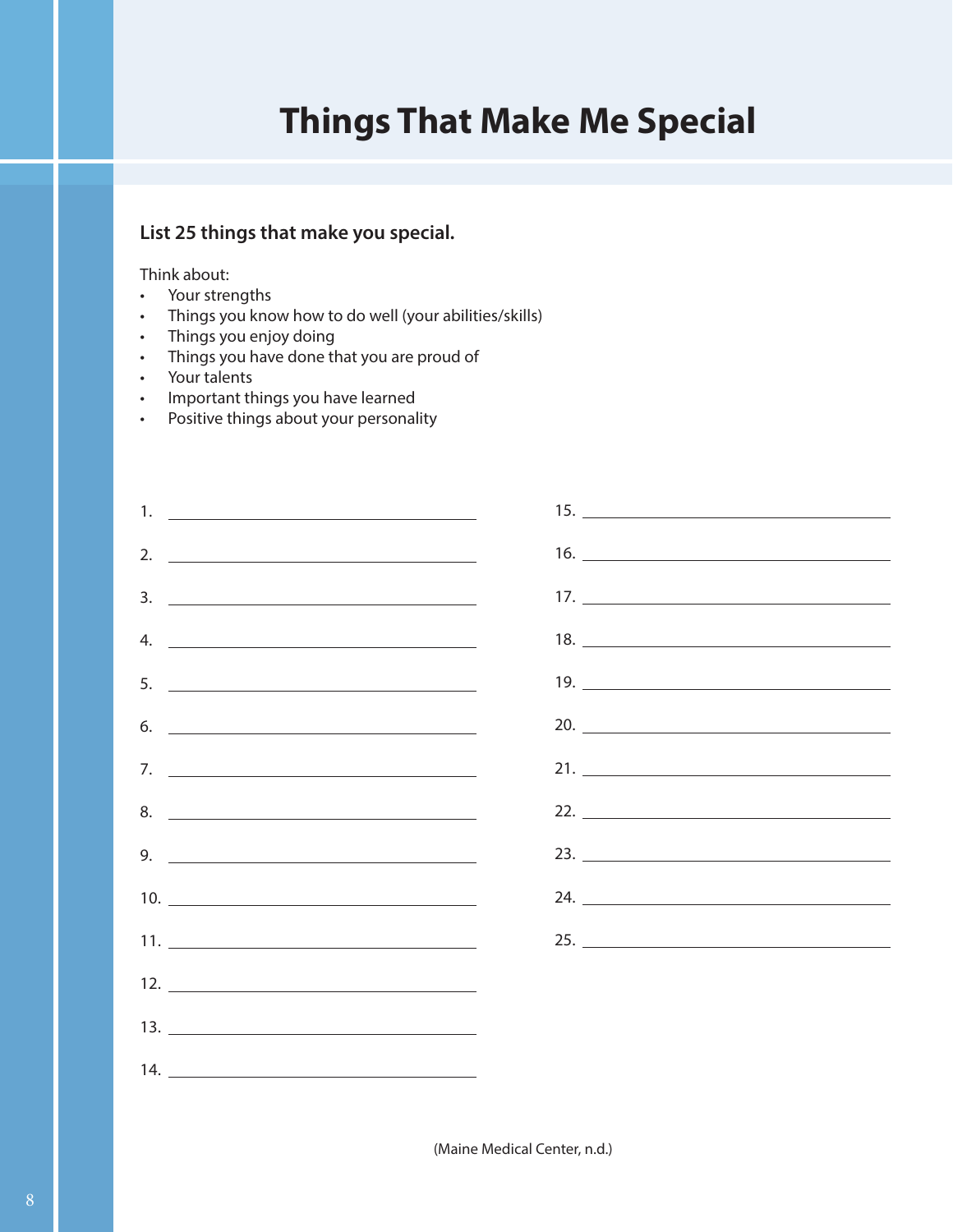# Things That Make Me Special

**List 25 things that make you special.**

Think about:

- Your strengths
- Things you know how to do well (your abilities/skills)
- Things you enjoy doing
- Things you have done that you are proud of
- Your talents
- Important things you have learned
- Positive things about your personality

1. ______________________________
2. ______________________________
3. ______________________________
4. ______________________________
5. ______________________________
6. ______________________________
7. ______________________________
8. ______________________________
9. ______________________________
10. ______________________________
11. ______________________________
12. ______________________________
13. ______________________________
14. ______________________________
15. ______________________________
16. ______________________________
17. ______________________________
18. ______________________________
19. ______________________________
20. ______________________________
21. ______________________________
22. ______________________________
23. ______________________________
24. ______________________________
25. ______________________________

(Maine Medical Center, n.d.)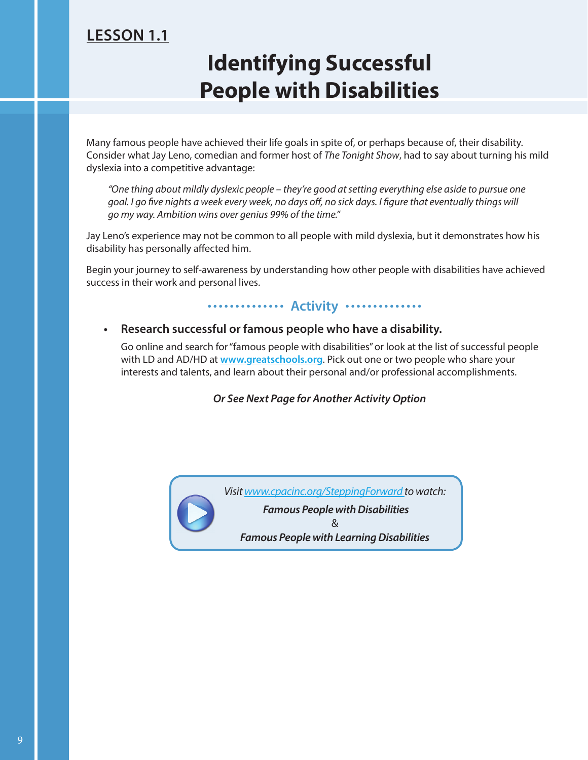**LESSON 1.1**

# Identifying Successful People with Disabilities

Many famous people have achieved their life goals in spite of, or perhaps because of, their disability. Consider what Jay Leno, comedian and former host of *The Tonight Show*, had to say about turning his mild dyslexia into a competitive advantage:

> *"One thing about mildly dyslexic people – they're good at setting everything else aside to pursue one goal. I go five nights a week every week, no days off, no sick days. I figure that eventually things will go my way. Ambition wins over genius 99% of the time."*

Jay Leno's experience may not be common to all people with mild dyslexia, but it demonstrates how his disability has personally affected him.

Begin your journey to self-awareness by understanding how other people with disabilities have achieved success in their work and personal lives.

## Activity

- **Research successful or famous people who have a disability.**

  Go online and search for "famous people with disabilities" or look at the list of successful people with LD and AD/HD at **www.greatschools.org**. Pick out one or two people who share your interests and talents, and learn about their personal and/or professional accomplishments.

***Or See Next Page for Another Activity Option***

*Visit www.cpacinc.org/SteppingForward to watch:*

***Famous People with Disabilities***

&

***Famous People with Learning Disabilities***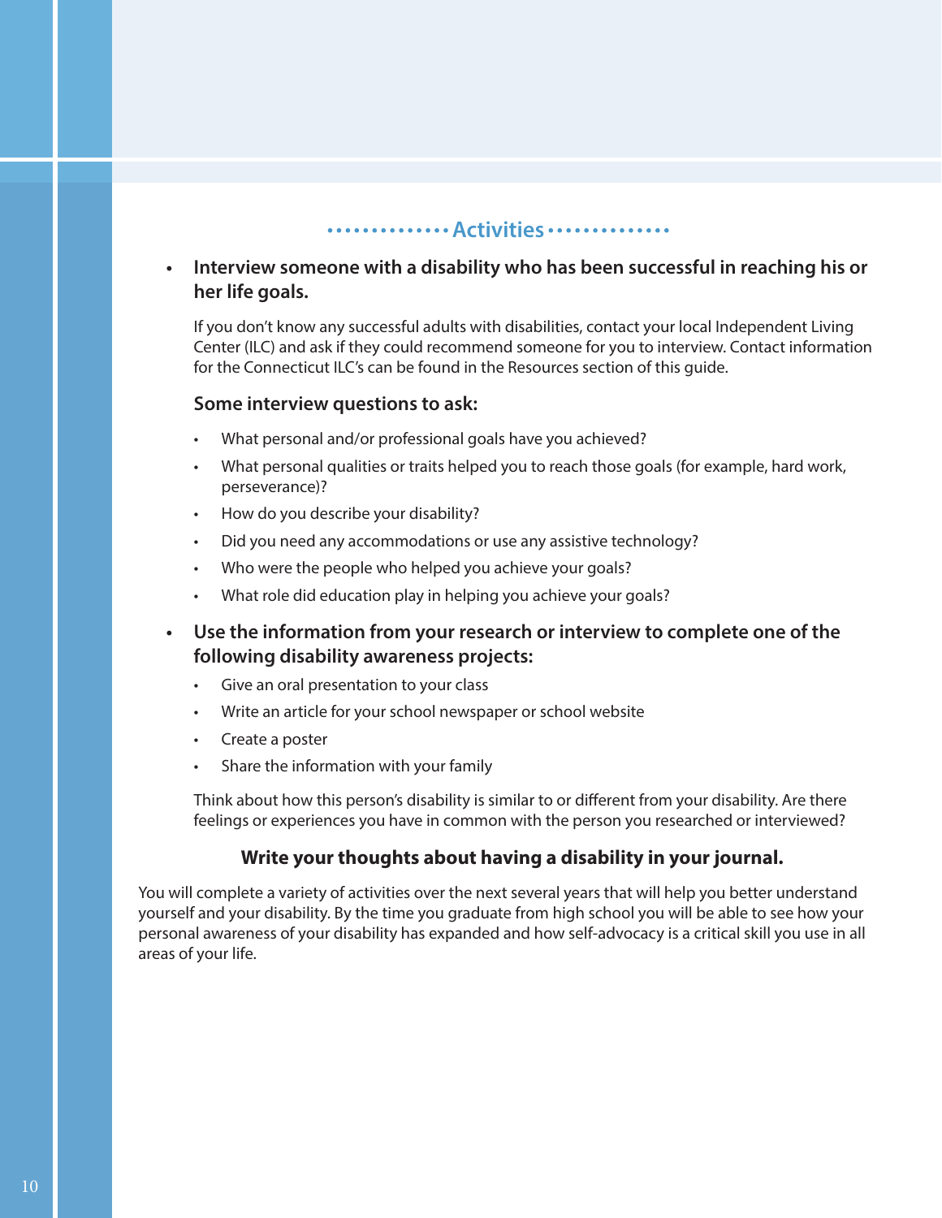## Activities

- **Interview someone with a disability who has been successful in reaching his or her life goals.**

  If you don't know any successful adults with disabilities, contact your local Independent Living Center (ILC) and ask if they could recommend someone for you to interview. Contact information for the Connecticut ILC's can be found in the Resources section of this guide.

  **Some interview questions to ask:**

  - What personal and/or professional goals have you achieved?
  - What personal qualities or traits helped you to reach those goals (for example, hard work, perseverance)?
  - How do you describe your disability?
  - Did you need any accommodations or use any assistive technology?
  - Who were the people who helped you achieve your goals?
  - What role did education play in helping you achieve your goals?

- **Use the information from your research or interview to complete one of the following disability awareness projects:**

  - Give an oral presentation to your class
  - Write an article for your school newspaper or school website
  - Create a poster
  - Share the information with your family

  Think about how this person's disability is similar to or different from your disability. Are there feelings or experiences you have in common with the person you researched or interviewed?

**Write your thoughts about having a disability in your journal.**

You will complete a variety of activities over the next several years that will help you better understand yourself and your disability. By the time you graduate from high school you will be able to see how your personal awareness of your disability has expanded and how self-advocacy is a critical skill you use in all areas of your life.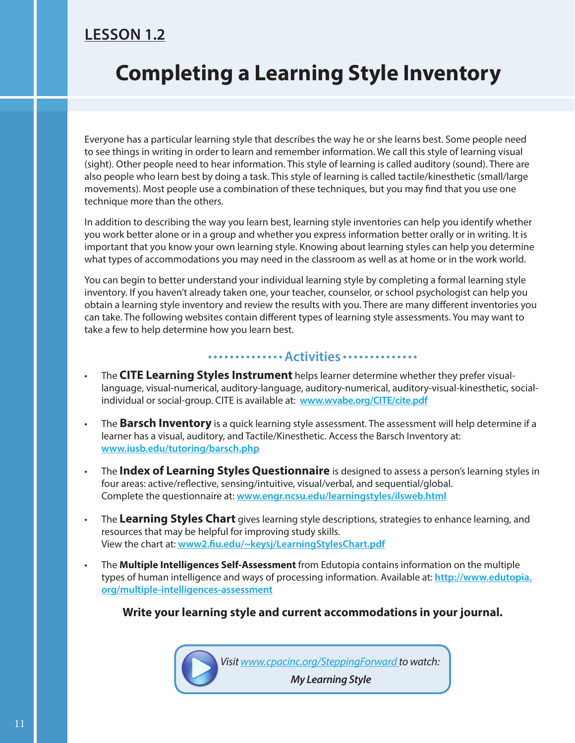**LESSON 1.2**

# Completing a Learning Style Inventory

Everyone has a particular learning style that describes the way he or she learns best. Some people need to see things in writing in order to learn and remember information. We call this style of learning visual (sight). Other people need to hear information. This style of learning is called auditory (sound). There are also people who learn best by doing a task. This style of learning is called tactile/kinesthetic (small/large movements). Most people use a combination of these techniques, but you may find that you use one technique more than the others.

In addition to describing the way you learn best, learning style inventories can help you identify whether you work better alone or in a group and whether you express information better orally or in writing. It is important that you know your own learning style. Knowing about learning styles can help you determine what types of accommodations you may need in the classroom as well as at home or in the work world.

You can begin to better understand your individual learning style by completing a formal learning style inventory. If you haven't already taken one, your teacher, counselor, or school psychologist can help you obtain a learning style inventory and review the results with you. There are many different inventories you can take. The following websites contain different types of learning style assessments. You may want to take a few to help determine how you learn best.

## Activities

- The **CITE Learning Styles Instrument** helps learner determine whether they prefer visual-language, visual-numerical, auditory-language, auditory-numerical, auditory-visual-kinesthetic, social-individual or social-group. CITE is available at: www.wvabe.org/CITE/cite.pdf

- The **Barsch Inventory** is a quick learning style assessment. The assessment will help determine if a learner has a visual, auditory, and Tactile/Kinesthetic. Access the Barsch Inventory at: www.iusb.edu/tutoring/barsch.php

- The **Index of Learning Styles Questionnaire** is designed to assess a person's learning styles in four areas: active/reflective, sensing/intuitive, visual/verbal, and sequential/global. Complete the questionnaire at: www.engr.ncsu.edu/learningstyles/ilsweb.html

- The **Learning Styles Chart** gives learning style descriptions, strategies to enhance learning, and resources that may be helpful for improving study skills. View the chart at: www2.fiu.edu/~keysj/LearningStylesChart.pdf

- The **Multiple Intelligences Self-Assessment** from Edutopia contains information on the multiple types of human intelligence and ways of processing information. Available at: http://www.edutopia.org/multiple-intelligences-assessment

**Write your learning style and current accommodations in your journal.**

*Visit www.cpacinc.org/SteppingForward to watch:*

***My Learning Style***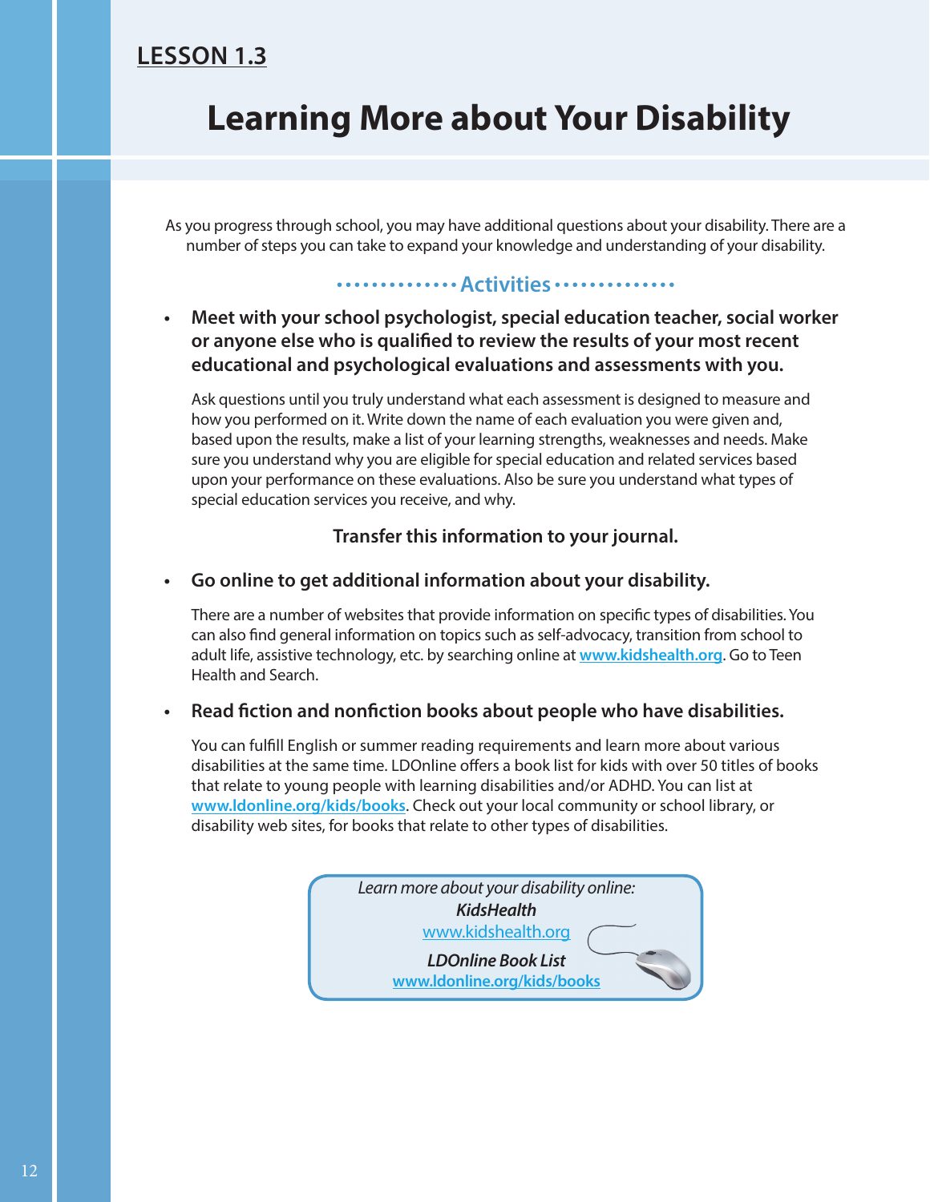LESSON 1.3

# Learning More about Your Disability

As you progress through school, you may have additional questions about your disability. There are a number of steps you can take to expand your knowledge and understanding of your disability.

## Activities

- **Meet with your school psychologist, special education teacher, social worker or anyone else who is qualified to review the results of your most recent educational and psychological evaluations and assessments with you.**

  Ask questions until you truly understand what each assessment is designed to measure and how you performed on it. Write down the name of each evaluation you were given and, based upon the results, make a list of your learning strengths, weaknesses and needs. Make sure you understand why you are eligible for special education and related services based upon your performance on these evaluations. Also be sure you understand what types of special education services you receive, and why.

  **Transfer this information to your journal.**

- **Go online to get additional information about your disability.**

  There are a number of websites that provide information on specific types of disabilities. You can also find general information on topics such as self-advocacy, transition from school to adult life, assistive technology, etc. by searching online at **www.kidshealth.org**. Go to Teen Health and Search.

- **Read fiction and nonfiction books about people who have disabilities.**

  You can fulfill English or summer reading requirements and learn more about various disabilities at the same time. LDOnline offers a book list for kids with over 50 titles of books that relate to young people with learning disabilities and/or ADHD. You can list at **www.ldonline.org/kids/books**. Check out your local community or school library, or disability web sites, for books that relate to other types of disabilities.

*Learn more about your disability online:*
***KidsHealth***
www.kidshealth.org
***LDOnline Book List***
**www.ldonline.org/kids/books**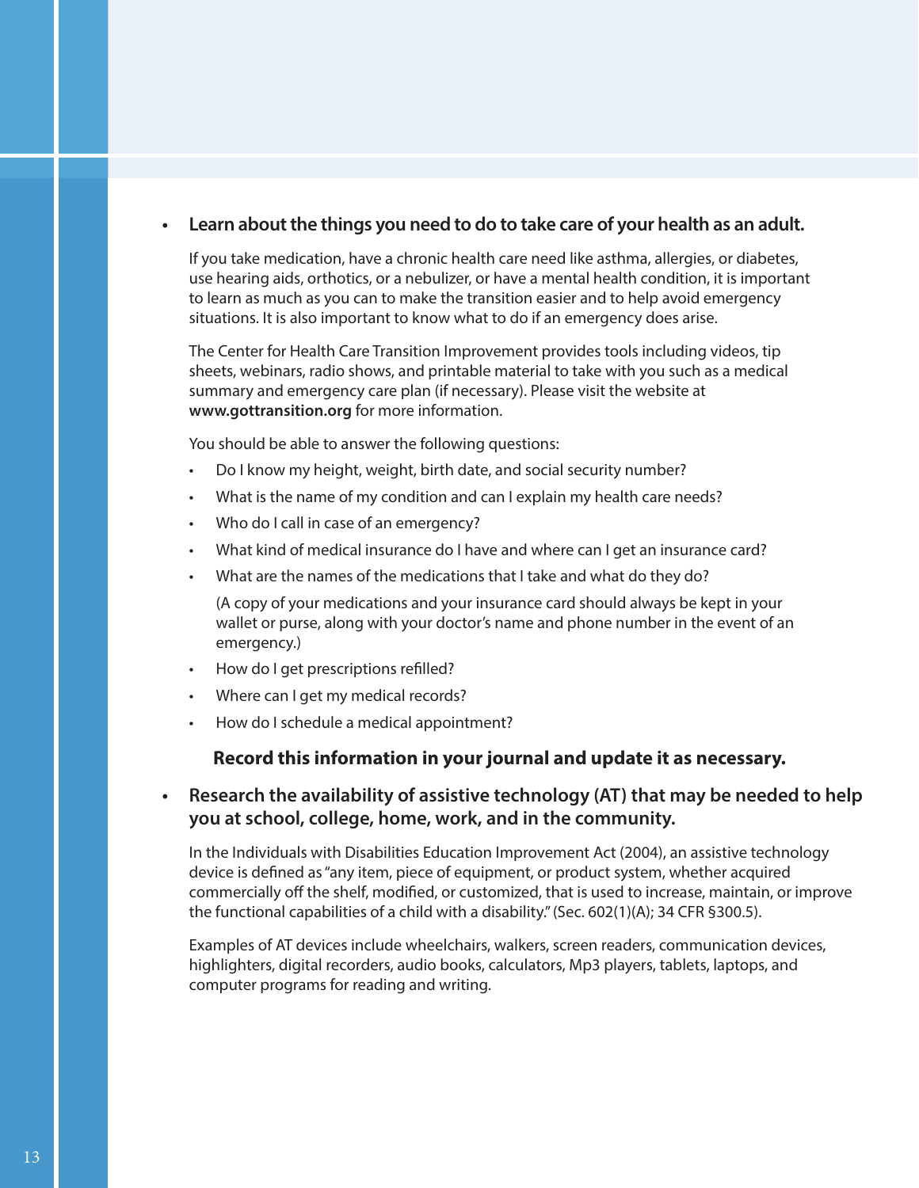- **Learn about the things you need to do to take care of your health as an adult.**

  If you take medication, have a chronic health care need like asthma, allergies, or diabetes, use hearing aids, orthotics, or a nebulizer, or have a mental health condition, it is important to learn as much as you can to make the transition easier and to help avoid emergency situations. It is also important to know what to do if an emergency does arise.

  The Center for Health Care Transition Improvement provides tools including videos, tip sheets, webinars, radio shows, and printable material to take with you such as a medical summary and emergency care plan (if necessary). Please visit the website at **www.gottransition.org** for more information.

  You should be able to answer the following questions:

  - Do I know my height, weight, birth date, and social security number?
  - What is the name of my condition and can I explain my health care needs?
  - Who do I call in case of an emergency?
  - What kind of medical insurance do I have and where can I get an insurance card?
  - What are the names of the medications that I take and what do they do?

    (A copy of your medications and your insurance card should always be kept in your wallet or purse, along with your doctor's name and phone number in the event of an emergency.)
  - How do I get prescriptions refilled?
  - Where can I get my medical records?
  - How do I schedule a medical appointment?

  **Record this information in your journal and update it as necessary.**

- **Research the availability of assistive technology (AT) that may be needed to help you at school, college, home, work, and in the community.**

  In the Individuals with Disabilities Education Improvement Act (2004), an assistive technology device is defined as "any item, piece of equipment, or product system, whether acquired commercially off the shelf, modified, or customized, that is used to increase, maintain, or improve the functional capabilities of a child with a disability." (Sec. 602(1)(A); 34 CFR §300.5).

  Examples of AT devices include wheelchairs, walkers, screen readers, communication devices, highlighters, digital recorders, audio books, calculators, Mp3 players, tablets, laptops, and computer programs for reading and writing.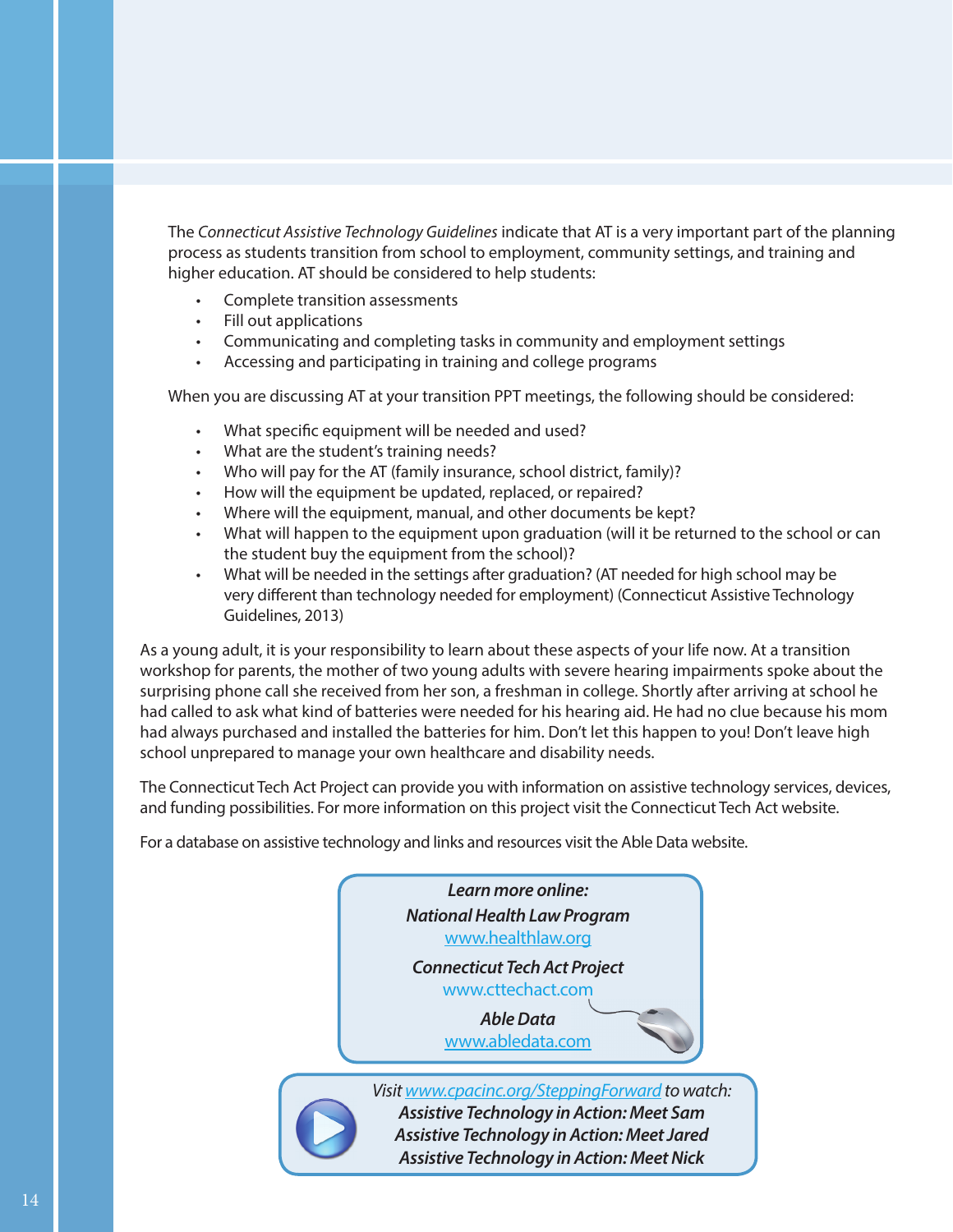The *Connecticut Assistive Technology Guidelines* indicate that AT is a very important part of the planning process as students transition from school to employment, community settings, and training and higher education. AT should be considered to help students:

- Complete transition assessments
- Fill out applications
- Communicating and completing tasks in community and employment settings
- Accessing and participating in training and college programs

When you are discussing AT at your transition PPT meetings, the following should be considered:

- What specific equipment will be needed and used?
- What are the student's training needs?
- Who will pay for the AT (family insurance, school district, family)?
- How will the equipment be updated, replaced, or repaired?
- Where will the equipment, manual, and other documents be kept?
- What will happen to the equipment upon graduation (will it be returned to the school or can the student buy the equipment from the school)?
- What will be needed in the settings after graduation? (AT needed for high school may be very different than technology needed for employment) (Connecticut Assistive Technology Guidelines, 2013)

As a young adult, it is your responsibility to learn about these aspects of your life now. At a transition workshop for parents, the mother of two young adults with severe hearing impairments spoke about the surprising phone call she received from her son, a freshman in college. Shortly after arriving at school he had called to ask what kind of batteries were needed for his hearing aid. He had no clue because his mom had always purchased and installed the batteries for him. Don't let this happen to you! Don't leave high school unprepared to manage your own healthcare and disability needs.

The Connecticut Tech Act Project can provide you with information on assistive technology services, devices, and funding possibilities. For more information on this project visit the Connecticut Tech Act website.

For a database on assistive technology and links and resources visit the Able Data website.

***Learn more online:***

***National Health Law Program***
www.healthlaw.org

***Connecticut Tech Act Project***
www.cttechact.com

***Able Data***
www.abledata.com

*Visit www.cpacinc.org/SteppingForward to watch:*
***Assistive Technology in Action: Meet Sam***
***Assistive Technology in Action: Meet Jared***
***Assistive Technology in Action: Meet Nick***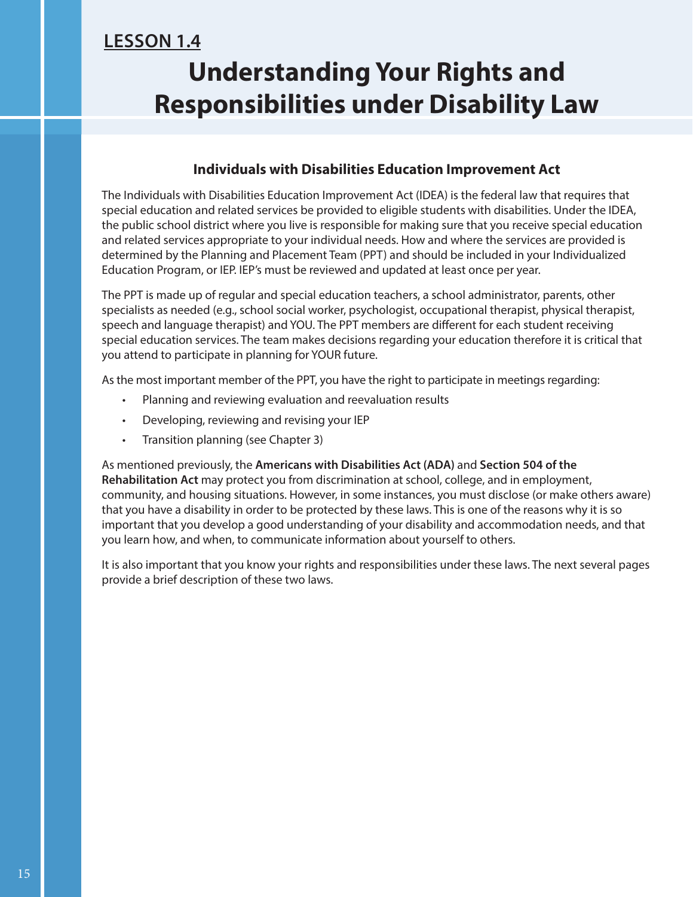## LESSON 1.4

# Understanding Your Rights and Responsibilities under Disability Law

### Individuals with Disabilities Education Improvement Act

The Individuals with Disabilities Education Improvement Act (IDEA) is the federal law that requires that special education and related services be provided to eligible students with disabilities. Under the IDEA, the public school district where you live is responsible for making sure that you receive special education and related services appropriate to your individual needs. How and where the services are provided is determined by the Planning and Placement Team (PPT) and should be included in your Individualized Education Program, or IEP. IEP's must be reviewed and updated at least once per year.

The PPT is made up of regular and special education teachers, a school administrator, parents, other specialists as needed (e.g., school social worker, psychologist, occupational therapist, physical therapist, speech and language therapist) and YOU. The PPT members are different for each student receiving special education services. The team makes decisions regarding your education therefore it is critical that you attend to participate in planning for YOUR future.

As the most important member of the PPT, you have the right to participate in meetings regarding:

- Planning and reviewing evaluation and reevaluation results
- Developing, reviewing and revising your IEP
- Transition planning (see Chapter 3)

As mentioned previously, the **Americans with Disabilities Act (ADA)** and **Section 504 of the Rehabilitation Act** may protect you from discrimination at school, college, and in employment, community, and housing situations. However, in some instances, you must disclose (or make others aware) that you have a disability in order to be protected by these laws. This is one of the reasons why it is so important that you develop a good understanding of your disability and accommodation needs, and that you learn how, and when, to communicate information about yourself to others.

It is also important that you know your rights and responsibilities under these laws. The next several pages provide a brief description of these two laws.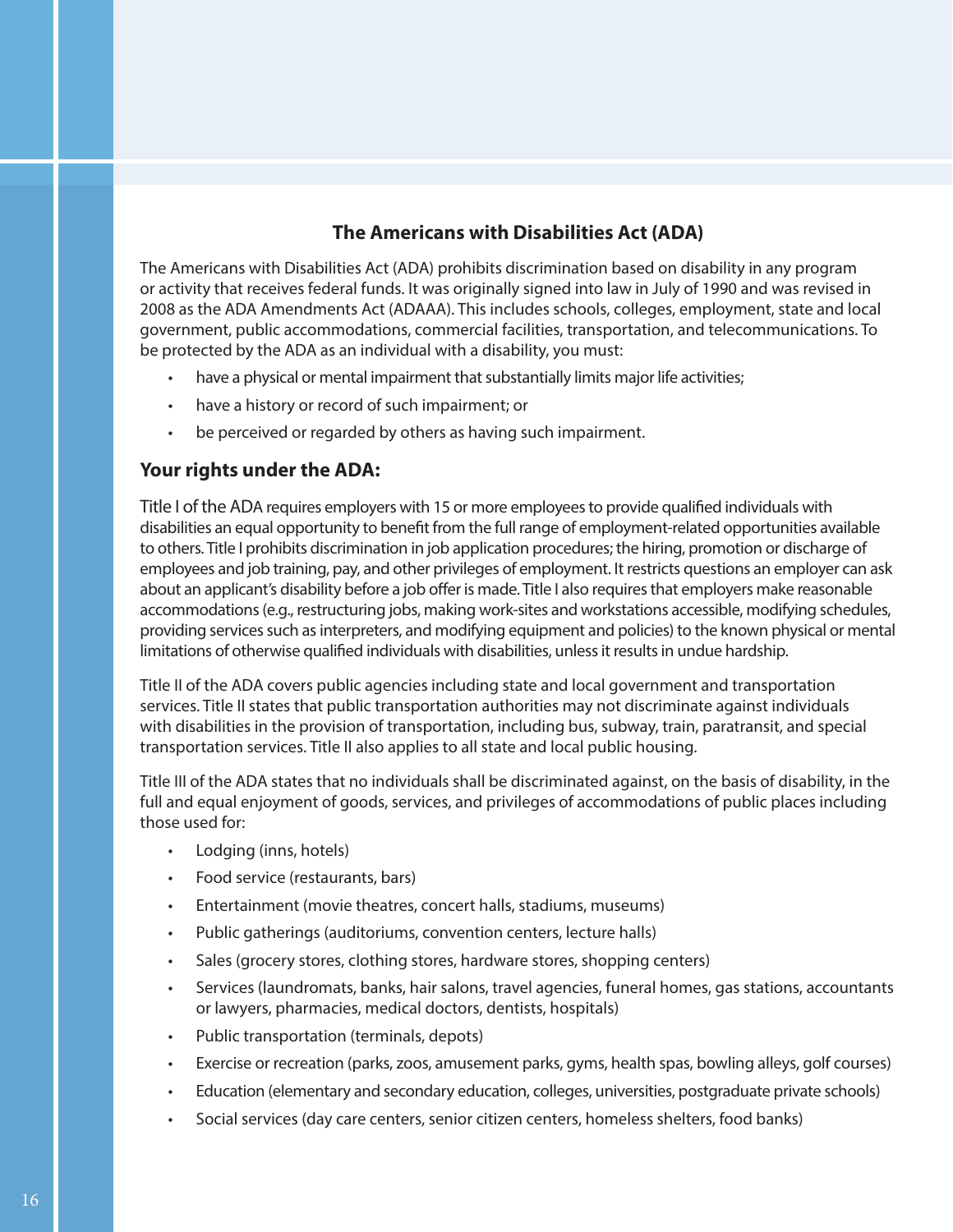## The Americans with Disabilities Act (ADA)

The Americans with Disabilities Act (ADA) prohibits discrimination based on disability in any program or activity that receives federal funds. It was originally signed into law in July of 1990 and was revised in 2008 as the ADA Amendments Act (ADAAA). This includes schools, colleges, employment, state and local government, public accommodations, commercial facilities, transportation, and telecommunications. To be protected by the ADA as an individual with a disability, you must:

- have a physical or mental impairment that substantially limits major life activities;
- have a history or record of such impairment; or
- be perceived or regarded by others as having such impairment.

### Your rights under the ADA:

Title I of the ADA requires employers with 15 or more employees to provide qualified individuals with disabilities an equal opportunity to benefit from the full range of employment-related opportunities available to others. Title I prohibits discrimination in job application procedures; the hiring, promotion or discharge of employees and job training, pay, and other privileges of employment. It restricts questions an employer can ask about an applicant's disability before a job offer is made. Title I also requires that employers make reasonable accommodations (e.g., restructuring jobs, making work-sites and workstations accessible, modifying schedules, providing services such as interpreters, and modifying equipment and policies) to the known physical or mental limitations of otherwise qualified individuals with disabilities, unless it results in undue hardship.

Title II of the ADA covers public agencies including state and local government and transportation services. Title II states that public transportation authorities may not discriminate against individuals with disabilities in the provision of transportation, including bus, subway, train, paratransit, and special transportation services. Title II also applies to all state and local public housing.

Title III of the ADA states that no individuals shall be discriminated against, on the basis of disability, in the full and equal enjoyment of goods, services, and privileges of accommodations of public places including those used for:

- Lodging (inns, hotels)
- Food service (restaurants, bars)
- Entertainment (movie theatres, concert halls, stadiums, museums)
- Public gatherings (auditoriums, convention centers, lecture halls)
- Sales (grocery stores, clothing stores, hardware stores, shopping centers)
- Services (laundromats, banks, hair salons, travel agencies, funeral homes, gas stations, accountants or lawyers, pharmacies, medical doctors, dentists, hospitals)
- Public transportation (terminals, depots)
- Exercise or recreation (parks, zoos, amusement parks, gyms, health spas, bowling alleys, golf courses)
- Education (elementary and secondary education, colleges, universities, postgraduate private schools)
- Social services (day care centers, senior citizen centers, homeless shelters, food banks)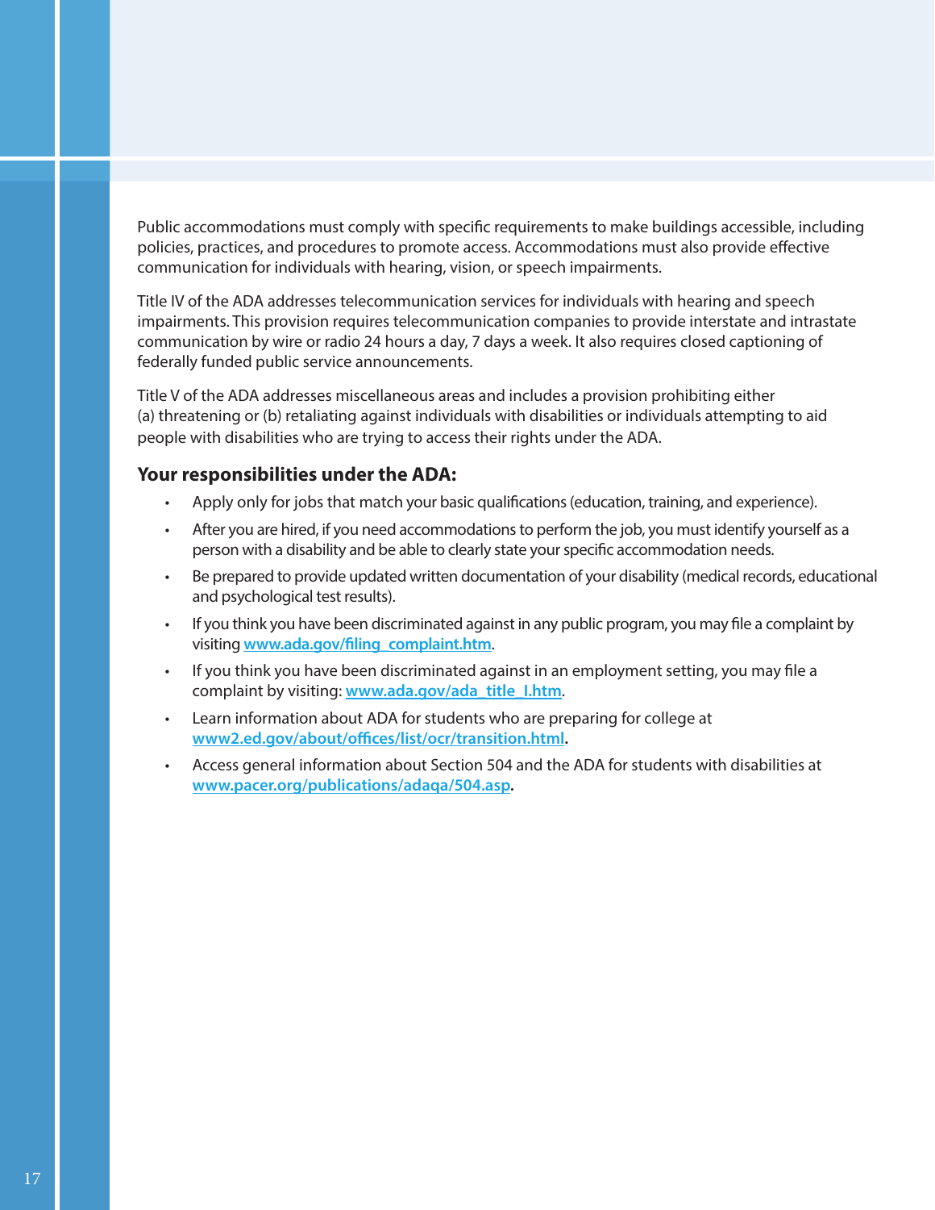Public accommodations must comply with specific requirements to make buildings accessible, including policies, practices, and procedures to promote access. Accommodations must also provide effective communication for individuals with hearing, vision, or speech impairments.

Title IV of the ADA addresses telecommunication services for individuals with hearing and speech impairments. This provision requires telecommunication companies to provide interstate and intrastate communication by wire or radio 24 hours a day, 7 days a week. It also requires closed captioning of federally funded public service announcements.

Title V of the ADA addresses miscellaneous areas and includes a provision prohibiting either (a) threatening or (b) retaliating against individuals with disabilities or individuals attempting to aid people with disabilities who are trying to access their rights under the ADA.

### Your responsibilities under the ADA:

- Apply only for jobs that match your basic qualifications (education, training, and experience).
- After you are hired, if you need accommodations to perform the job, you must identify yourself as a person with a disability and be able to clearly state your specific accommodation needs.
- Be prepared to provide updated written documentation of your disability (medical records, educational and psychological test results).
- If you think you have been discriminated against in any public program, you may file a complaint by visiting **www.ada.gov/filing_complaint.htm**.
- If you think you have been discriminated against in an employment setting, you may file a complaint by visiting: **www.ada.gov/ada_title_I.htm**.
- Learn information about ADA for students who are preparing for college at **www2.ed.gov/about/offices/list/ocr/transition.html**.
- Access general information about Section 504 and the ADA for students with disabilities at **www.pacer.org/publications/adaqa/504.asp**.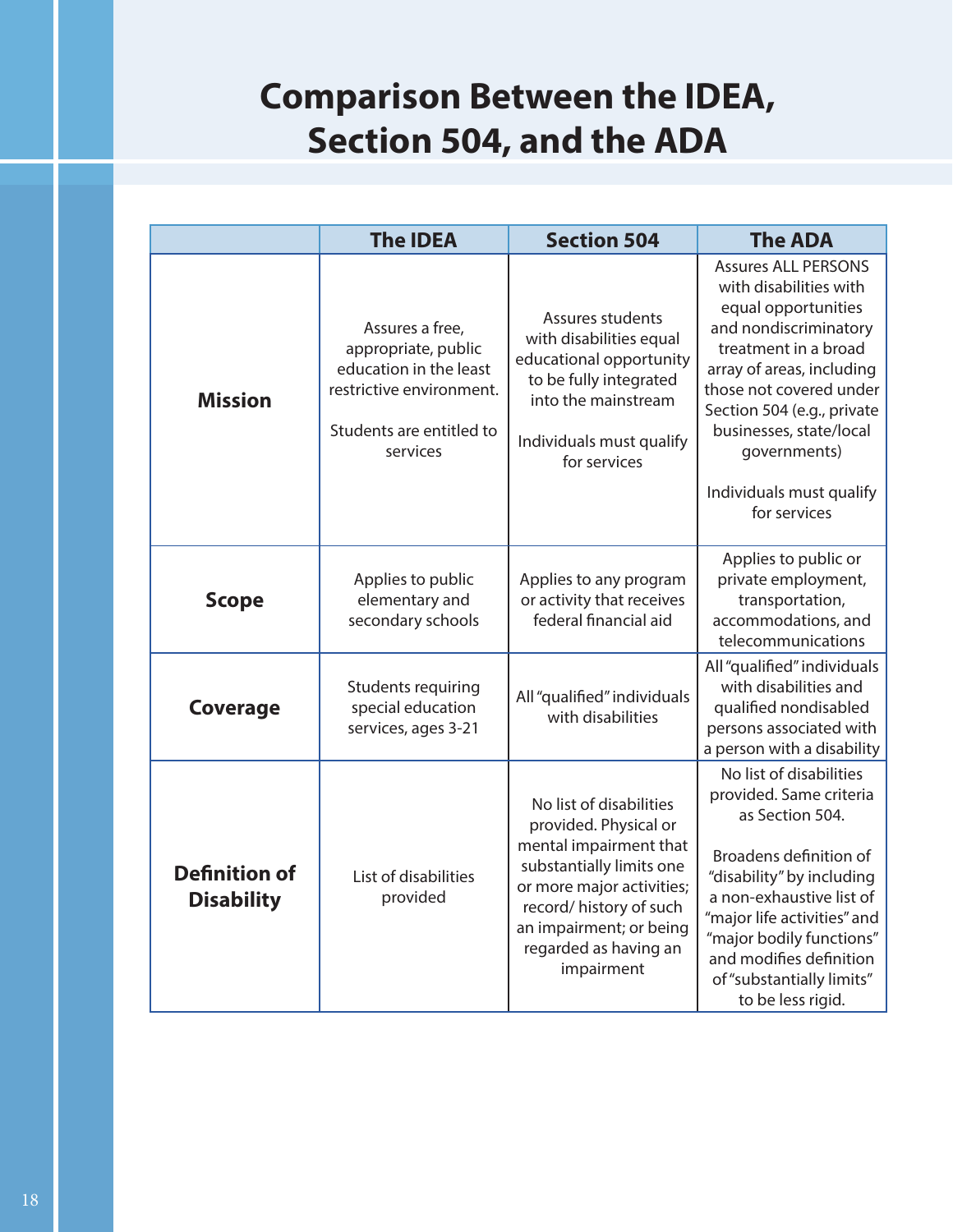# Comparison Between the IDEA, Section 504, and the ADA

| | The IDEA | Section 504 | The ADA |
|---|---|---|---|
| **Mission** | Assures a free, appropriate, public education in the least restrictive environment.<br><br>Students are entitled to services | Assures students with disabilities equal educational opportunity to be fully integrated into the mainstream<br><br>Individuals must qualify for services | Assures ALL PERSONS with disabilities with equal opportunities and nondiscriminatory treatment in a broad array of areas, including those not covered under Section 504 (e.g., private businesses, state/local governments)<br><br>Individuals must qualify for services |
| **Scope** | Applies to public elementary and secondary schools | Applies to any program or activity that receives federal financial aid | Applies to public or private employment, transportation, accommodations, and telecommunications |
| **Coverage** | Students requiring special education services, ages 3-21 | All "qualified" individuals with disabilities | All "qualified" individuals with disabilities and qualified nondisabled persons associated with a person with a disability |
| **Definition of Disability** | List of disabilities provided | No list of disabilities provided. Physical or mental impairment that substantially limits one or more major activities; record/ history of such an impairment; or being regarded as having an impairment | No list of disabilities provided. Same criteria as Section 504.<br><br>Broadens definition of "disability" by including a non-exhaustive list of "major life activities" and "major bodily functions" and modifies definition of "substantially limits" to be less rigid. |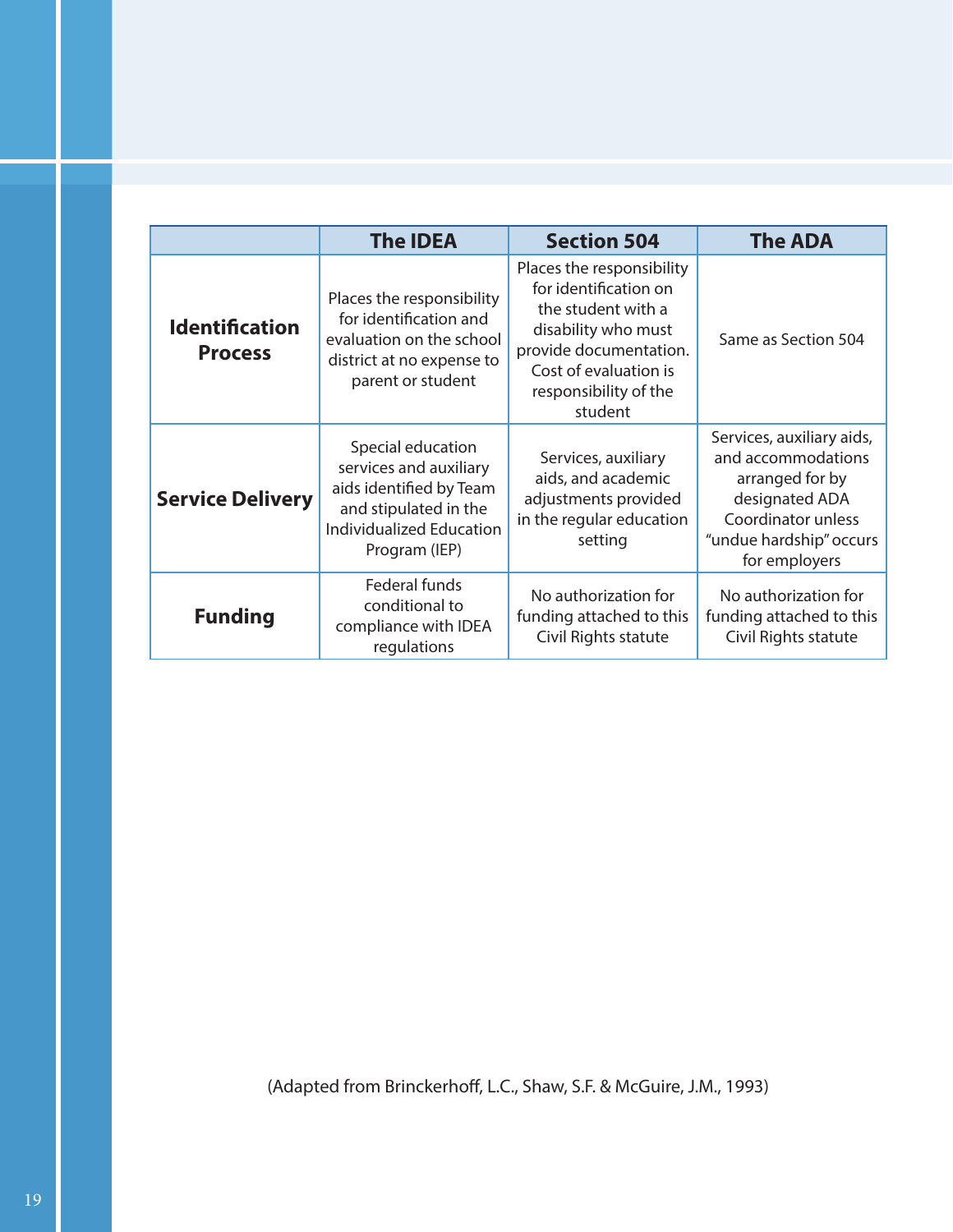|  | The IDEA | Section 504 | The ADA |
| --- | --- | --- | --- |
| **Identification Process** | Places the responsibility for identification and evaluation on the school district at no expense to parent or student | Places the responsibility for identification on the student with a disability who must provide documentation. Cost of evaluation is responsibility of the student | Same as Section 504 |
| **Service Delivery** | Special education services and auxiliary aids identified by Team and stipulated in the Individualized Education Program (IEP) | Services, auxiliary aids, and academic adjustments provided in the regular education setting | Services, auxiliary aids, and accommodations arranged for by designated ADA Coordinator unless "undue hardship" occurs for employers |
| **Funding** | Federal funds conditional to compliance with IDEA regulations | No authorization for funding attached to this Civil Rights statute | No authorization for funding attached to this Civil Rights statute |

(Adapted from Brinckerhoff, L.C., Shaw, S.F. & McGuire, J.M., 1993)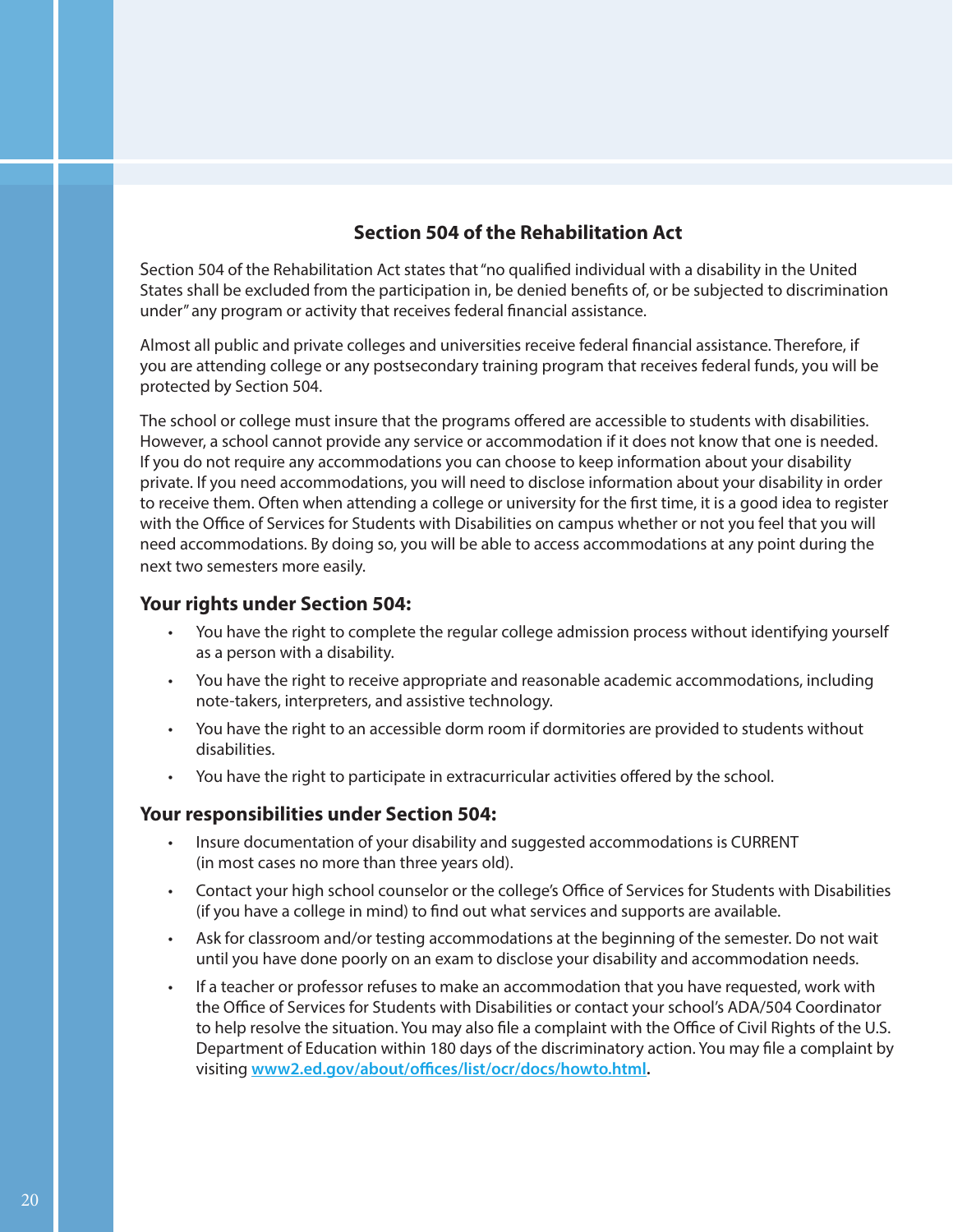## Section 504 of the Rehabilitation Act

Section 504 of the Rehabilitation Act states that "no qualified individual with a disability in the United States shall be excluded from the participation in, be denied benefits of, or be subjected to discrimination under" any program or activity that receives federal financial assistance.

Almost all public and private colleges and universities receive federal financial assistance. Therefore, if you are attending college or any postsecondary training program that receives federal funds, you will be protected by Section 504.

The school or college must insure that the programs offered are accessible to students with disabilities. However, a school cannot provide any service or accommodation if it does not know that one is needed. If you do not require any accommodations you can choose to keep information about your disability private. If you need accommodations, you will need to disclose information about your disability in order to receive them. Often when attending a college or university for the first time, it is a good idea to register with the Office of Services for Students with Disabilities on campus whether or not you feel that you will need accommodations. By doing so, you will be able to access accommodations at any point during the next two semesters more easily.

### Your rights under Section 504:

- You have the right to complete the regular college admission process without identifying yourself as a person with a disability.
- You have the right to receive appropriate and reasonable academic accommodations, including note-takers, interpreters, and assistive technology.
- You have the right to an accessible dorm room if dormitories are provided to students without disabilities.
- You have the right to participate in extracurricular activities offered by the school.

### Your responsibilities under Section 504:

- Insure documentation of your disability and suggested accommodations is CURRENT (in most cases no more than three years old).
- Contact your high school counselor or the college's Office of Services for Students with Disabilities (if you have a college in mind) to find out what services and supports are available.
- Ask for classroom and/or testing accommodations at the beginning of the semester. Do not wait until you have done poorly on an exam to disclose your disability and accommodation needs.
- If a teacher or professor refuses to make an accommodation that you have requested, work with the Office of Services for Students with Disabilities or contact your school's ADA/504 Coordinator to help resolve the situation. You may also file a complaint with the Office of Civil Rights of the U.S. Department of Education within 180 days of the discriminatory action. You may file a complaint by visiting **www2.ed.gov/about/offices/list/ocr/docs/howto.html**.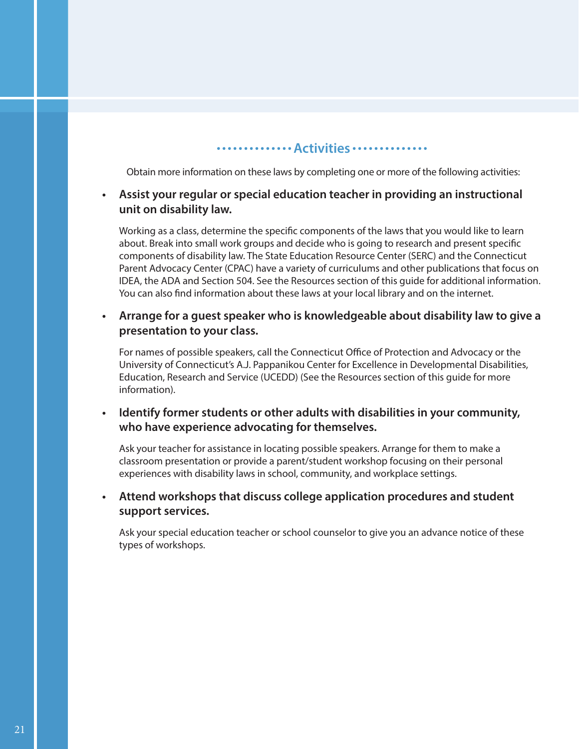## Activities

Obtain more information on these laws by completing one or more of the following activities:

- **Assist your regular or special education teacher in providing an instructional unit on disability law.**

  Working as a class, determine the specific components of the laws that you would like to learn about. Break into small work groups and decide who is going to research and present specific components of disability law. The State Education Resource Center (SERC) and the Connecticut Parent Advocacy Center (CPAC) have a variety of curriculums and other publications that focus on IDEA, the ADA and Section 504. See the Resources section of this guide for additional information. You can also find information about these laws at your local library and on the internet.

- **Arrange for a guest speaker who is knowledgeable about disability law to give a presentation to your class.**

  For names of possible speakers, call the Connecticut Office of Protection and Advocacy or the University of Connecticut's A.J. Pappanikou Center for Excellence in Developmental Disabilities, Education, Research and Service (UCEDD) (See the Resources section of this guide for more information).

- **Identify former students or other adults with disabilities in your community, who have experience advocating for themselves.**

  Ask your teacher for assistance in locating possible speakers. Arrange for them to make a classroom presentation or provide a parent/student workshop focusing on their personal experiences with disability laws in school, community, and workplace settings.

- **Attend workshops that discuss college application procedures and student support services.**

  Ask your special education teacher or school counselor to give you an advance notice of these types of workshops.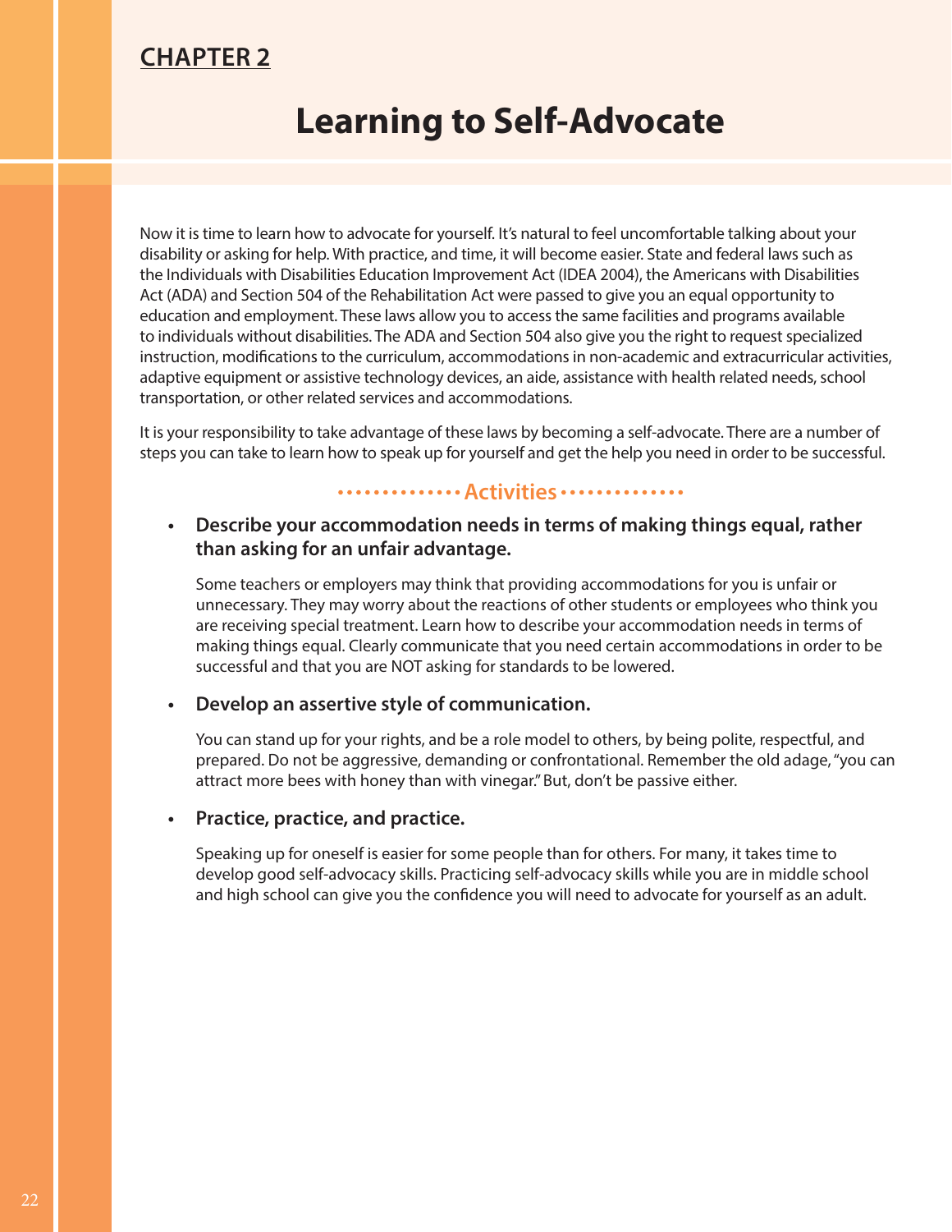CHAPTER 2

# Learning to Self-Advocate

Now it is time to learn how to advocate for yourself. It's natural to feel uncomfortable talking about your disability or asking for help. With practice, and time, it will become easier. State and federal laws such as the Individuals with Disabilities Education Improvement Act (IDEA 2004), the Americans with Disabilities Act (ADA) and Section 504 of the Rehabilitation Act were passed to give you an equal opportunity to education and employment. These laws allow you to access the same facilities and programs available to individuals without disabilities. The ADA and Section 504 also give you the right to request specialized instruction, modifications to the curriculum, accommodations in non-academic and extracurricular activities, adaptive equipment or assistive technology devices, an aide, assistance with health related needs, school transportation, or other related services and accommodations.

It is your responsibility to take advantage of these laws by becoming a self-advocate. There are a number of steps you can take to learn how to speak up for yourself and get the help you need in order to be successful.

## Activities

- **Describe your accommodation needs in terms of making things equal, rather than asking for an unfair advantage.**

  Some teachers or employers may think that providing accommodations for you is unfair or unnecessary. They may worry about the reactions of other students or employees who think you are receiving special treatment. Learn how to describe your accommodation needs in terms of making things equal. Clearly communicate that you need certain accommodations in order to be successful and that you are NOT asking for standards to be lowered.

- **Develop an assertive style of communication.**

  You can stand up for your rights, and be a role model to others, by being polite, respectful, and prepared. Do not be aggressive, demanding or confrontational. Remember the old adage, "you can attract more bees with honey than with vinegar." But, don't be passive either.

- **Practice, practice, and practice.**

  Speaking up for oneself is easier for some people than for others. For many, it takes time to develop good self-advocacy skills. Practicing self-advocacy skills while you are in middle school and high school can give you the confidence you will need to advocate for yourself as an adult.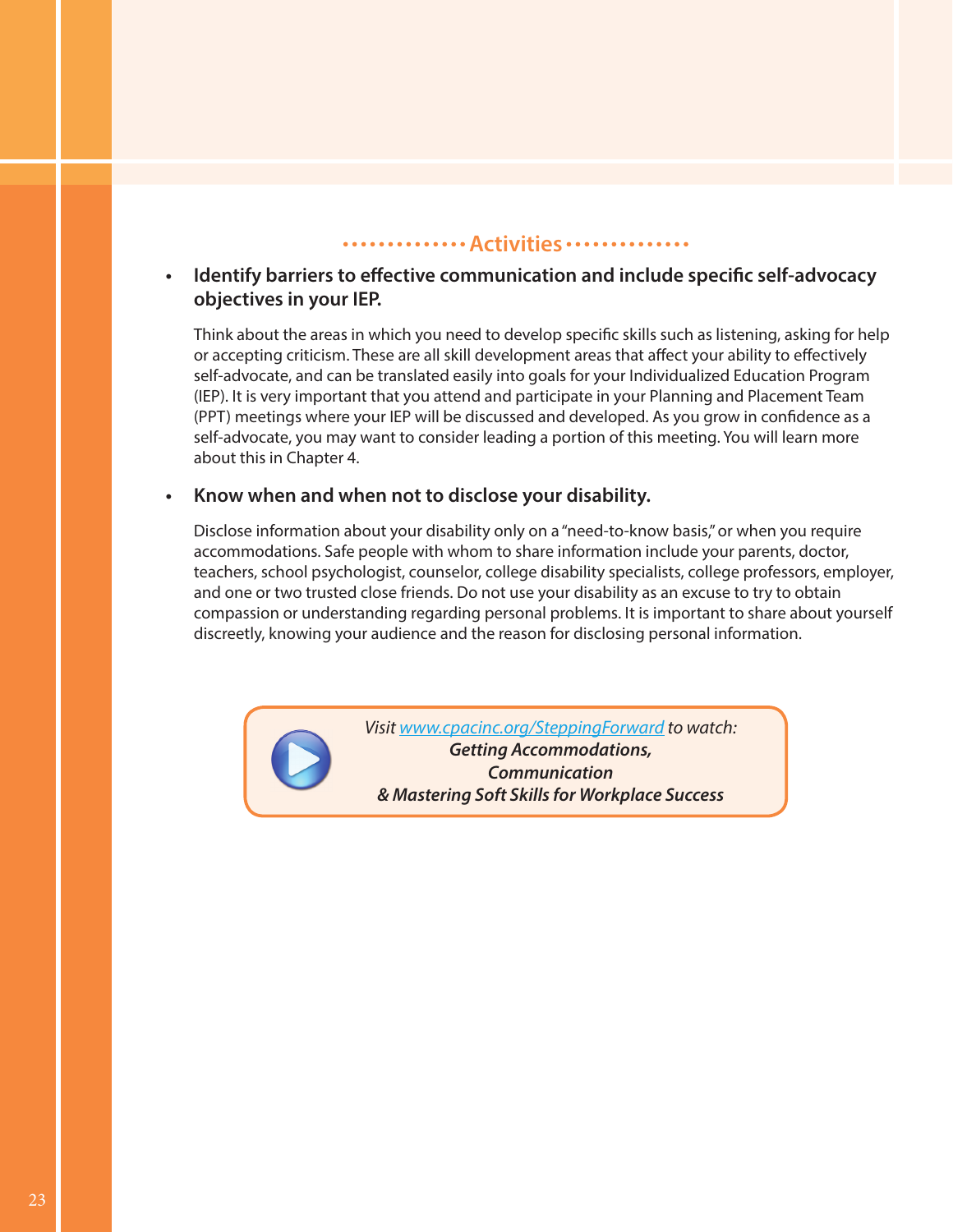## Activities

- **Identify barriers to effective communication and include specific self-advocacy objectives in your IEP.**

  Think about the areas in which you need to develop specific skills such as listening, asking for help or accepting criticism. These are all skill development areas that affect your ability to effectively self-advocate, and can be translated easily into goals for your Individualized Education Program (IEP). It is very important that you attend and participate in your Planning and Placement Team (PPT) meetings where your IEP will be discussed and developed. As you grow in confidence as a self-advocate, you may want to consider leading a portion of this meeting. You will learn more about this in Chapter 4.

- **Know when and when not to disclose your disability.**

  Disclose information about your disability only on a "need-to-know basis," or when you require accommodations. Safe people with whom to share information include your parents, doctor, teachers, school psychologist, counselor, college disability specialists, college professors, employer, and one or two trusted close friends. Do not use your disability as an excuse to try to obtain compassion or understanding regarding personal problems. It is important to share about yourself discreetly, knowing your audience and the reason for disclosing personal information.

*Visit www.cpacinc.org/SteppingForward to watch:*
***Getting Accommodations,***
***Communication***
***& Mastering Soft Skills for Workplace Success***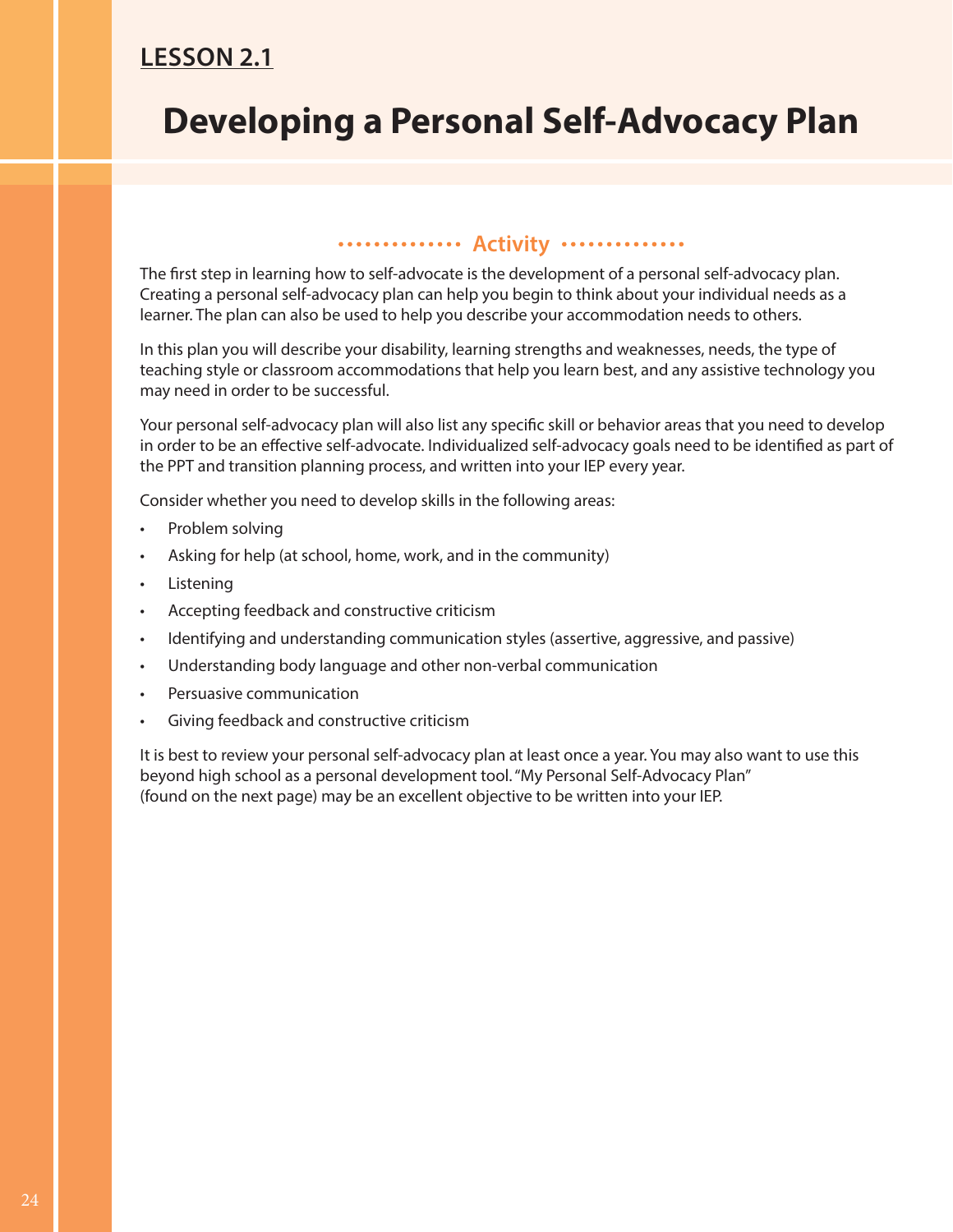**LESSON 2.1**

# Developing a Personal Self-Advocacy Plan

## Activity

The first step in learning how to self-advocate is the development of a personal self-advocacy plan. Creating a personal self-advocacy plan can help you begin to think about your individual needs as a learner. The plan can also be used to help you describe your accommodation needs to others.

In this plan you will describe your disability, learning strengths and weaknesses, needs, the type of teaching style or classroom accommodations that help you learn best, and any assistive technology you may need in order to be successful.

Your personal self-advocacy plan will also list any specific skill or behavior areas that you need to develop in order to be an effective self-advocate. Individualized self-advocacy goals need to be identified as part of the PPT and transition planning process, and written into your IEP every year.

Consider whether you need to develop skills in the following areas:

- Problem solving
- Asking for help (at school, home, work, and in the community)
- Listening
- Accepting feedback and constructive criticism
- Identifying and understanding communication styles (assertive, aggressive, and passive)
- Understanding body language and other non-verbal communication
- Persuasive communication
- Giving feedback and constructive criticism

It is best to review your personal self-advocacy plan at least once a year. You may also want to use this beyond high school as a personal development tool. "My Personal Self-Advocacy Plan" (found on the next page) may be an excellent objective to be written into your IEP.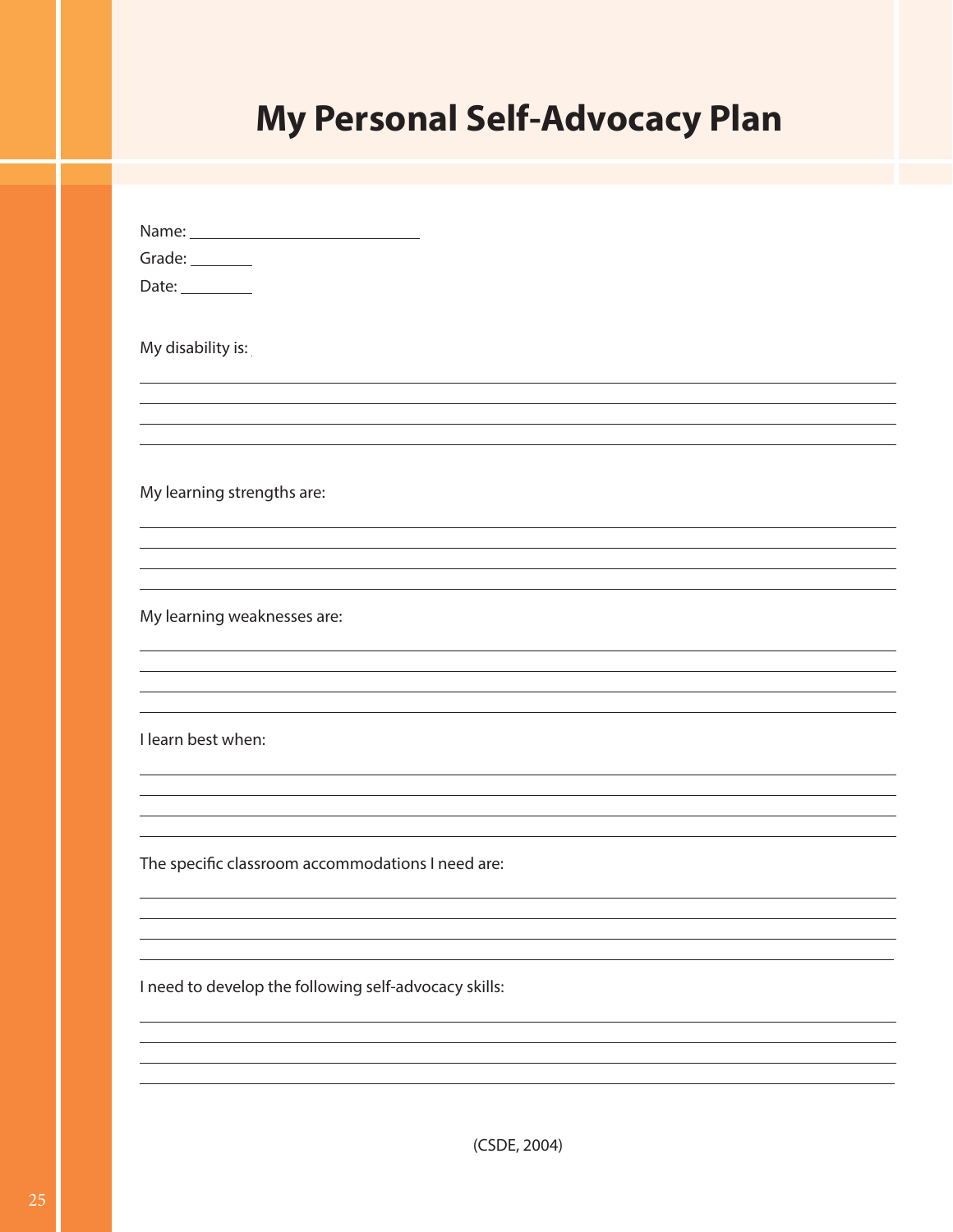# My Personal Self-Advocacy Plan

Name: ____________________________

Grade: ________

Date: _________

My disability is:

______________________________________________________________________________

______________________________________________________________________________

______________________________________________________________________________

______________________________________________________________________________

My learning strengths are:

______________________________________________________________________________

______________________________________________________________________________

______________________________________________________________________________

______________________________________________________________________________

My learning weaknesses are:

______________________________________________________________________________

______________________________________________________________________________

______________________________________________________________________________

______________________________________________________________________________

I learn best when:

______________________________________________________________________________

______________________________________________________________________________

______________________________________________________________________________

______________________________________________________________________________

The specific classroom accommodations I need are:

______________________________________________________________________________

______________________________________________________________________________

______________________________________________________________________________

______________________________________________________________________________

I need to develop the following self-advocacy skills:

______________________________________________________________________________

______________________________________________________________________________

______________________________________________________________________________

______________________________________________________________________________

(CSDE, 2004)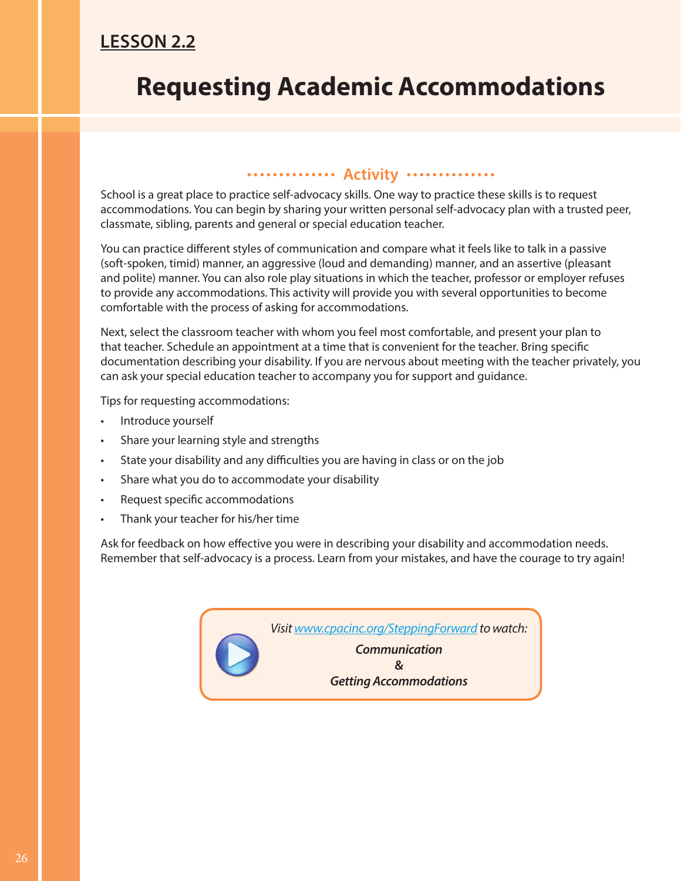**LESSON 2.2**

# Requesting Academic Accommodations

## Activity

School is a great place to practice self-advocacy skills. One way to practice these skills is to request accommodations. You can begin by sharing your written personal self-advocacy plan with a trusted peer, classmate, sibling, parents and general or special education teacher.

You can practice different styles of communication and compare what it feels like to talk in a passive (soft-spoken, timid) manner, an aggressive (loud and demanding) manner, and an assertive (pleasant and polite) manner. You can also role play situations in which the teacher, professor or employer refuses to provide any accommodations. This activity will provide you with several opportunities to become comfortable with the process of asking for accommodations.

Next, select the classroom teacher with whom you feel most comfortable, and present your plan to that teacher. Schedule an appointment at a time that is convenient for the teacher. Bring specific documentation describing your disability. If you are nervous about meeting with the teacher privately, you can ask your special education teacher to accompany you for support and guidance.

Tips for requesting accommodations:

- Introduce yourself
- Share your learning style and strengths
- State your disability and any difficulties you are having in class or on the job
- Share what you do to accommodate your disability
- Request specific accommodations
- Thank your teacher for his/her time

Ask for feedback on how effective you were in describing your disability and accommodation needs. Remember that self-advocacy is a process. Learn from your mistakes, and have the courage to try again!

*Visit [www.cpacinc.org/SteppingForward](www.cpacinc.org/SteppingForward) to watch:*

***Communication***
***&***
***Getting Accommodations***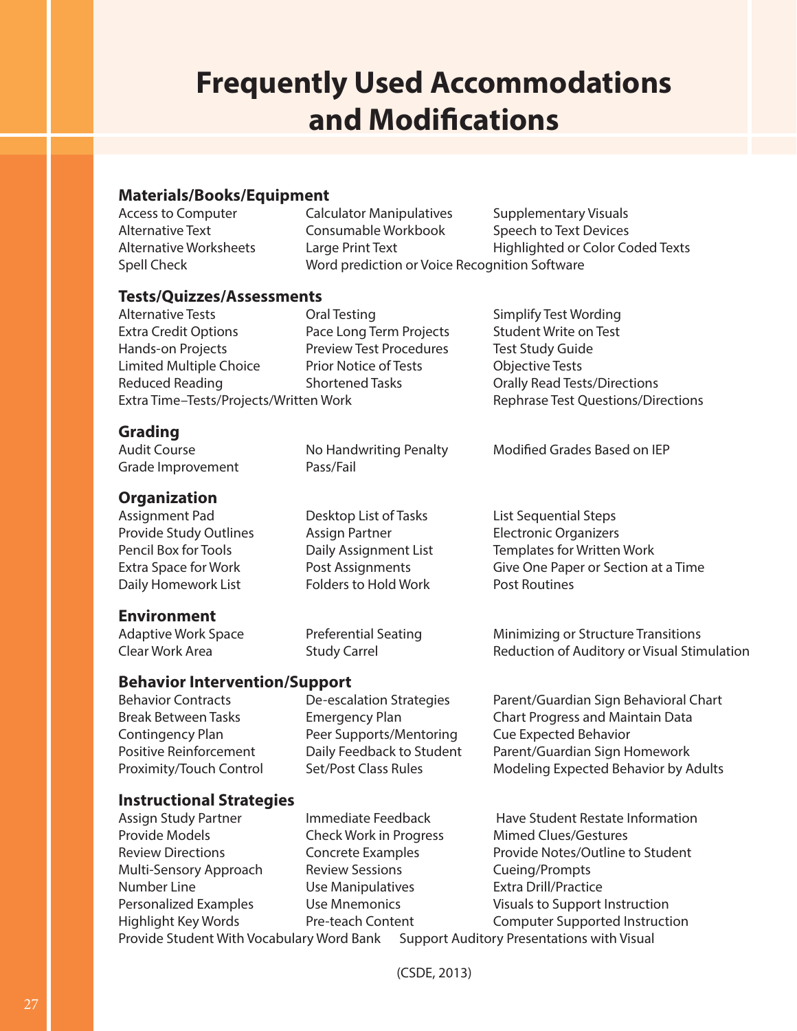# Frequently Used Accommodations and Modifications

## Materials/Books/Equipment

- Access to Computer
- Alternative Text
- Alternative Worksheets
- Spell Check
- Calculator Manipulatives
- Consumable Workbook
- Large Print Text
- Word prediction or Voice Recognition Software
- Supplementary Visuals
- Speech to Text Devices
- Highlighted or Color Coded Texts

## Tests/Quizzes/Assessments

- Alternative Tests
- Extra Credit Options
- Hands-on Projects
- Limited Multiple Choice
- Reduced Reading
- Extra Time–Tests/Projects/Written Work
- Oral Testing
- Pace Long Term Projects
- Preview Test Procedures
- Prior Notice of Tests
- Shortened Tasks
- Simplify Test Wording
- Student Write on Test
- Test Study Guide
- Objective Tests
- Orally Read Tests/Directions
- Rephrase Test Questions/Directions

## Grading

- Audit Course
- Grade Improvement
- No Handwriting Penalty
- Pass/Fail
- Modified Grades Based on IEP

## Organization

- Assignment Pad
- Provide Study Outlines
- Pencil Box for Tools
- Extra Space for Work
- Daily Homework List
- Desktop List of Tasks
- Assign Partner
- Daily Assignment List
- Post Assignments
- Folders to Hold Work
- List Sequential Steps
- Electronic Organizers
- Templates for Written Work
- Give One Paper or Section at a Time
- Post Routines

## Environment

- Adaptive Work Space
- Clear Work Area
- Preferential Seating
- Study Carrel
- Minimizing or Structure Transitions
- Reduction of Auditory or Visual Stimulation

## Behavior Intervention/Support

- Behavior Contracts
- Break Between Tasks
- Contingency Plan
- Positive Reinforcement
- Proximity/Touch Control
- De-escalation Strategies
- Emergency Plan
- Peer Supports/Mentoring
- Daily Feedback to Student
- Set/Post Class Rules
- Parent/Guardian Sign Behavioral Chart
- Chart Progress and Maintain Data
- Cue Expected Behavior
- Parent/Guardian Sign Homework
- Modeling Expected Behavior by Adults

## Instructional Strategies

- Assign Study Partner
- Provide Models
- Review Directions
- Multi-Sensory Approach
- Number Line
- Personalized Examples
- Highlight Key Words
- Provide Student With Vocabulary Word Bank
- Immediate Feedback
- Check Work in Progress
- Concrete Examples
- Review Sessions
- Use Manipulatives
- Use Mnemonics
- Pre-teach Content
- Support Auditory Presentations with Visual
- Have Student Restate Information
- Mimed Clues/Gestures
- Provide Notes/Outline to Student
- Cueing/Prompts
- Extra Drill/Practice
- Visuals to Support Instruction
- Computer Supported Instruction

(CSDE, 2013)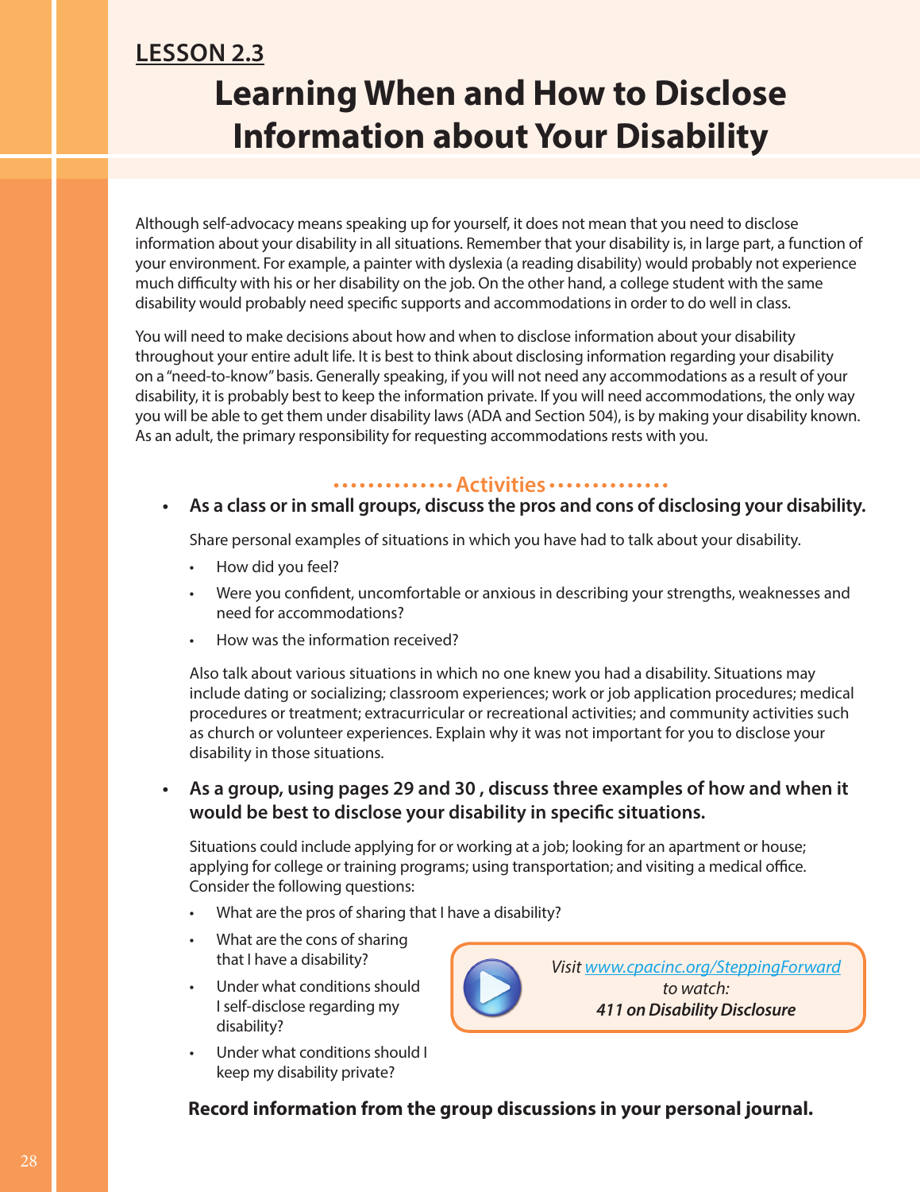## LESSON 2.3

# Learning When and How to Disclose Information about Your Disability

Although self-advocacy means speaking up for yourself, it does not mean that you need to disclose information about your disability in all situations. Remember that your disability is, in large part, a function of your environment. For example, a painter with dyslexia (a reading disability) would probably not experience much difficulty with his or her disability on the job. On the other hand, a college student with the same disability would probably need specific supports and accommodations in order to do well in class.

You will need to make decisions about how and when to disclose information about your disability throughout your entire adult life. It is best to think about disclosing information regarding your disability on a "need-to-know" basis. Generally speaking, if you will not need any accommodations as a result of your disability, it is probably best to keep the information private. If you will need accommodations, the only way you will be able to get them under disability laws (ADA and Section 504), is by making your disability known. As an adult, the primary responsibility for requesting accommodations rests with you.

### Activities

- **As a class or in small groups, discuss the pros and cons of disclosing your disability.**

  Share personal examples of situations in which you have had to talk about your disability.

  - How did you feel?
  - Were you confident, uncomfortable or anxious in describing your strengths, weaknesses and need for accommodations?
  - How was the information received?

  Also talk about various situations in which no one knew you had a disability. Situations may include dating or socializing; classroom experiences; work or job application procedures; medical procedures or treatment; extracurricular or recreational activities; and community activities such as church or volunteer experiences. Explain why it was not important for you to disclose your disability in those situations.

- **As a group, using pages 29 and 30 , discuss three examples of how and when it would be best to disclose your disability in specific situations.**

  Situations could include applying for or working at a job; looking for an apartment or house; applying for college or training programs; using transportation; and visiting a medical office. Consider the following questions:

  - What are the pros of sharing that I have a disability?
  - What are the cons of sharing that I have a disability?
  - Under what conditions should I self-disclose regarding my disability?
  - Under what conditions should I keep my disability private?

*Visit www.cpacinc.org/SteppingForward to watch:* ***411 on Disability Disclosure***

**Record information from the group discussions in your personal journal.**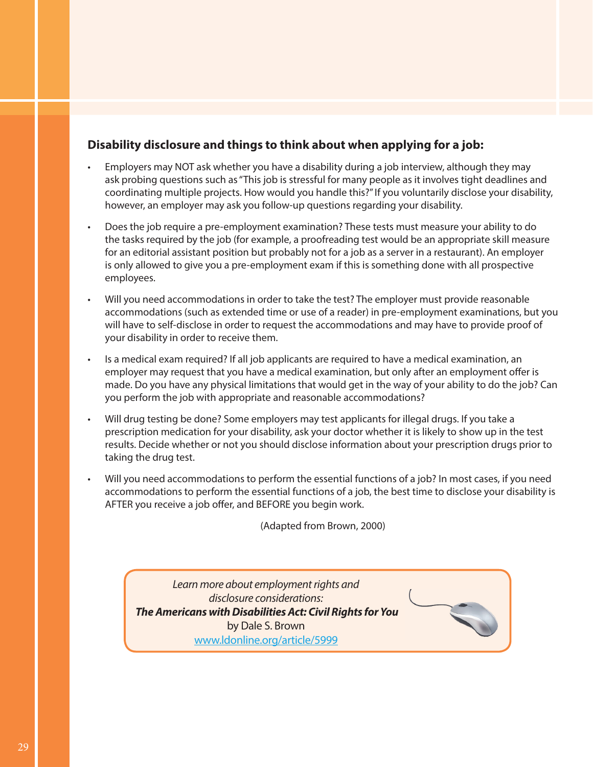### Disability disclosure and things to think about when applying for a job:

- Employers may NOT ask whether you have a disability during a job interview, although they may ask probing questions such as "This job is stressful for many people as it involves tight deadlines and coordinating multiple projects. How would you handle this?" If you voluntarily disclose your disability, however, an employer may ask you follow-up questions regarding your disability.
- Does the job require a pre-employment examination? These tests must measure your ability to do the tasks required by the job (for example, a proofreading test would be an appropriate skill measure for an editorial assistant position but probably not for a job as a server in a restaurant). An employer is only allowed to give you a pre-employment exam if this is something done with all prospective employees.
- Will you need accommodations in order to take the test? The employer must provide reasonable accommodations (such as extended time or use of a reader) in pre-employment examinations, but you will have to self-disclose in order to request the accommodations and may have to provide proof of your disability in order to receive them.
- Is a medical exam required? If all job applicants are required to have a medical examination, an employer may request that you have a medical examination, but only after an employment offer is made. Do you have any physical limitations that would get in the way of your ability to do the job? Can you perform the job with appropriate and reasonable accommodations?
- Will drug testing be done? Some employers may test applicants for illegal drugs. If you take a prescription medication for your disability, ask your doctor whether it is likely to show up in the test results. Decide whether or not you should disclose information about your prescription drugs prior to taking the drug test.
- Will you need accommodations to perform the essential functions of a job? In most cases, if you need accommodations to perform the essential functions of a job, the best time to disclose your disability is AFTER you receive a job offer, and BEFORE you begin work.

(Adapted from Brown, 2000)

*Learn more about employment rights and disclosure considerations:*
***The Americans with Disabilities Act: Civil Rights for You***
by Dale S. Brown
www.ldonline.org/article/5999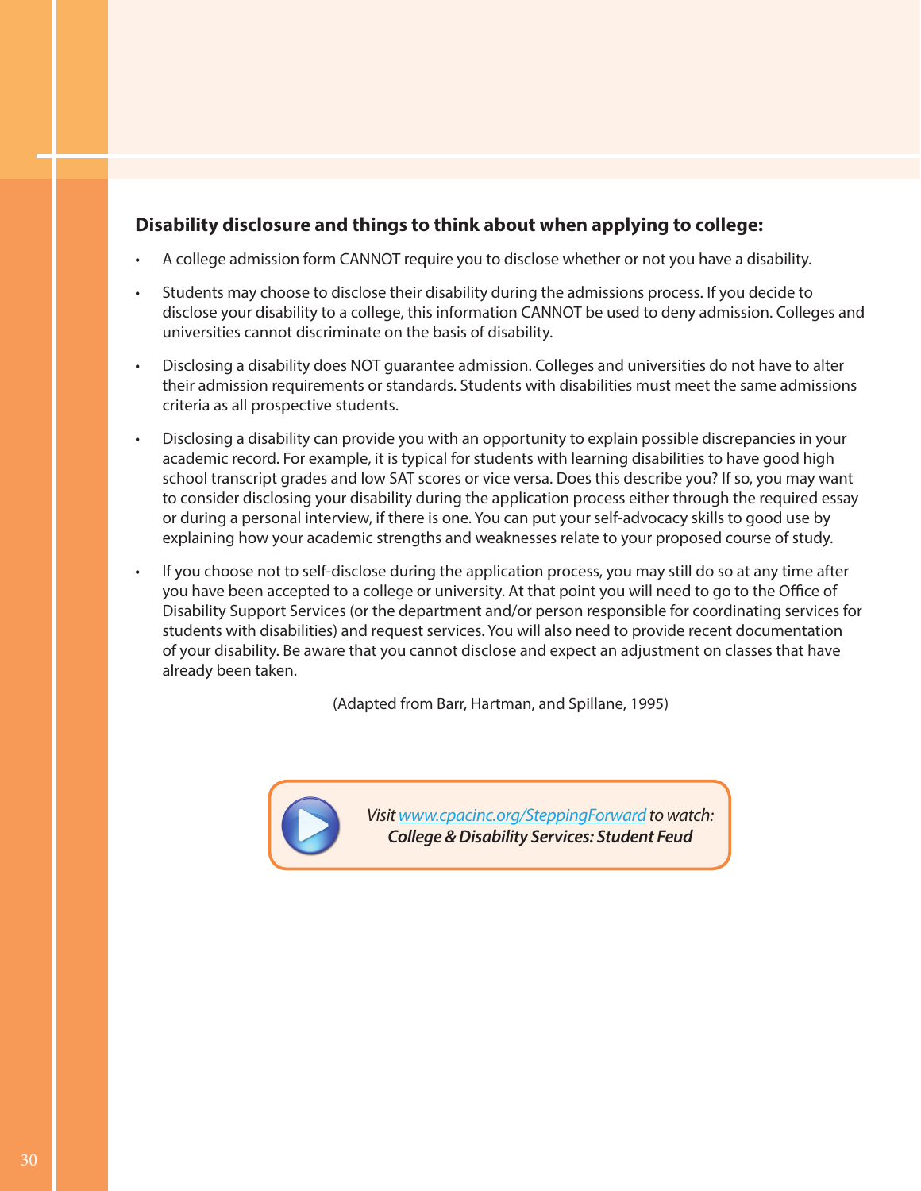**Disability disclosure and things to think about when applying to college:**

- A college admission form CANNOT require you to disclose whether or not you have a disability.
- Students may choose to disclose their disability during the admissions process. If you decide to disclose your disability to a college, this information CANNOT be used to deny admission. Colleges and universities cannot discriminate on the basis of disability.
- Disclosing a disability does NOT guarantee admission. Colleges and universities do not have to alter their admission requirements or standards. Students with disabilities must meet the same admissions criteria as all prospective students.
- Disclosing a disability can provide you with an opportunity to explain possible discrepancies in your academic record. For example, it is typical for students with learning disabilities to have good high school transcript grades and low SAT scores or vice versa. Does this describe you? If so, you may want to consider disclosing your disability during the application process either through the required essay or during a personal interview, if there is one. You can put your self-advocacy skills to good use by explaining how your academic strengths and weaknesses relate to your proposed course of study.
- If you choose not to self-disclose during the application process, you may still do so at any time after you have been accepted to a college or university. At that point you will need to go to the Office of Disability Support Services (or the department and/or person responsible for coordinating services for students with disabilities) and request services. You will also need to provide recent documentation of your disability. Be aware that you cannot disclose and expect an adjustment on classes that have already been taken.

(Adapted from Barr, Hartman, and Spillane, 1995)

*Visit [www.cpacinc.org/SteppingForward](www.cpacinc.org/SteppingForward) to watch:*
***College & Disability Services: Student Feud***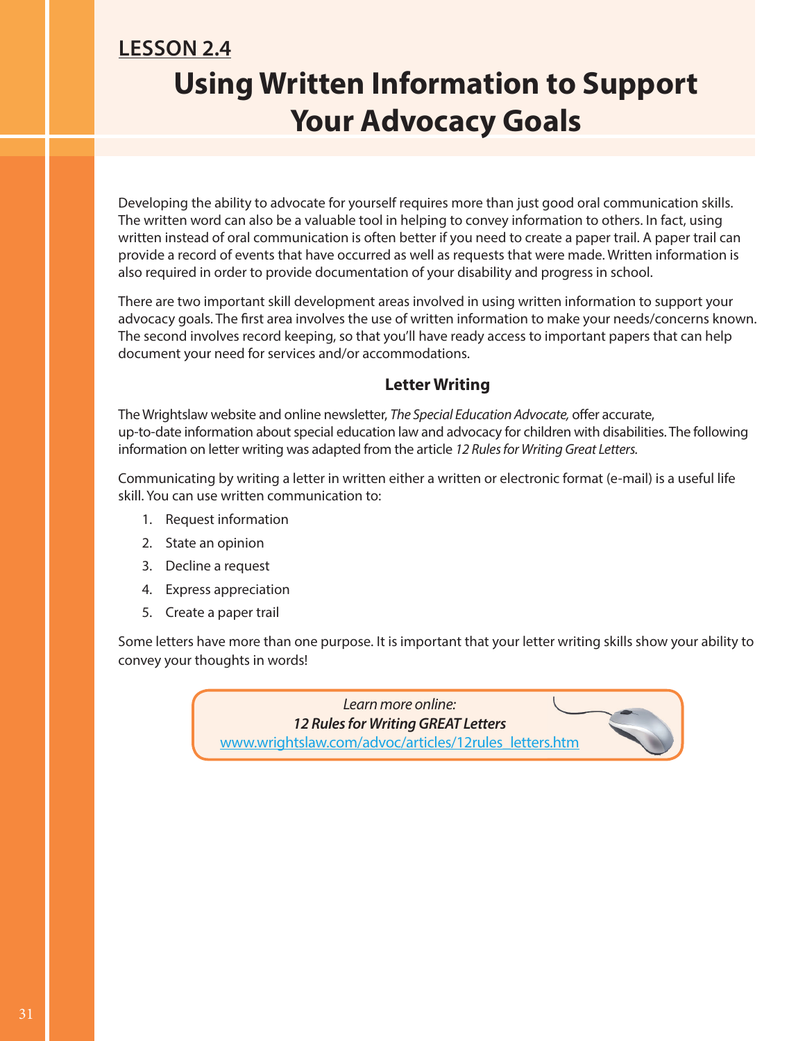**LESSON 2.4**

# Using Written Information to Support Your Advocacy Goals

Developing the ability to advocate for yourself requires more than just good oral communication skills. The written word can also be a valuable tool in helping to convey information to others. In fact, using written instead of oral communication is often better if you need to create a paper trail. A paper trail can provide a record of events that have occurred as well as requests that were made. Written information is also required in order to provide documentation of your disability and progress in school.

There are two important skill development areas involved in using written information to support your advocacy goals. The first area involves the use of written information to make your needs/concerns known. The second involves record keeping, so that you'll have ready access to important papers that can help document your need for services and/or accommodations.

## Letter Writing

The Wrightslaw website and online newsletter, *The Special Education Advocate,* offer accurate, up-to-date information about special education law and advocacy for children with disabilities. The following information on letter writing was adapted from the article *12 Rules for Writing Great Letters.*

Communicating by writing a letter in written either a written or electronic format (e-mail) is a useful life skill. You can use written communication to:

1. Request information
2. State an opinion
3. Decline a request
4. Express appreciation
5. Create a paper trail

Some letters have more than one purpose. It is important that your letter writing skills show your ability to convey your thoughts in words!

*Learn more online:*
***12 Rules for Writing GREAT Letters***
www.wrightslaw.com/advoc/articles/12rules_letters.htm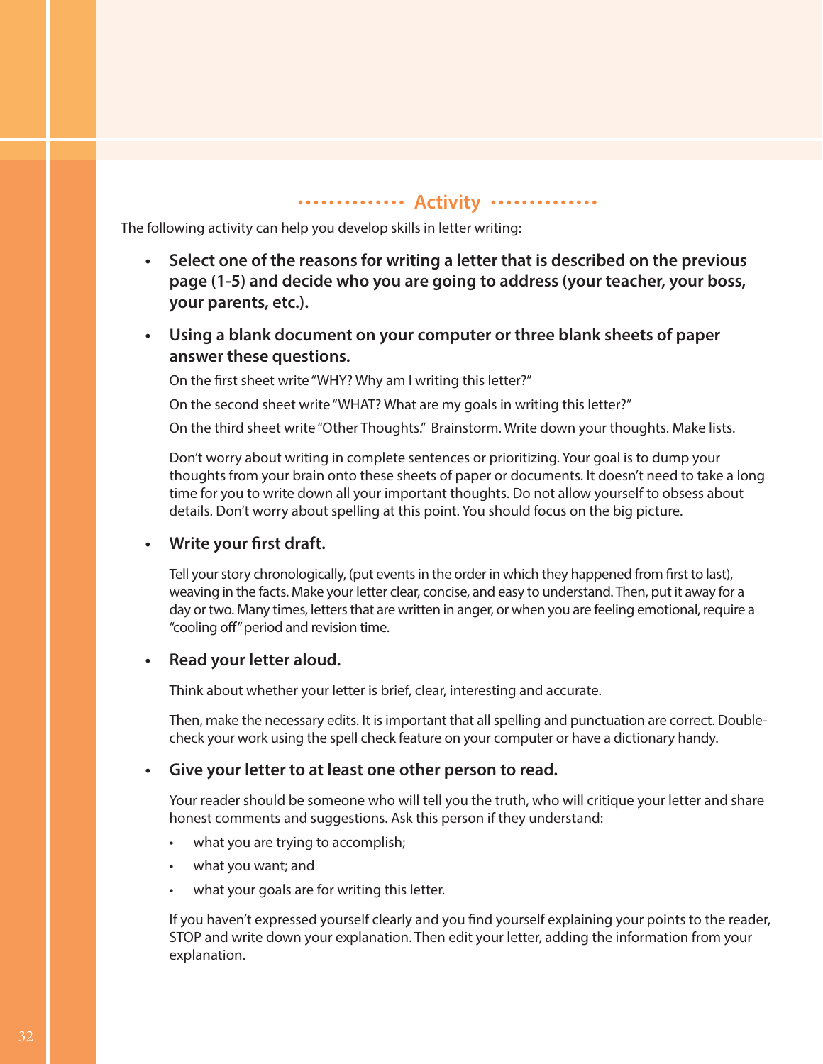## Activity

The following activity can help you develop skills in letter writing:

- **Select one of the reasons for writing a letter that is described on the previous page (1-5) and decide who you are going to address (your teacher, your boss, your parents, etc.).**

- **Using a blank document on your computer or three blank sheets of paper answer these questions.**

  On the first sheet write "WHY? Why am I writing this letter?"

  On the second sheet write "WHAT? What are my goals in writing this letter?"

  On the third sheet write "Other Thoughts." Brainstorm. Write down your thoughts. Make lists.

  Don't worry about writing in complete sentences or prioritizing. Your goal is to dump your thoughts from your brain onto these sheets of paper or documents. It doesn't need to take a long time for you to write down all your important thoughts. Do not allow yourself to obsess about details. Don't worry about spelling at this point. You should focus on the big picture.

- **Write your first draft.**

  Tell your story chronologically, (put events in the order in which they happened from first to last), weaving in the facts. Make your letter clear, concise, and easy to understand. Then, put it away for a day or two. Many times, letters that are written in anger, or when you are feeling emotional, require a "cooling off" period and revision time.

- **Read your letter aloud.**

  Think about whether your letter is brief, clear, interesting and accurate.

  Then, make the necessary edits. It is important that all spelling and punctuation are correct. Double-check your work using the spell check feature on your computer or have a dictionary handy.

- **Give your letter to at least one other person to read.**

  Your reader should be someone who will tell you the truth, who will critique your letter and share honest comments and suggestions. Ask this person if they understand:

  - what you are trying to accomplish;
  - what you want; and
  - what your goals are for writing this letter.

  If you haven't expressed yourself clearly and you find yourself explaining your points to the reader, STOP and write down your explanation. Then edit your letter, adding the information from your explanation.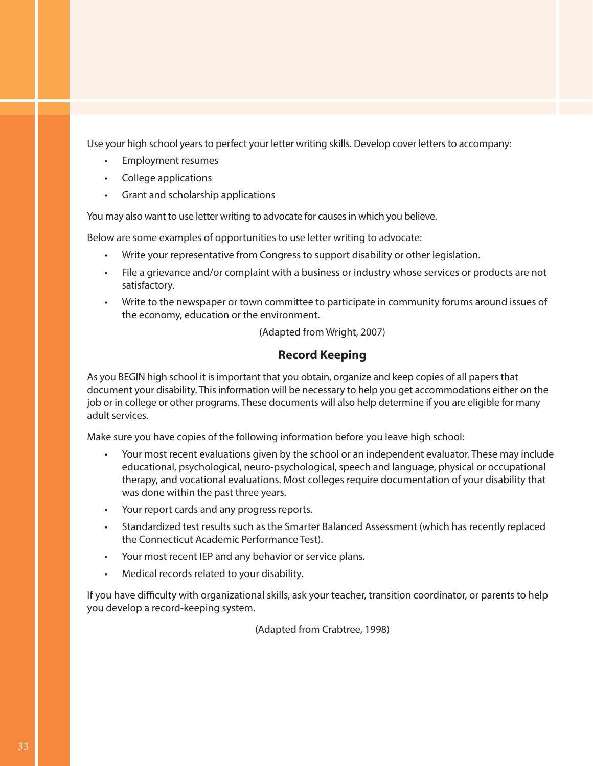Use your high school years to perfect your letter writing skills. Develop cover letters to accompany:

- Employment resumes
- College applications
- Grant and scholarship applications

You may also want to use letter writing to advocate for causes in which you believe.

Below are some examples of opportunities to use letter writing to advocate:

- Write your representative from Congress to support disability or other legislation.
- File a grievance and/or complaint with a business or industry whose services or products are not satisfactory.
- Write to the newspaper or town committee to participate in community forums around issues of the economy, education or the environment.

(Adapted from Wright, 2007)

## Record Keeping

As you BEGIN high school it is important that you obtain, organize and keep copies of all papers that document your disability. This information will be necessary to help you get accommodations either on the job or in college or other programs. These documents will also help determine if you are eligible for many adult services.

Make sure you have copies of the following information before you leave high school:

- Your most recent evaluations given by the school or an independent evaluator. These may include educational, psychological, neuro-psychological, speech and language, physical or occupational therapy, and vocational evaluations. Most colleges require documentation of your disability that was done within the past three years.
- Your report cards and any progress reports.
- Standardized test results such as the Smarter Balanced Assessment (which has recently replaced the Connecticut Academic Performance Test).
- Your most recent IEP and any behavior or service plans.
- Medical records related to your disability.

If you have difficulty with organizational skills, ask your teacher, transition coordinator, or parents to help you develop a record-keeping system.

(Adapted from Crabtree, 1998)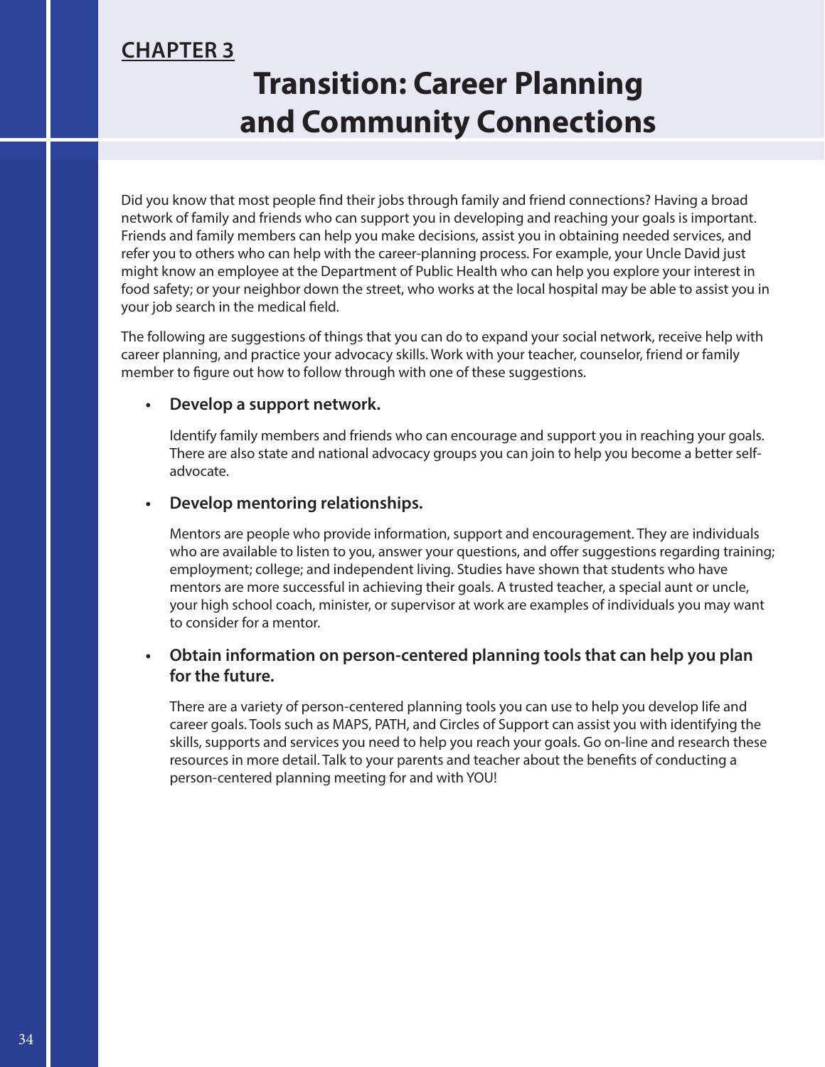## CHAPTER 3

# Transition: Career Planning and Community Connections

Did you know that most people find their jobs through family and friend connections? Having a broad network of family and friends who can support you in developing and reaching your goals is important. Friends and family members can help you make decisions, assist you in obtaining needed services, and refer you to others who can help with the career-planning process. For example, your Uncle David just might know an employee at the Department of Public Health who can help you explore your interest in food safety; or your neighbor down the street, who works at the local hospital may be able to assist you in your job search in the medical field.

The following are suggestions of things that you can do to expand your social network, receive help with career planning, and practice your advocacy skills. Work with your teacher, counselor, friend or family member to figure out how to follow through with one of these suggestions.

- **Develop a support network.**

  Identify family members and friends who can encourage and support you in reaching your goals. There are also state and national advocacy groups you can join to help you become a better self-advocate.

- **Develop mentoring relationships.**

  Mentors are people who provide information, support and encouragement. They are individuals who are available to listen to you, answer your questions, and offer suggestions regarding training; employment; college; and independent living. Studies have shown that students who have mentors are more successful in achieving their goals. A trusted teacher, a special aunt or uncle, your high school coach, minister, or supervisor at work are examples of individuals you may want to consider for a mentor.

- **Obtain information on person-centered planning tools that can help you plan for the future.**

  There are a variety of person-centered planning tools you can use to help you develop life and career goals. Tools such as MAPS, PATH, and Circles of Support can assist you with identifying the skills, supports and services you need to help you reach your goals. Go on-line and research these resources in more detail. Talk to your parents and teacher about the benefits of conducting a person-centered planning meeting for and with YOU!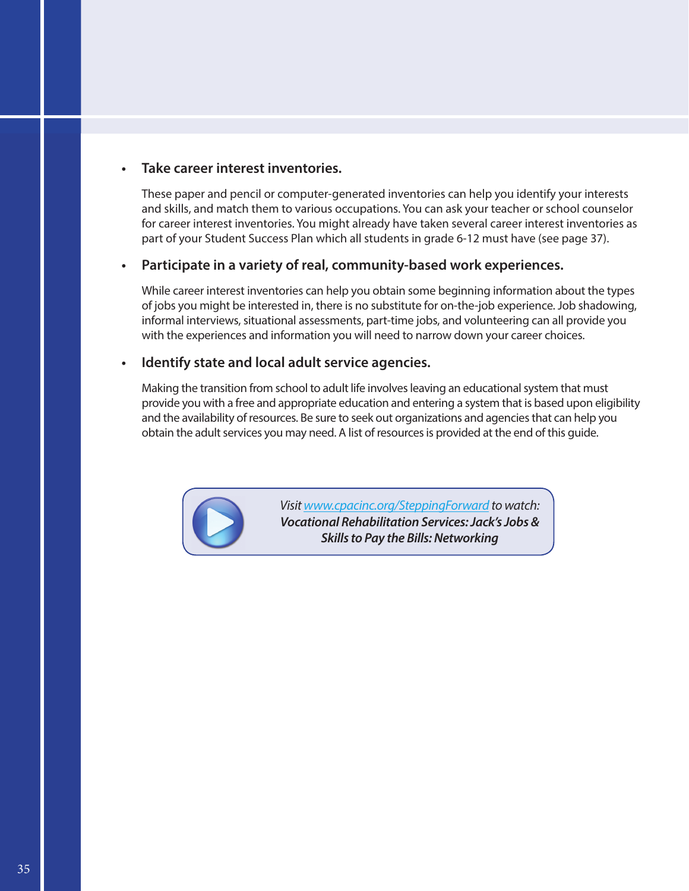- **Take career interest inventories.**

  These paper and pencil or computer-generated inventories can help you identify your interests and skills, and match them to various occupations. You can ask your teacher or school counselor for career interest inventories. You might already have taken several career interest inventories as part of your Student Success Plan which all students in grade 6-12 must have (see page 37).

- **Participate in a variety of real, community-based work experiences.**

  While career interest inventories can help you obtain some beginning information about the types of jobs you might be interested in, there is no substitute for on-the-job experience. Job shadowing, informal interviews, situational assessments, part-time jobs, and volunteering can all provide you with the experiences and information you will need to narrow down your career choices.

- **Identify state and local adult service agencies.**

  Making the transition from school to adult life involves leaving an educational system that must provide you with a free and appropriate education and entering a system that is based upon eligibility and the availability of resources. Be sure to seek out organizations and agencies that can help you obtain the adult services you may need. A list of resources is provided at the end of this guide.

*Visit [www.cpacinc.org/SteppingForward](http://www.cpacinc.org/SteppingForward) to watch:*
***Vocational Rehabilitation Services: Jack's Jobs & Skills to Pay the Bills: Networking***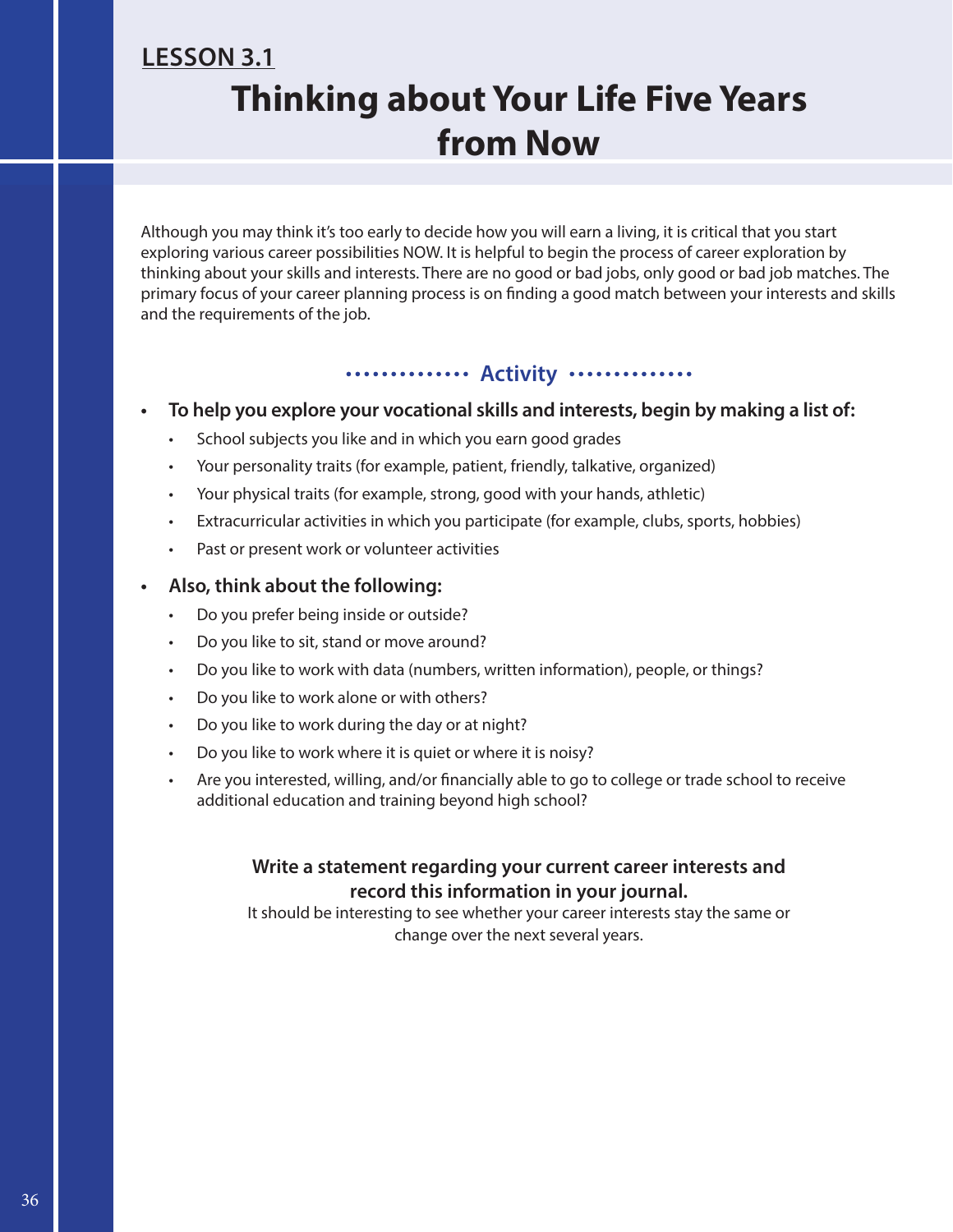**LESSON 3.1**

# Thinking about Your Life Five Years from Now

Although you may think it's too early to decide how you will earn a living, it is critical that you start exploring various career possibilities NOW. It is helpful to begin the process of career exploration by thinking about your skills and interests. There are no good or bad jobs, only good or bad job matches. The primary focus of your career planning process is on finding a good match between your interests and skills and the requirements of the job.

## Activity

- **To help you explore your vocational skills and interests, begin by making a list of:**
  - School subjects you like and in which you earn good grades
  - Your personality traits (for example, patient, friendly, talkative, organized)
  - Your physical traits (for example, strong, good with your hands, athletic)
  - Extracurricular activities in which you participate (for example, clubs, sports, hobbies)
  - Past or present work or volunteer activities
- **Also, think about the following:**
  - Do you prefer being inside or outside?
  - Do you like to sit, stand or move around?
  - Do you like to work with data (numbers, written information), people, or things?
  - Do you like to work alone or with others?
  - Do you like to work during the day or at night?
  - Do you like to work where it is quiet or where it is noisy?
  - Are you interested, willing, and/or financially able to go to college or trade school to receive additional education and training beyond high school?

**Write a statement regarding your current career interests and record this information in your journal.**

It should be interesting to see whether your career interests stay the same or change over the next several years.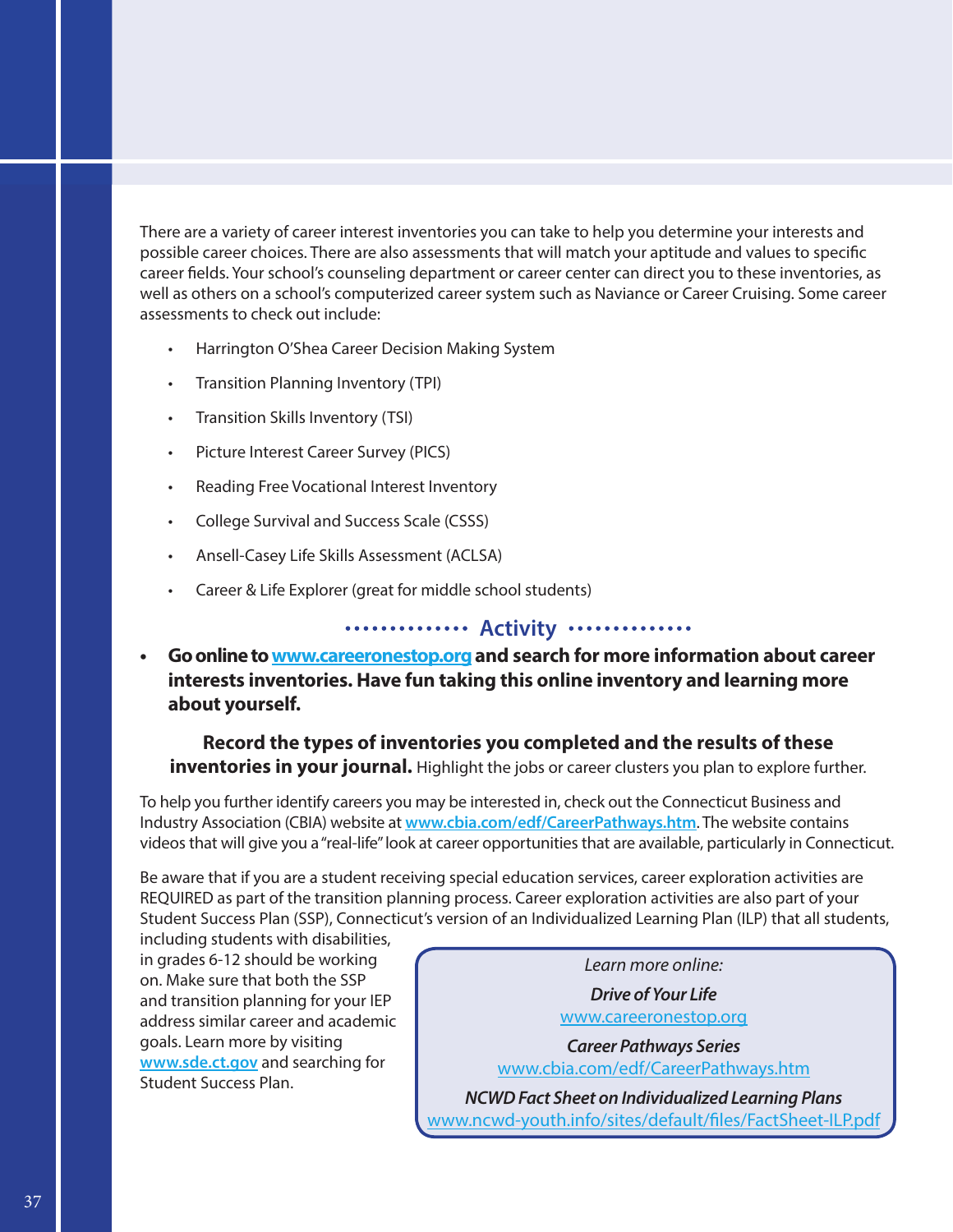There are a variety of career interest inventories you can take to help you determine your interests and possible career choices. There are also assessments that will match your aptitude and values to specific career fields. Your school's counseling department or career center can direct you to these inventories, as well as others on a school's computerized career system such as Naviance or Career Cruising. Some career assessments to check out include:

- Harrington O'Shea Career Decision Making System
- Transition Planning Inventory (TPI)
- Transition Skills Inventory (TSI)
- Picture Interest Career Survey (PICS)
- Reading Free Vocational Interest Inventory
- College Survival and Success Scale (CSSS)
- Ansell-Casey Life Skills Assessment (ACLSA)
- Career & Life Explorer (great for middle school students)

### Activity

- **Go online to www.careeronestop.org and search for more information about career interests inventories. Have fun taking this online inventory and learning more about yourself.**

**Record the types of inventories you completed and the results of these inventories in your journal.** Highlight the jobs or career clusters you plan to explore further.

To help you further identify careers you may be interested in, check out the Connecticut Business and Industry Association (CBIA) website at www.cbia.com/edf/CareerPathways.htm. The website contains videos that will give you a "real-life" look at career opportunities that are available, particularly in Connecticut.

Be aware that if you are a student receiving special education services, career exploration activities are REQUIRED as part of the transition planning process. Career exploration activities are also part of your Student Success Plan (SSP), Connecticut's version of an Individualized Learning Plan (ILP) that all students, including students with disabilities, in grades 6-12 should be working on. Make sure that both the SSP and transition planning for your IEP address similar career and academic goals. Learn more by visiting www.sde.ct.gov and searching for Student Success Plan.

*Learn more online:*

***Drive of Your Life***
www.careeronestop.org

***Career Pathways Series***
www.cbia.com/edf/CareerPathways.htm

***NCWD Fact Sheet on Individualized Learning Plans***
www.ncwd-youth.info/sites/default/files/FactSheet-ILP.pdf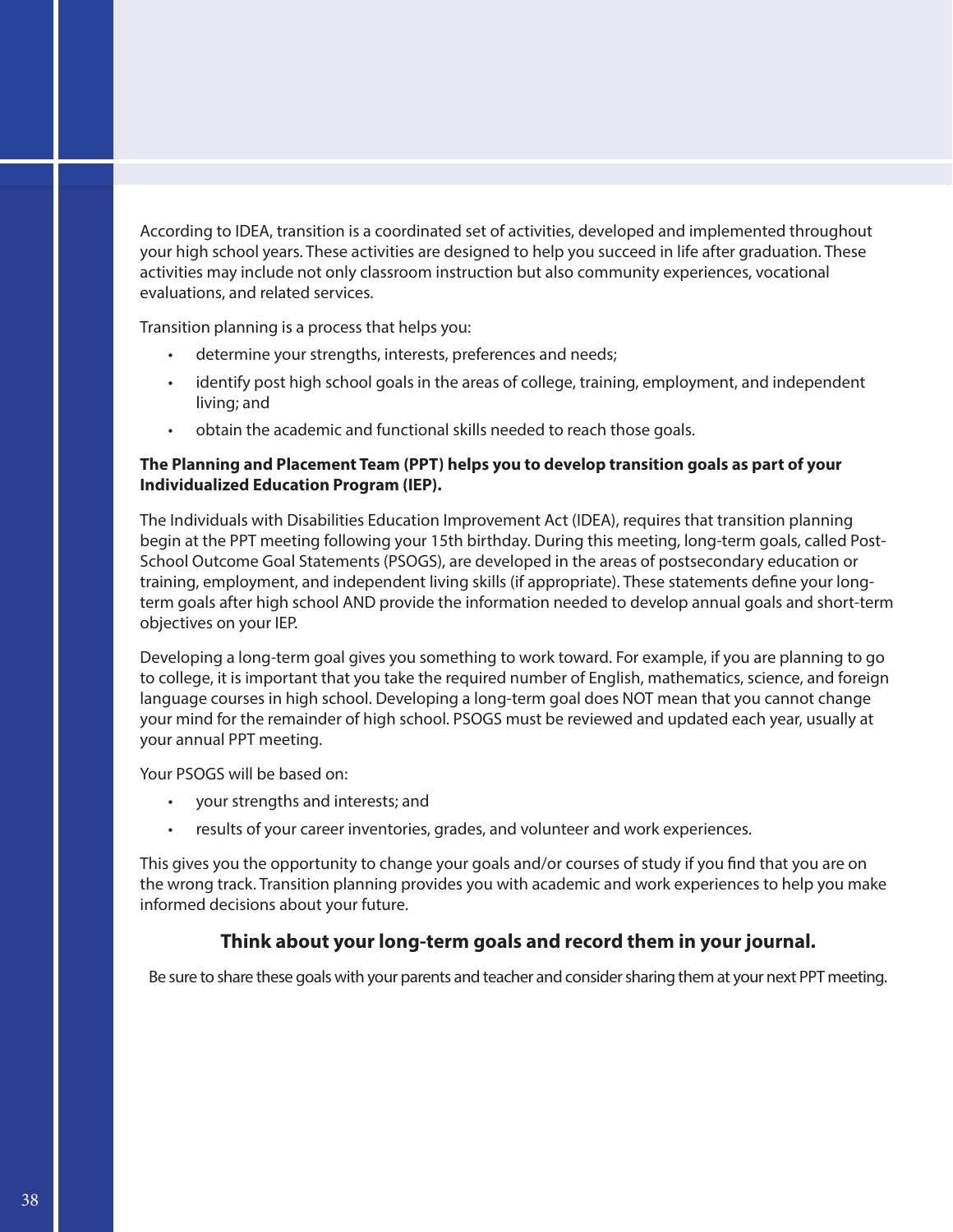According to IDEA, transition is a coordinated set of activities, developed and implemented throughout your high school years. These activities are designed to help you succeed in life after graduation. These activities may include not only classroom instruction but also community experiences, vocational evaluations, and related services.

Transition planning is a process that helps you:

- determine your strengths, interests, preferences and needs;
- identify post high school goals in the areas of college, training, employment, and independent living; and
- obtain the academic and functional skills needed to reach those goals.

**The Planning and Placement Team (PPT) helps you to develop transition goals as part of your Individualized Education Program (IEP).**

The Individuals with Disabilities Education Improvement Act (IDEA), requires that transition planning begin at the PPT meeting following your 15th birthday. During this meeting, long-term goals, called Post-School Outcome Goal Statements (PSOGS), are developed in the areas of postsecondary education or training, employment, and independent living skills (if appropriate). These statements define your long-term goals after high school AND provide the information needed to develop annual goals and short-term objectives on your IEP.

Developing a long-term goal gives you something to work toward. For example, if you are planning to go to college, it is important that you take the required number of English, mathematics, science, and foreign language courses in high school. Developing a long-term goal does NOT mean that you cannot change your mind for the remainder of high school. PSOGS must be reviewed and updated each year, usually at your annual PPT meeting.

Your PSOGS will be based on:

- your strengths and interests; and
- results of your career inventories, grades, and volunteer and work experiences.

This gives you the opportunity to change your goals and/or courses of study if you find that you are on the wrong track. Transition planning provides you with academic and work experiences to help you make informed decisions about your future.

**Think about your long-term goals and record them in your journal.**

Be sure to share these goals with your parents and teacher and consider sharing them at your next PPT meeting.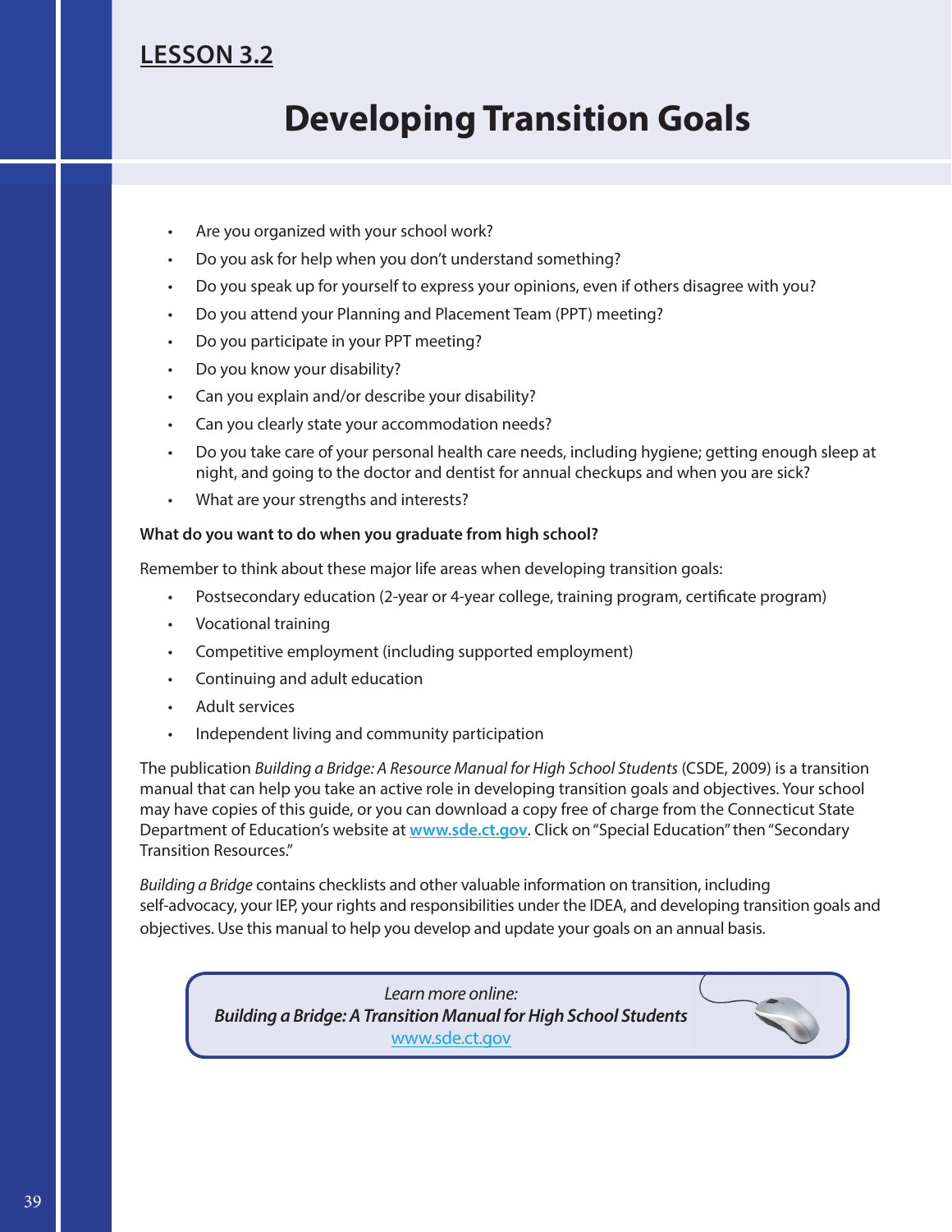## LESSON 3.2

# Developing Transition Goals

- Are you organized with your school work?
- Do you ask for help when you don't understand something?
- Do you speak up for yourself to express your opinions, even if others disagree with you?
- Do you attend your Planning and Placement Team (PPT) meeting?
- Do you participate in your PPT meeting?
- Do you know your disability?
- Can you explain and/or describe your disability?
- Can you clearly state your accommodation needs?
- Do you take care of your personal health care needs, including hygiene; getting enough sleep at night, and going to the doctor and dentist for annual checkups and when you are sick?
- What are your strengths and interests?

**What do you want to do when you graduate from high school?**

Remember to think about these major life areas when developing transition goals:

- Postsecondary education (2-year or 4-year college, training program, certificate program)
- Vocational training
- Competitive employment (including supported employment)
- Continuing and adult education
- Adult services
- Independent living and community participation

The publication *Building a Bridge: A Resource Manual for High School Students* (CSDE, 2009) is a transition manual that can help you take an active role in developing transition goals and objectives. Your school may have copies of this guide, or you can download a copy free of charge from the Connecticut State Department of Education's website at **www.sde.ct.gov**. Click on "Special Education" then "Secondary Transition Resources."

*Building a Bridge* contains checklists and other valuable information on transition, including self-advocacy, your IEP, your rights and responsibilities under the IDEA, and developing transition goals and objectives. Use this manual to help you develop and update your goals on an annual basis.

*Learn more online:*
***Building a Bridge: A Transition Manual for High School Students***
www.sde.ct.gov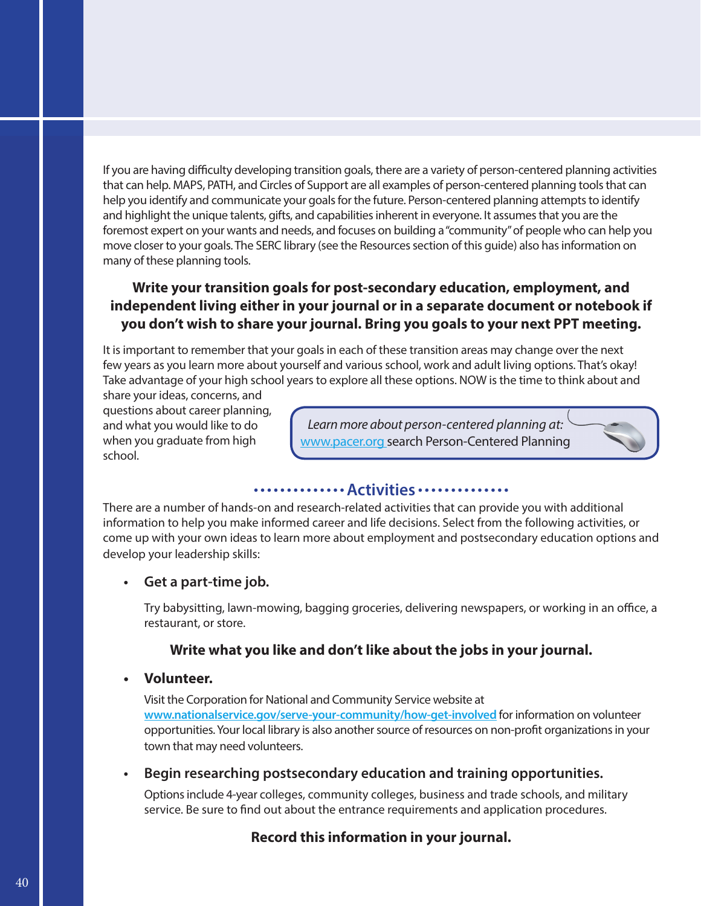If you are having difficulty developing transition goals, there are a variety of person-centered planning activities that can help. MAPS, PATH, and Circles of Support are all examples of person-centered planning tools that can help you identify and communicate your goals for the future. Person-centered planning attempts to identify and highlight the unique talents, gifts, and capabilities inherent in everyone. It assumes that you are the foremost expert on your wants and needs, and focuses on building a "community" of people who can help you move closer to your goals. The SERC library (see the Resources section of this guide) also has information on many of these planning tools.

**Write your transition goals for post-secondary education, employment, and independent living either in your journal or in a separate document or notebook if you don't wish to share your journal. Bring you goals to your next PPT meeting.**

It is important to remember that your goals in each of these transition areas may change over the next few years as you learn more about yourself and various school, work and adult living options. That's okay! Take advantage of your high school years to explore all these options. NOW is the time to think about and share your ideas, concerns, and questions about career planning, and what you would like to do when you graduate from high school.

> *Learn more about person-centered planning at:*
> www.pacer.org search Person-Centered Planning

## Activities

There are a number of hands-on and research-related activities that can provide you with additional information to help you make informed career and life decisions. Select from the following activities, or come up with your own ideas to learn more about employment and postsecondary education options and develop your leadership skills:

- **Get a part-time job.**

  Try babysitting, lawn-mowing, bagging groceries, delivering newspapers, or working in an office, a restaurant, or store.

  **Write what you like and don't like about the jobs in your journal.**

- **Volunteer.**

  Visit the Corporation for National and Community Service website at www.nationalservice.gov/serve-your-community/how-get-involved for information on volunteer opportunities. Your local library is also another source of resources on non-profit organizations in your town that may need volunteers.

- **Begin researching postsecondary education and training opportunities.**

  Options include 4-year colleges, community colleges, business and trade schools, and military service. Be sure to find out about the entrance requirements and application procedures.

  **Record this information in your journal.**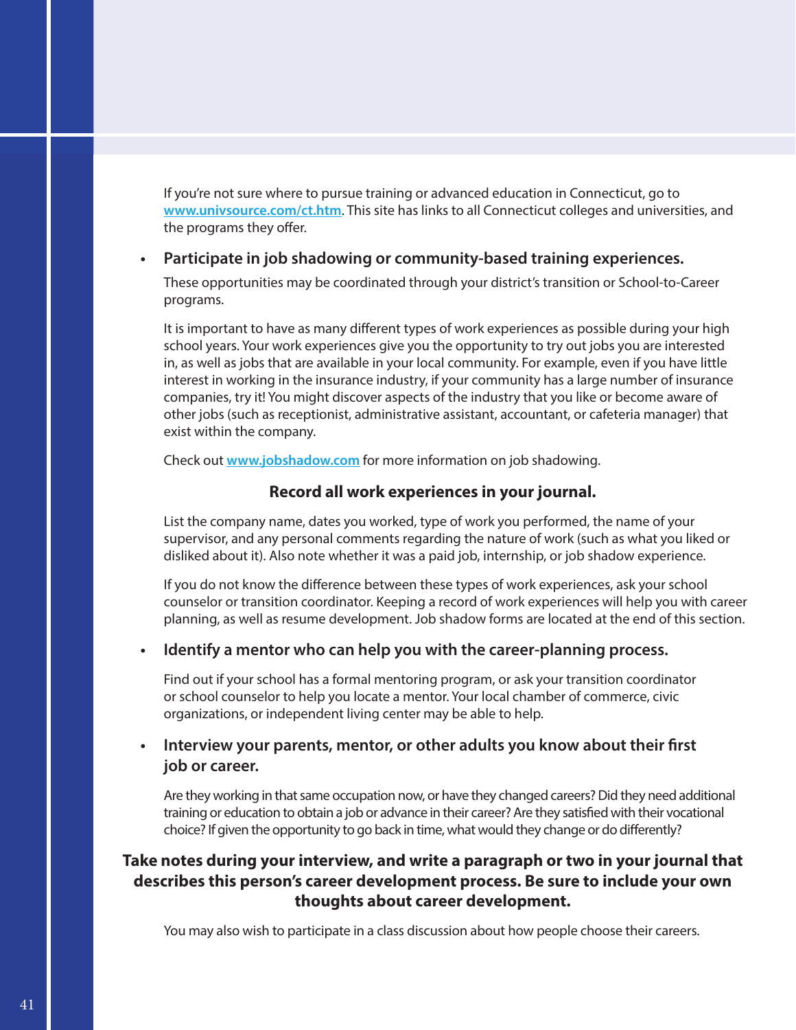If you're not sure where to pursue training or advanced education in Connecticut, go to **www.univsource.com/ct.htm**. This site has links to all Connecticut colleges and universities, and the programs they offer.

- **Participate in job shadowing or community-based training experiences.**

  These opportunities may be coordinated through your district's transition or School-to-Career programs.

  It is important to have as many different types of work experiences as possible during your high school years. Your work experiences give you the opportunity to try out jobs you are interested in, as well as jobs that are available in your local community. For example, even if you have little interest in working in the insurance industry, if your community has a large number of insurance companies, try it! You might discover aspects of the industry that you like or become aware of other jobs (such as receptionist, administrative assistant, accountant, or cafeteria manager) that exist within the company.

  Check out **www.jobshadow.com** for more information on job shadowing.

  **Record all work experiences in your journal.**

  List the company name, dates you worked, type of work you performed, the name of your supervisor, and any personal comments regarding the nature of work (such as what you liked or disliked about it). Also note whether it was a paid job, internship, or job shadow experience.

  If you do not know the difference between these types of work experiences, ask your school counselor or transition coordinator. Keeping a record of work experiences will help you with career planning, as well as resume development. Job shadow forms are located at the end of this section.

- **Identify a mentor who can help you with the career-planning process.**

  Find out if your school has a formal mentoring program, or ask your transition coordinator or school counselor to help you locate a mentor. Your local chamber of commerce, civic organizations, or independent living center may be able to help.

- **Interview your parents, mentor, or other adults you know about their first job or career.**

  Are they working in that same occupation now, or have they changed careers? Did they need additional training or education to obtain a job or advance in their career? Are they satisfied with their vocational choice? If given the opportunity to go back in time, what would they change or do differently?

**Take notes during your interview, and write a paragraph or two in your journal that describes this person's career development process. Be sure to include your own thoughts about career development.**

You may also wish to participate in a class discussion about how people choose their careers.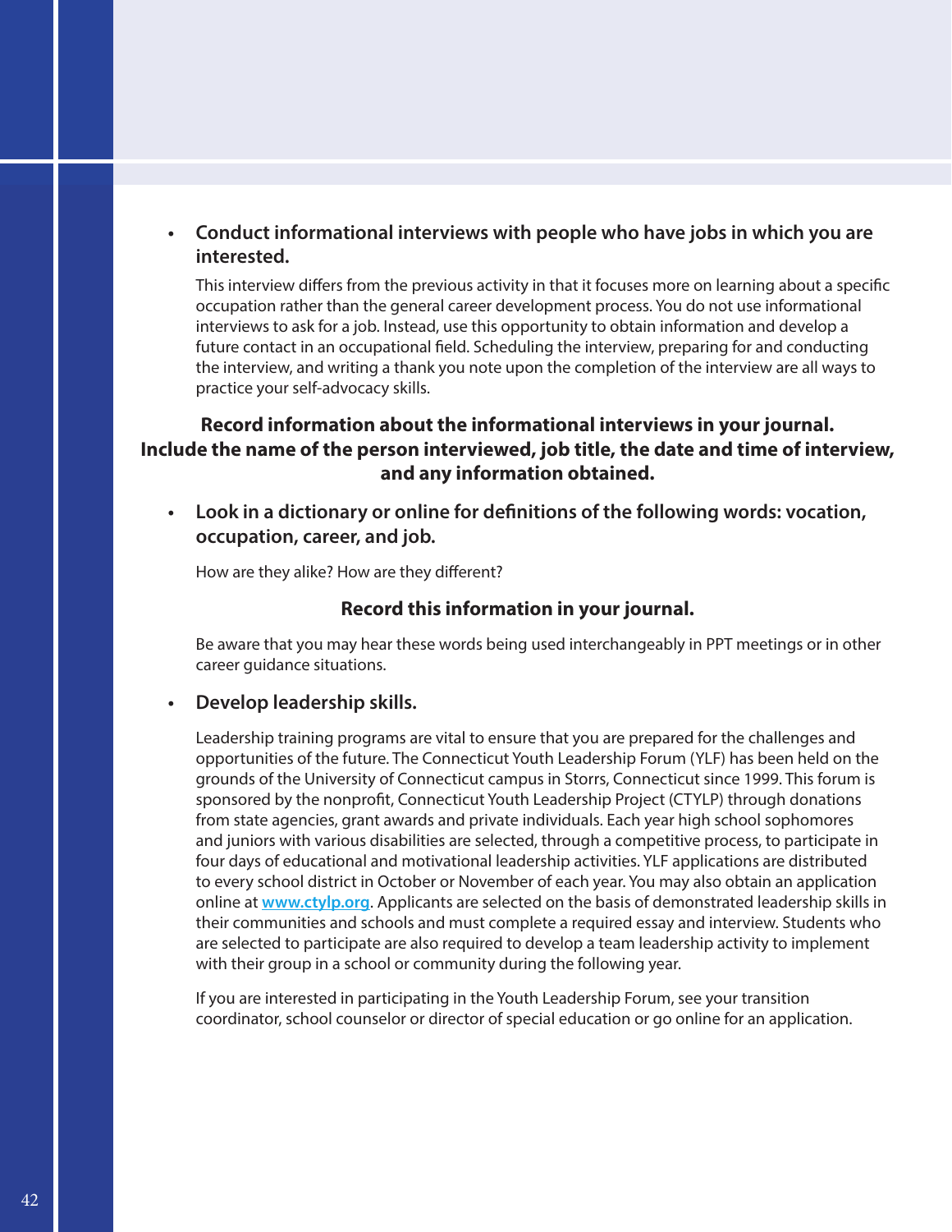- **Conduct informational interviews with people who have jobs in which you are interested.**

  This interview differs from the previous activity in that it focuses more on learning about a specific occupation rather than the general career development process. You do not use informational interviews to ask for a job. Instead, use this opportunity to obtain information and develop a future contact in an occupational field. Scheduling the interview, preparing for and conducting the interview, and writing a thank you note upon the completion of the interview are all ways to practice your self-advocacy skills.

**Record information about the informational interviews in your journal. Include the name of the person interviewed, job title, the date and time of interview, and any information obtained.**

- **Look in a dictionary or online for definitions of the following words: vocation, occupation, career, and job.**

  How are they alike? How are they different?

**Record this information in your journal.**

Be aware that you may hear these words being used interchangeably in PPT meetings or in other career guidance situations.

- **Develop leadership skills.**

  Leadership training programs are vital to ensure that you are prepared for the challenges and opportunities of the future. The Connecticut Youth Leadership Forum (YLF) has been held on the grounds of the University of Connecticut campus in Storrs, Connecticut since 1999. This forum is sponsored by the nonprofit, Connecticut Youth Leadership Project (CTYLP) through donations from state agencies, grant awards and private individuals. Each year high school sophomores and juniors with various disabilities are selected, through a competitive process, to participate in four days of educational and motivational leadership activities. YLF applications are distributed to every school district in October or November of each year. You may also obtain an application online at [www.ctylp.org](http://www.ctylp.org). Applicants are selected on the basis of demonstrated leadership skills in their communities and schools and must complete a required essay and interview. Students who are selected to participate are also required to develop a team leadership activity to implement with their group in a school or community during the following year.

  If you are interested in participating in the Youth Leadership Forum, see your transition coordinator, school counselor or director of special education or go online for an application.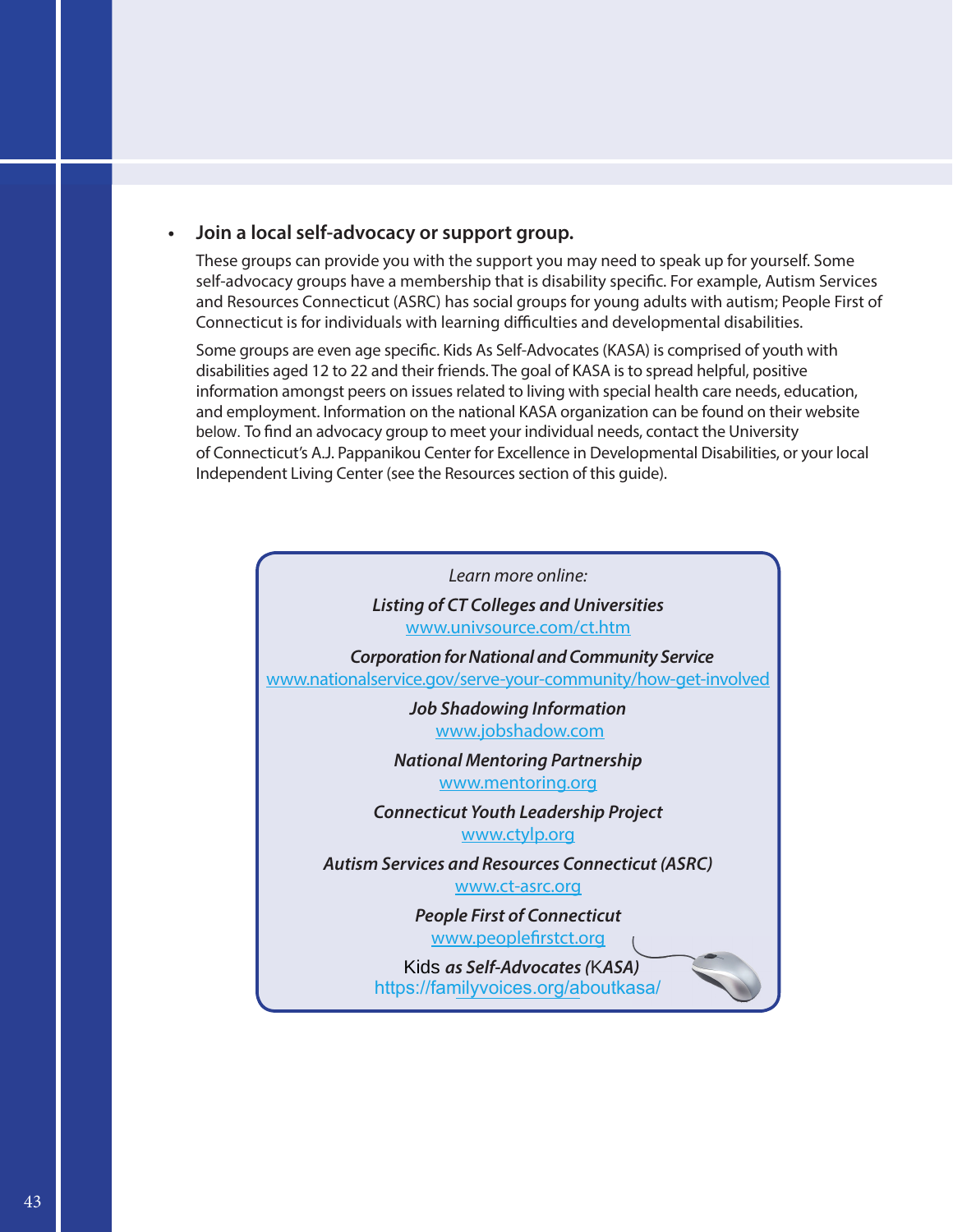- **Join a local self-advocacy or support group.**

  These groups can provide you with the support you may need to speak up for yourself. Some self-advocacy groups have a membership that is disability specific. For example, Autism Services and Resources Connecticut (ASRC) has social groups for young adults with autism; People First of Connecticut is for individuals with learning difficulties and developmental disabilities.

  Some groups are even age specific. Kids As Self-Advocates (KASA) is comprised of youth with disabilities aged 12 to 22 and their friends. The goal of KASA is to spread helpful, positive information amongst peers on issues related to living with special health care needs, education, and employment. Information on the national KASA organization can be found on their website below. To find an advocacy group to meet your individual needs, contact the University of Connecticut's A.J. Pappanikou Center for Excellence in Developmental Disabilities, or your local Independent Living Center (see the Resources section of this guide).

*Learn more online:*

***Listing of CT Colleges and Universities***
www.univsource.com/ct.htm

***Corporation for National and Community Service***
www.nationalservice.gov/serve-your-community/how-get-involved

***Job Shadowing Information***
www.jobshadow.com

***National Mentoring Partnership***
www.mentoring.org

***Connecticut Youth Leadership Project***
www.ctylp.org

***Autism Services and Resources Connecticut (ASRC)***
www.ct-asrc.org

***People First of Connecticut***
www.peoplefirstct.org

Kids ***as Self-Advocates*** (KASA)
https://familyvoices.org/aboutkasa/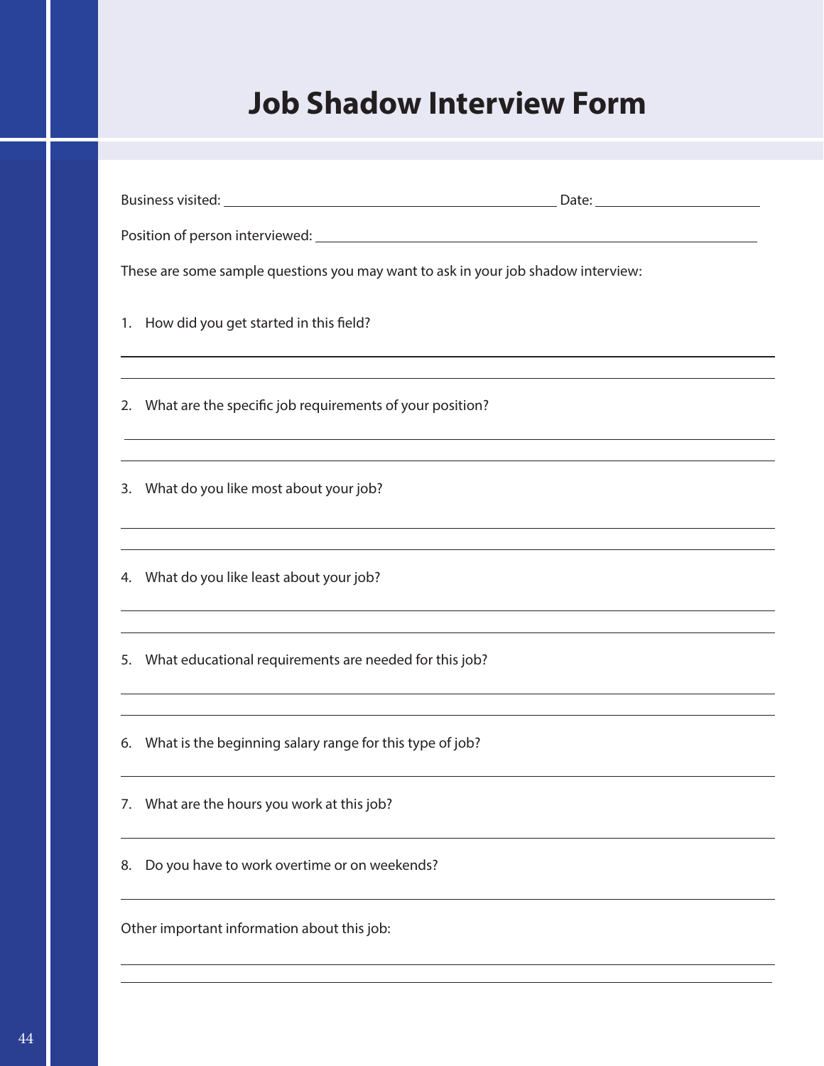# Job Shadow Interview Form

Business visited: ______________________________ Date: ______________

Position of person interviewed: ______________________________________

These are some sample questions you may want to ask in your job shadow interview:

1. How did you get started in this field?

______________________________________________________________

______________________________________________________________

2. What are the specific job requirements of your position?

______________________________________________________________

______________________________________________________________

3. What do you like most about your job?

______________________________________________________________

______________________________________________________________

4. What do you like least about your job?

______________________________________________________________

______________________________________________________________

5. What educational requirements are needed for this job?

______________________________________________________________

______________________________________________________________

6. What is the beginning salary range for this type of job?

______________________________________________________________

7. What are the hours you work at this job?

______________________________________________________________

8. Do you have to work overtime or on weekends?

______________________________________________________________

Other important information about this job:

______________________________________________________________

______________________________________________________________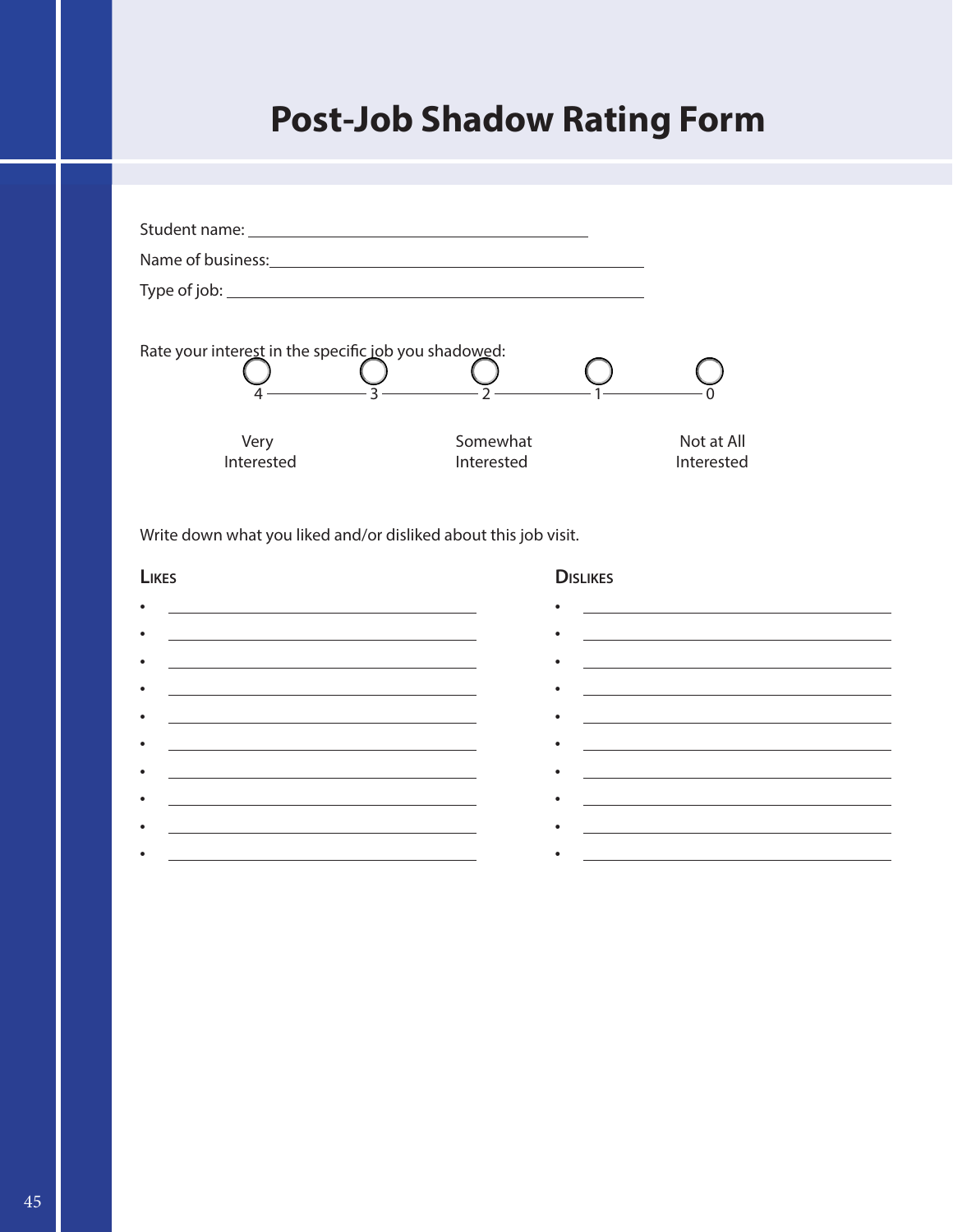# Post-Job Shadow Rating Form

Student name: ______________________________

Name of business: ______________________________

Type of job: ______________________________

Rate your interest in the specific job you shadowed:

| ○ 4 | ○ 3 | ○ 2 | ○ 1 | ○ 0 |
|---|---|---|---|---|
| Very Interested | | Somewhat Interested | | Not at All Interested |

Write down what you liked and/or disliked about this job visit.

| Likes | Dislikes |
|---|---|
| • ____________________ | • ____________________ |
| • ____________________ | • ____________________ |
| • ____________________ | • ____________________ |
| • ____________________ | • ____________________ |
| • ____________________ | • ____________________ |
| • ____________________ | • ____________________ |
| • ____________________ | • ____________________ |
| • ____________________ | • ____________________ |
| • ____________________ | • ____________________ |
| • ____________________ | • ____________________ |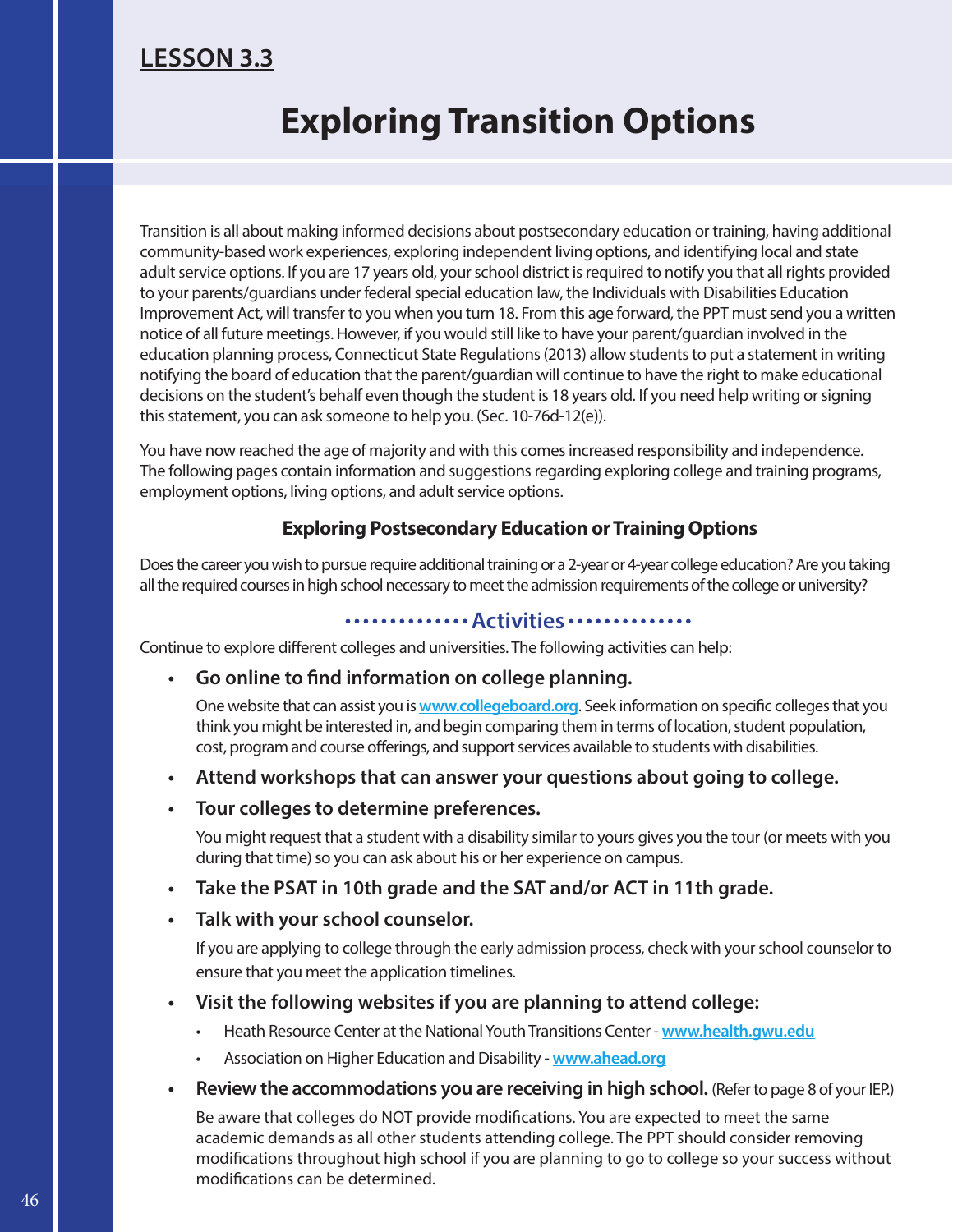LESSON 3.3

# Exploring Transition Options

Transition is all about making informed decisions about postsecondary education or training, having additional community-based work experiences, exploring independent living options, and identifying local and state adult service options. If you are 17 years old, your school district is required to notify you that all rights provided to your parents/guardians under federal special education law, the Individuals with Disabilities Education Improvement Act, will transfer to you when you turn 18. From this age forward, the PPT must send you a written notice of all future meetings. However, if you would still like to have your parent/guardian involved in the education planning process, Connecticut State Regulations (2013) allow students to put a statement in writing notifying the board of education that the parent/guardian will continue to have the right to make educational decisions on the student's behalf even though the student is 18 years old. If you need help writing or signing this statement, you can ask someone to help you. (Sec. 10-76d-12(e)).

You have now reached the age of majority and with this comes increased responsibility and independence. The following pages contain information and suggestions regarding exploring college and training programs, employment options, living options, and adult service options.

### Exploring Postsecondary Education or Training Options

Does the career you wish to pursue require additional training or a 2-year or 4-year college education? Are you taking all the required courses in high school necessary to meet the admission requirements of the college or university?

#### Activities

Continue to explore different colleges and universities. The following activities can help:

- **Go online to find information on college planning.**

  One website that can assist you is www.collegeboard.org. Seek information on specific colleges that you think you might be interested in, and begin comparing them in terms of location, student population, cost, program and course offerings, and support services available to students with disabilities.

- **Attend workshops that can answer your questions about going to college.**
- **Tour colleges to determine preferences.**

  You might request that a student with a disability similar to yours gives you the tour (or meets with you during that time) so you can ask about his or her experience on campus.

- **Take the PSAT in 10th grade and the SAT and/or ACT in 11th grade.**
- **Talk with your school counselor.**

  If you are applying to college through the early admission process, check with your school counselor to ensure that you meet the application timelines.

- **Visit the following websites if you are planning to attend college:**
  - Heath Resource Center at the National Youth Transitions Center - www.health.gwu.edu
  - Association on Higher Education and Disability - www.ahead.org
- **Review the accommodations you are receiving in high school.** (Refer to page 8 of your IEP.)

  Be aware that colleges do NOT provide modifications. You are expected to meet the same academic demands as all other students attending college. The PPT should consider removing modifications throughout high school if you are planning to go to college so your success without modifications can be determined.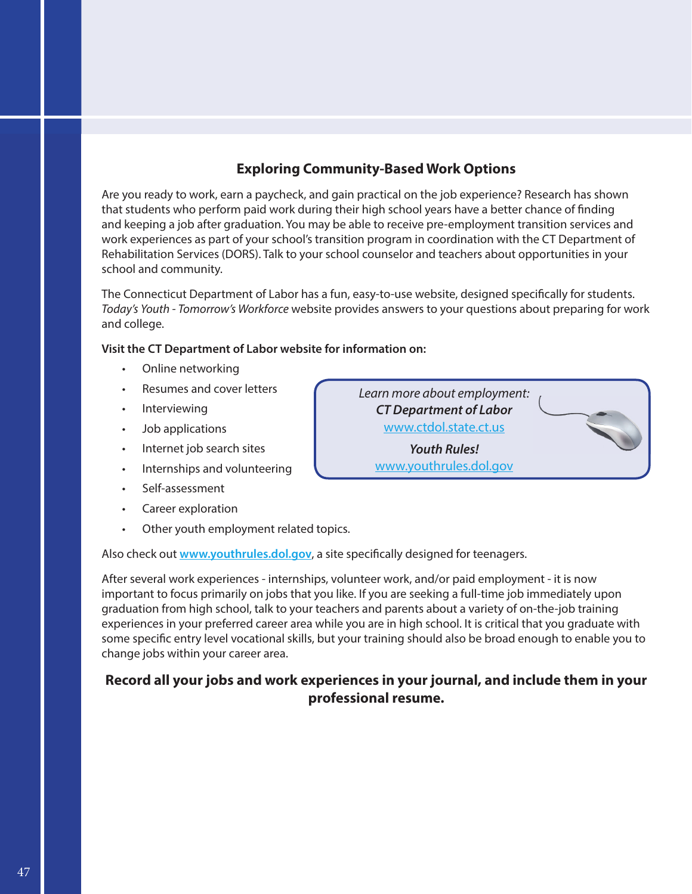## Exploring Community-Based Work Options

Are you ready to work, earn a paycheck, and gain practical on the job experience? Research has shown that students who perform paid work during their high school years have a better chance of finding and keeping a job after graduation. You may be able to receive pre-employment transition services and work experiences as part of your school's transition program in coordination with the CT Department of Rehabilitation Services (DORS). Talk to your school counselor and teachers about opportunities in your school and community.

The Connecticut Department of Labor has a fun, easy-to-use website, designed specifically for students. *Today's Youth - Tomorrow's Workforce* website provides answers to your questions about preparing for work and college.

**Visit the CT Department of Labor website for information on:**

- Online networking
- Resumes and cover letters
- Interviewing
- Job applications
- Internet job search sites
- Internships and volunteering
- Self-assessment
- Career exploration
- Other youth employment related topics.

> *Learn more about employment:*
> ***CT Department of Labor***
> www.ctdol.state.ct.us
>
> ***Youth Rules!***
> www.youthrules.dol.gov

Also check out **www.youthrules.dol.gov**, a site specifically designed for teenagers.

After several work experiences - internships, volunteer work, and/or paid employment - it is now important to focus primarily on jobs that you like. If you are seeking a full-time job immediately upon graduation from high school, talk to your teachers and parents about a variety of on-the-job training experiences in your preferred career area while you are in high school. It is critical that you graduate with some specific entry level vocational skills, but your training should also be broad enough to enable you to change jobs within your career area.

**Record all your jobs and work experiences in your journal, and include them in your professional resume.**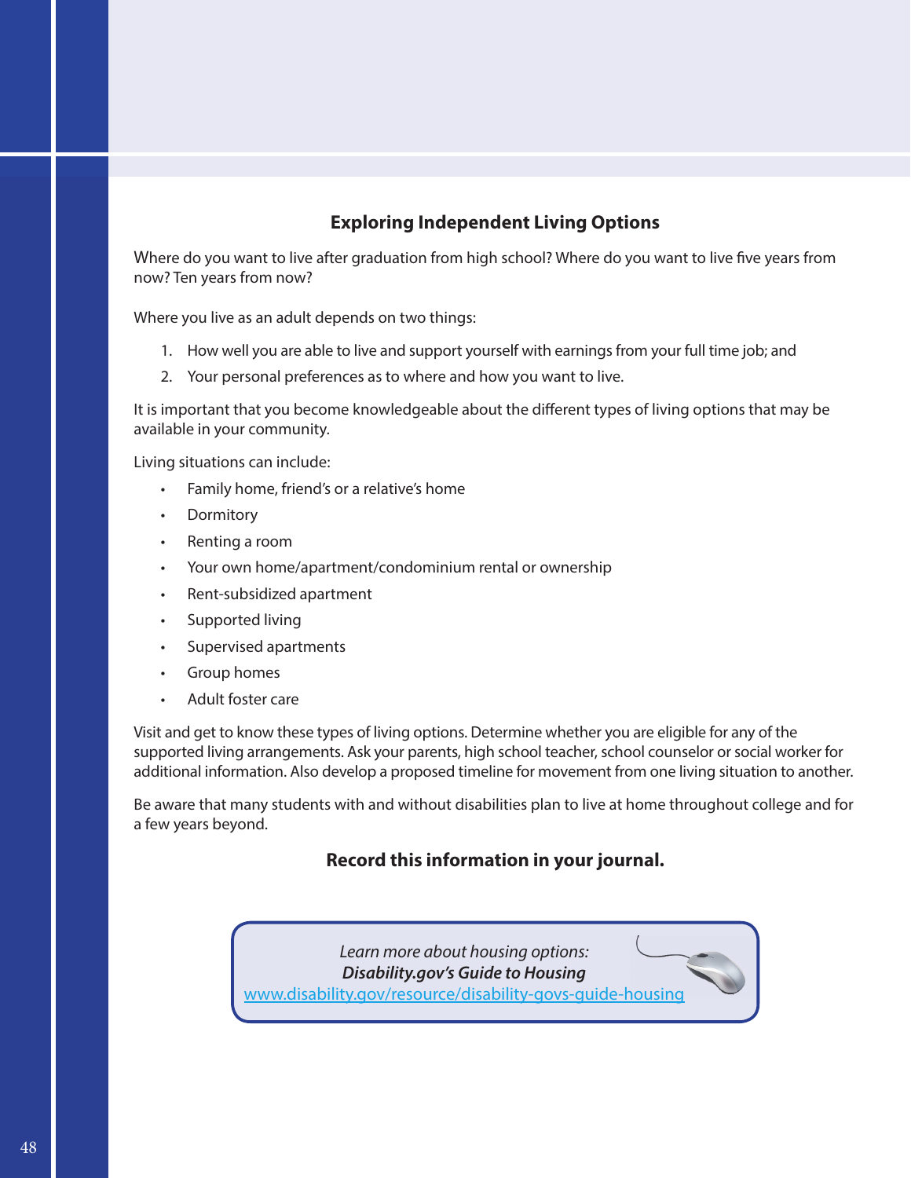## Exploring Independent Living Options

Where do you want to live after graduation from high school? Where do you want to live five years from now? Ten years from now?

Where you live as an adult depends on two things:

1. How well you are able to live and support yourself with earnings from your full time job; and
2. Your personal preferences as to where and how you want to live.

It is important that you become knowledgeable about the different types of living options that may be available in your community.

Living situations can include:

- Family home, friend's or a relative's home
- Dormitory
- Renting a room
- Your own home/apartment/condominium rental or ownership
- Rent-subsidized apartment
- Supported living
- Supervised apartments
- Group homes
- Adult foster care

Visit and get to know these types of living options. Determine whether you are eligible for any of the supported living arrangements. Ask your parents, high school teacher, school counselor or social worker for additional information. Also develop a proposed timeline for movement from one living situation to another.

Be aware that many students with and without disabilities plan to live at home throughout college and for a few years beyond.

**Record this information in your journal.**

*Learn more about housing options:*
***Disability.gov's Guide to Housing***
www.disability.gov/resource/disability-govs-guide-housing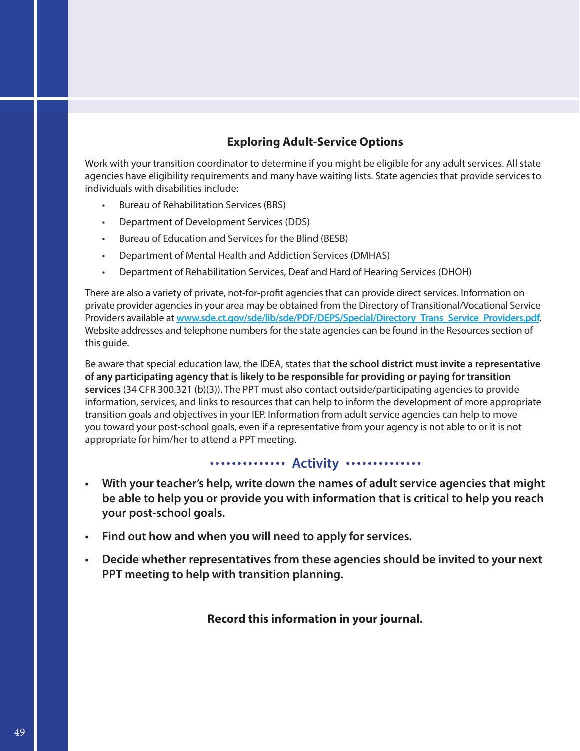## Exploring Adult-Service Options

Work with your transition coordinator to determine if you might be eligible for any adult services. All state agencies have eligibility requirements and many have waiting lists. State agencies that provide services to individuals with disabilities include:

- Bureau of Rehabilitation Services (BRS)
- Department of Development Services (DDS)
- Bureau of Education and Services for the Blind (BESB)
- Department of Mental Health and Addiction Services (DMHAS)
- Department of Rehabilitation Services, Deaf and Hard of Hearing Services (DHOH)

There are also a variety of private, not-for-profit agencies that can provide direct services. Information on private provider agencies in your area may be obtained from the Directory of Transitional/Vocational Service Providers available at www.sde.ct.gov/sde/lib/sde/PDF/DEPS/Special/Directory_Trans_Service_Providers.pdf. Website addresses and telephone numbers for the state agencies can be found in the Resources section of this guide.

Be aware that special education law, the IDEA, states that **the school district must invite a representative of any participating agency that is likely to be responsible for providing or paying for transition services** (34 CFR 300.321 (b)(3)). The PPT must also contact outside/participating agencies to provide information, services, and links to resources that can help to inform the development of more appropriate transition goals and objectives in your IEP. Information from adult service agencies can help to move you toward your post-school goals, even if a representative from your agency is not able to or it is not appropriate for him/her to attend a PPT meeting.

### Activity

- **With your teacher's help, write down the names of adult service agencies that might be able to help you or provide you with information that is critical to help you reach your post-school goals.**
- **Find out how and when you will need to apply for services.**
- **Decide whether representatives from these agencies should be invited to your next PPT meeting to help with transition planning.**

**Record this information in your journal.**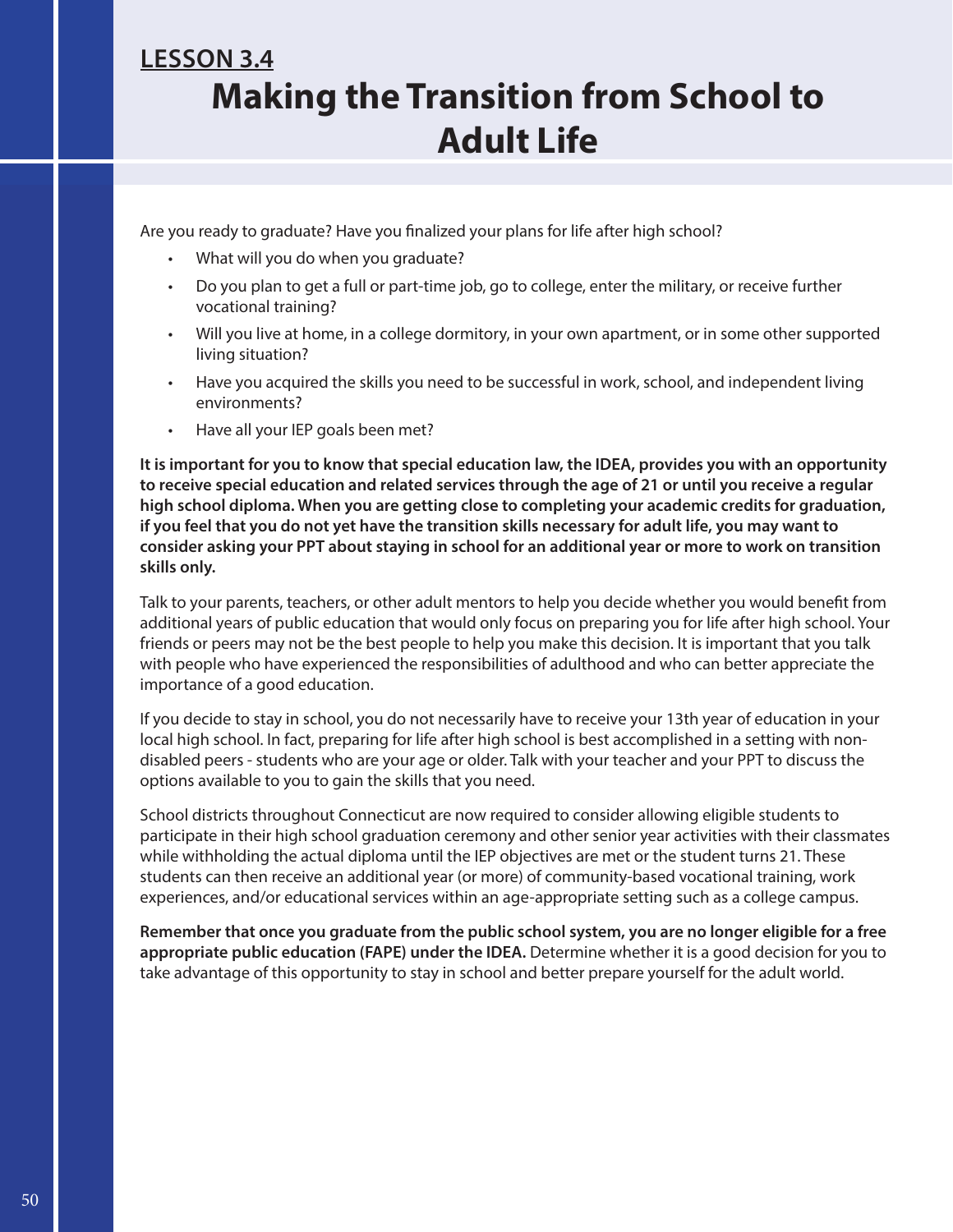## LESSON 3.4

# Making the Transition from School to Adult Life

Are you ready to graduate? Have you finalized your plans for life after high school?

- What will you do when you graduate?
- Do you plan to get a full or part-time job, go to college, enter the military, or receive further vocational training?
- Will you live at home, in a college dormitory, in your own apartment, or in some other supported living situation?
- Have you acquired the skills you need to be successful in work, school, and independent living environments?
- Have all your IEP goals been met?

**It is important for you to know that special education law, the IDEA, provides you with an opportunity to receive special education and related services through the age of 21 or until you receive a regular high school diploma. When you are getting close to completing your academic credits for graduation, if you feel that you do not yet have the transition skills necessary for adult life, you may want to consider asking your PPT about staying in school for an additional year or more to work on transition skills only.**

Talk to your parents, teachers, or other adult mentors to help you decide whether you would benefit from additional years of public education that would only focus on preparing you for life after high school. Your friends or peers may not be the best people to help you make this decision. It is important that you talk with people who have experienced the responsibilities of adulthood and who can better appreciate the importance of a good education.

If you decide to stay in school, you do not necessarily have to receive your 13th year of education in your local high school. In fact, preparing for life after high school is best accomplished in a setting with non-disabled peers - students who are your age or older. Talk with your teacher and your PPT to discuss the options available to you to gain the skills that you need.

School districts throughout Connecticut are now required to consider allowing eligible students to participate in their high school graduation ceremony and other senior year activities with their classmates while withholding the actual diploma until the IEP objectives are met or the student turns 21. These students can then receive an additional year (or more) of community-based vocational training, work experiences, and/or educational services within an age-appropriate setting such as a college campus.

**Remember that once you graduate from the public school system, you are no longer eligible for a free appropriate public education (FAPE) under the IDEA.** Determine whether it is a good decision for you to take advantage of this opportunity to stay in school and better prepare yourself for the adult world.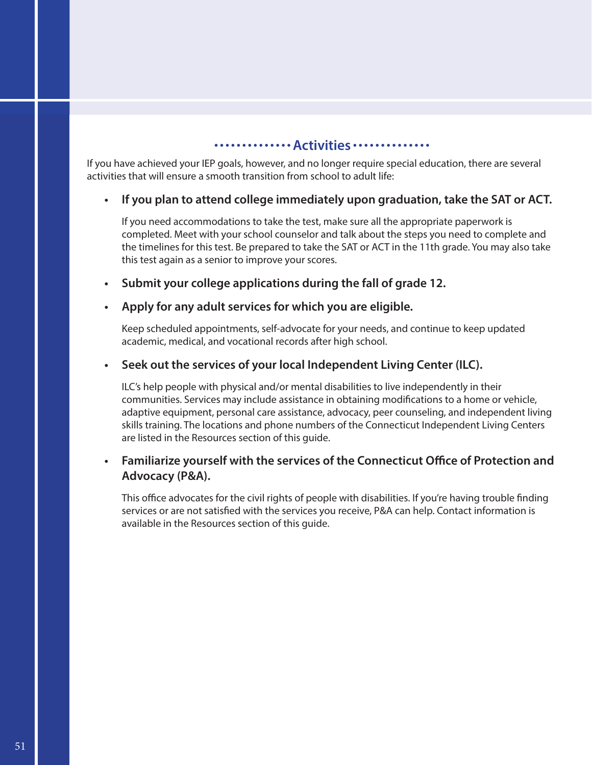## Activities

If you have achieved your IEP goals, however, and no longer require special education, there are several activities that will ensure a smooth transition from school to adult life:

- **If you plan to attend college immediately upon graduation, take the SAT or ACT.**

  If you need accommodations to take the test, make sure all the appropriate paperwork is completed. Meet with your school counselor and talk about the steps you need to complete and the timelines for this test. Be prepared to take the SAT or ACT in the 11th grade. You may also take this test again as a senior to improve your scores.

- **Submit your college applications during the fall of grade 12.**

- **Apply for any adult services for which you are eligible.**

  Keep scheduled appointments, self-advocate for your needs, and continue to keep updated academic, medical, and vocational records after high school.

- **Seek out the services of your local Independent Living Center (ILC).**

  ILC's help people with physical and/or mental disabilities to live independently in their communities. Services may include assistance in obtaining modifications to a home or vehicle, adaptive equipment, personal care assistance, advocacy, peer counseling, and independent living skills training. The locations and phone numbers of the Connecticut Independent Living Centers are listed in the Resources section of this guide.

- **Familiarize yourself with the services of the Connecticut Office of Protection and Advocacy (P&A).**

  This office advocates for the civil rights of people with disabilities. If you're having trouble finding services or are not satisfied with the services you receive, P&A can help. Contact information is available in the Resources section of this guide.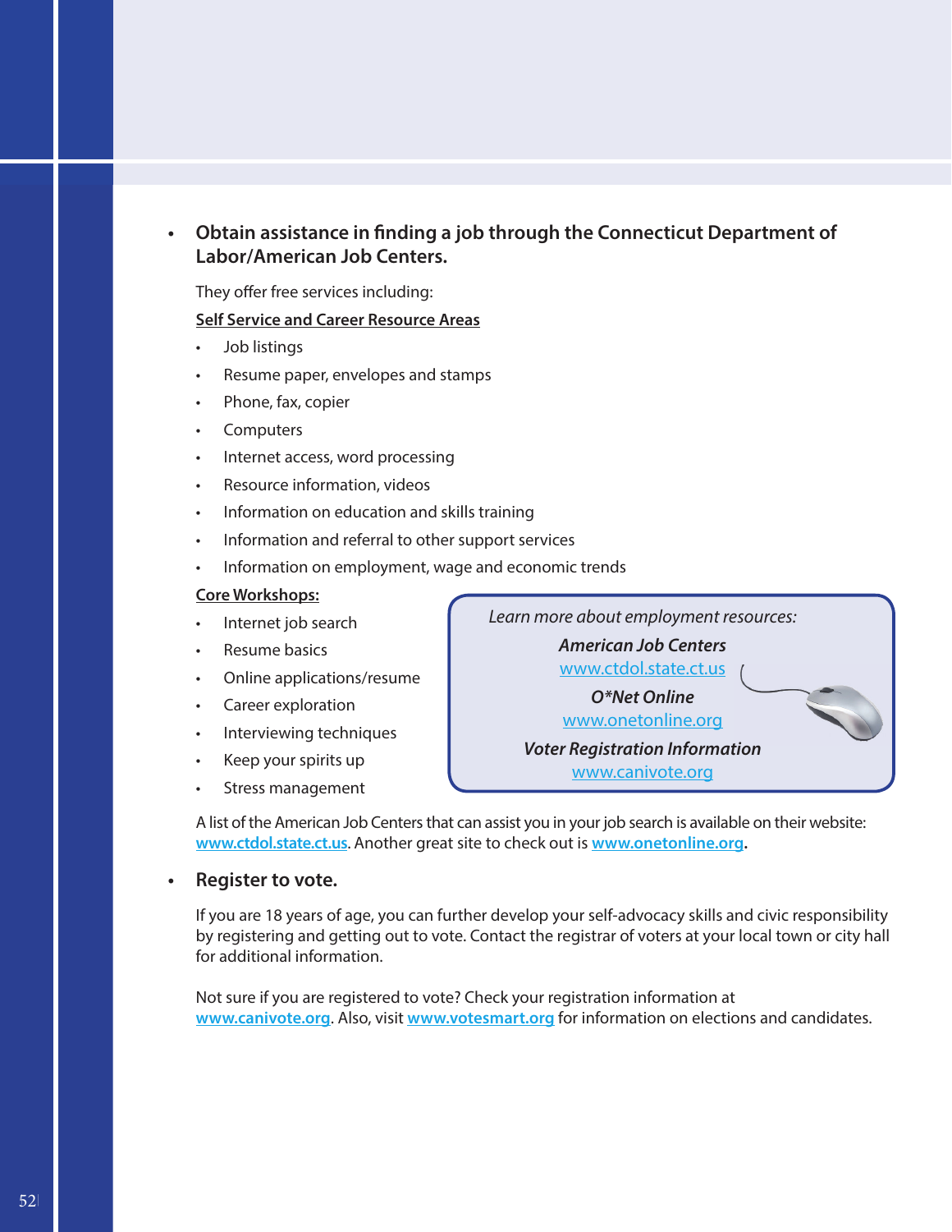- **Obtain assistance in finding a job through the Connecticut Department of Labor/American Job Centers.**

  They offer free services including:

  **Self Service and Career Resource Areas**

  - Job listings
  - Resume paper, envelopes and stamps
  - Phone, fax, copier
  - Computers
  - Internet access, word processing
  - Resource information, videos
  - Information on education and skills training
  - Information and referral to other support services
  - Information on employment, wage and economic trends

  **Core Workshops:**

  - Internet job search
  - Resume basics
  - Online applications/resume
  - Career exploration
  - Interviewing techniques
  - Keep your spirits up
  - Stress management

  > *Learn more about employment resources:*
  >
  > ***American Job Centers***
  > www.ctdol.state.ct.us
  >
  > ***O*Net Online***
  > www.onetonline.org
  >
  > ***Voter Registration Information***
  > www.canivote.org

  A list of the American Job Centers that can assist you in your job search is available on their website: **www.ctdol.state.ct.us**. Another great site to check out is **www.onetonline.org**.

- **Register to vote.**

  If you are 18 years of age, you can further develop your self-advocacy skills and civic responsibility by registering and getting out to vote. Contact the registrar of voters at your local town or city hall for additional information.

  Not sure if you are registered to vote? Check your registration information at **www.canivote.org**. Also, visit **www.votesmart.org** for information on elections and candidates.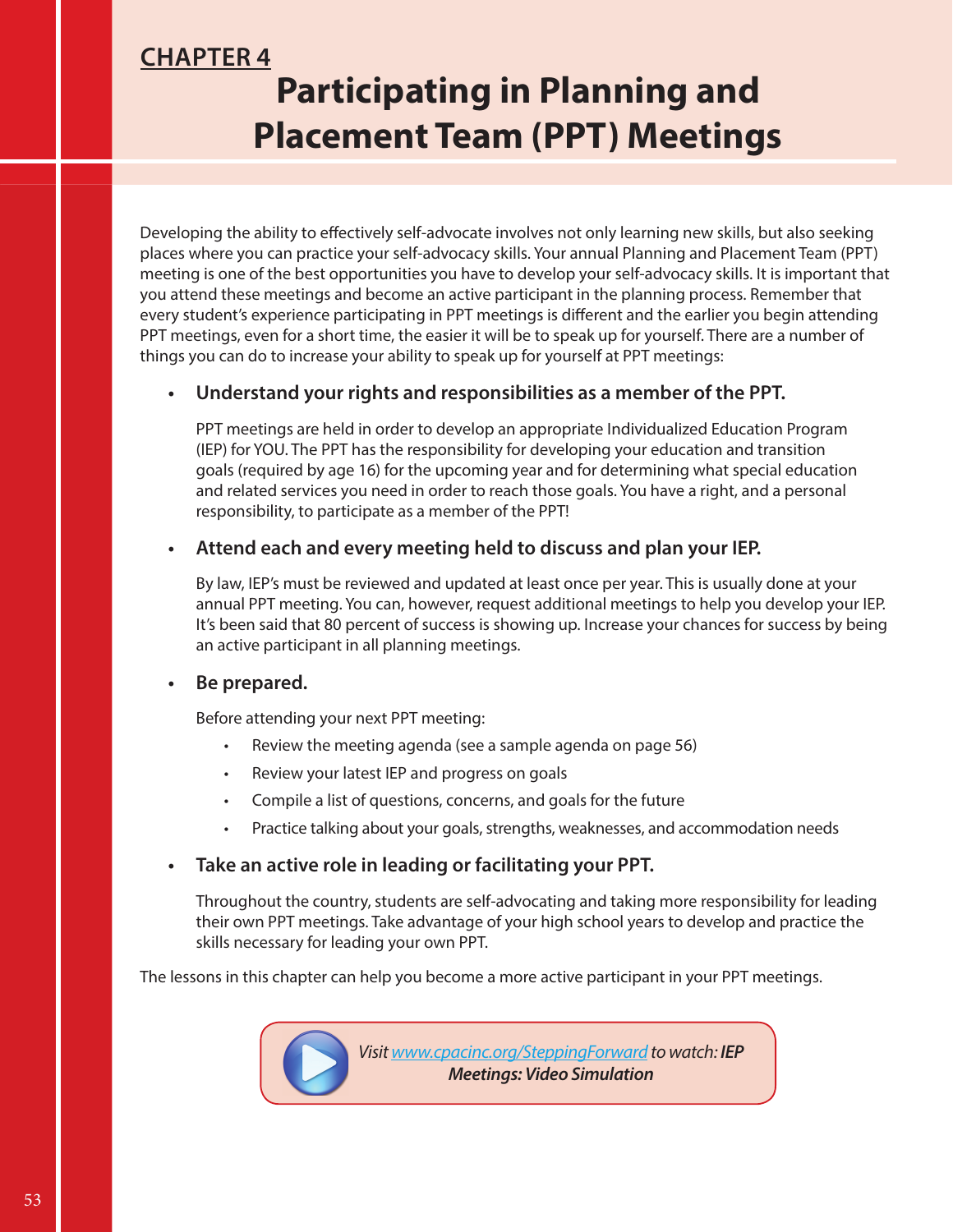CHAPTER 4

# Participating in Planning and Placement Team (PPT) Meetings

Developing the ability to effectively self-advocate involves not only learning new skills, but also seeking places where you can practice your self-advocacy skills. Your annual Planning and Placement Team (PPT) meeting is one of the best opportunities you have to develop your self-advocacy skills. It is important that you attend these meetings and become an active participant in the planning process. Remember that every student's experience participating in PPT meetings is different and the earlier you begin attending PPT meetings, even for a short time, the easier it will be to speak up for yourself. There are a number of things you can do to increase your ability to speak up for yourself at PPT meetings:

- **Understand your rights and responsibilities as a member of the PPT.**

  PPT meetings are held in order to develop an appropriate Individualized Education Program (IEP) for YOU. The PPT has the responsibility for developing your education and transition goals (required by age 16) for the upcoming year and for determining what special education and related services you need in order to reach those goals. You have a right, and a personal responsibility, to participate as a member of the PPT!

- **Attend each and every meeting held to discuss and plan your IEP.**

  By law, IEP's must be reviewed and updated at least once per year. This is usually done at your annual PPT meeting. You can, however, request additional meetings to help you develop your IEP. It's been said that 80 percent of success is showing up. Increase your chances for success by being an active participant in all planning meetings.

- **Be prepared.**

  Before attending your next PPT meeting:

  - Review the meeting agenda (see a sample agenda on page 56)
  - Review your latest IEP and progress on goals
  - Compile a list of questions, concerns, and goals for the future
  - Practice talking about your goals, strengths, weaknesses, and accommodation needs

- **Take an active role in leading or facilitating your PPT.**

  Throughout the country, students are self-advocating and taking more responsibility for leading their own PPT meetings. Take advantage of your high school years to develop and practice the skills necessary for leading your own PPT.

The lessons in this chapter can help you become a more active participant in your PPT meetings.

*Visit [www.cpacinc.org/SteppingForward](www.cpacinc.org/SteppingForward) to watch:* ***IEP Meetings: Video Simulation***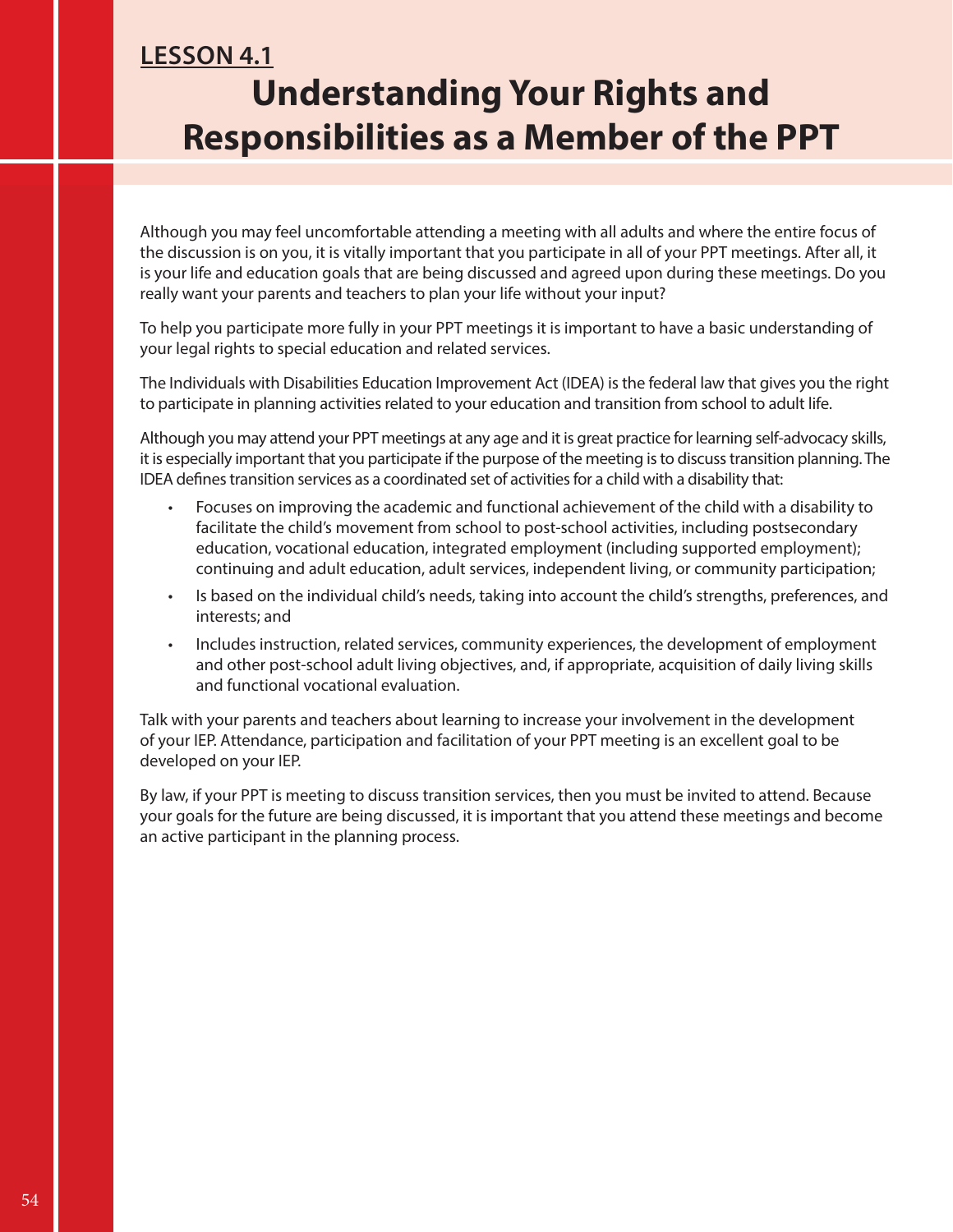**LESSON 4.1**

# Understanding Your Rights and Responsibilities as a Member of the PPT

Although you may feel uncomfortable attending a meeting with all adults and where the entire focus of the discussion is on you, it is vitally important that you participate in all of your PPT meetings. After all, it is your life and education goals that are being discussed and agreed upon during these meetings. Do you really want your parents and teachers to plan your life without your input?

To help you participate more fully in your PPT meetings it is important to have a basic understanding of your legal rights to special education and related services.

The Individuals with Disabilities Education Improvement Act (IDEA) is the federal law that gives you the right to participate in planning activities related to your education and transition from school to adult life.

Although you may attend your PPT meetings at any age and it is great practice for learning self-advocacy skills, it is especially important that you participate if the purpose of the meeting is to discuss transition planning. The IDEA defines transition services as a coordinated set of activities for a child with a disability that:

- Focuses on improving the academic and functional achievement of the child with a disability to facilitate the child's movement from school to post-school activities, including postsecondary education, vocational education, integrated employment (including supported employment); continuing and adult education, adult services, independent living, or community participation;
- Is based on the individual child's needs, taking into account the child's strengths, preferences, and interests; and
- Includes instruction, related services, community experiences, the development of employment and other post-school adult living objectives, and, if appropriate, acquisition of daily living skills and functional vocational evaluation.

Talk with your parents and teachers about learning to increase your involvement in the development of your IEP. Attendance, participation and facilitation of your PPT meeting is an excellent goal to be developed on your IEP.

By law, if your PPT is meeting to discuss transition services, then you must be invited to attend. Because your goals for the future are being discussed, it is important that you attend these meetings and become an active participant in the planning process.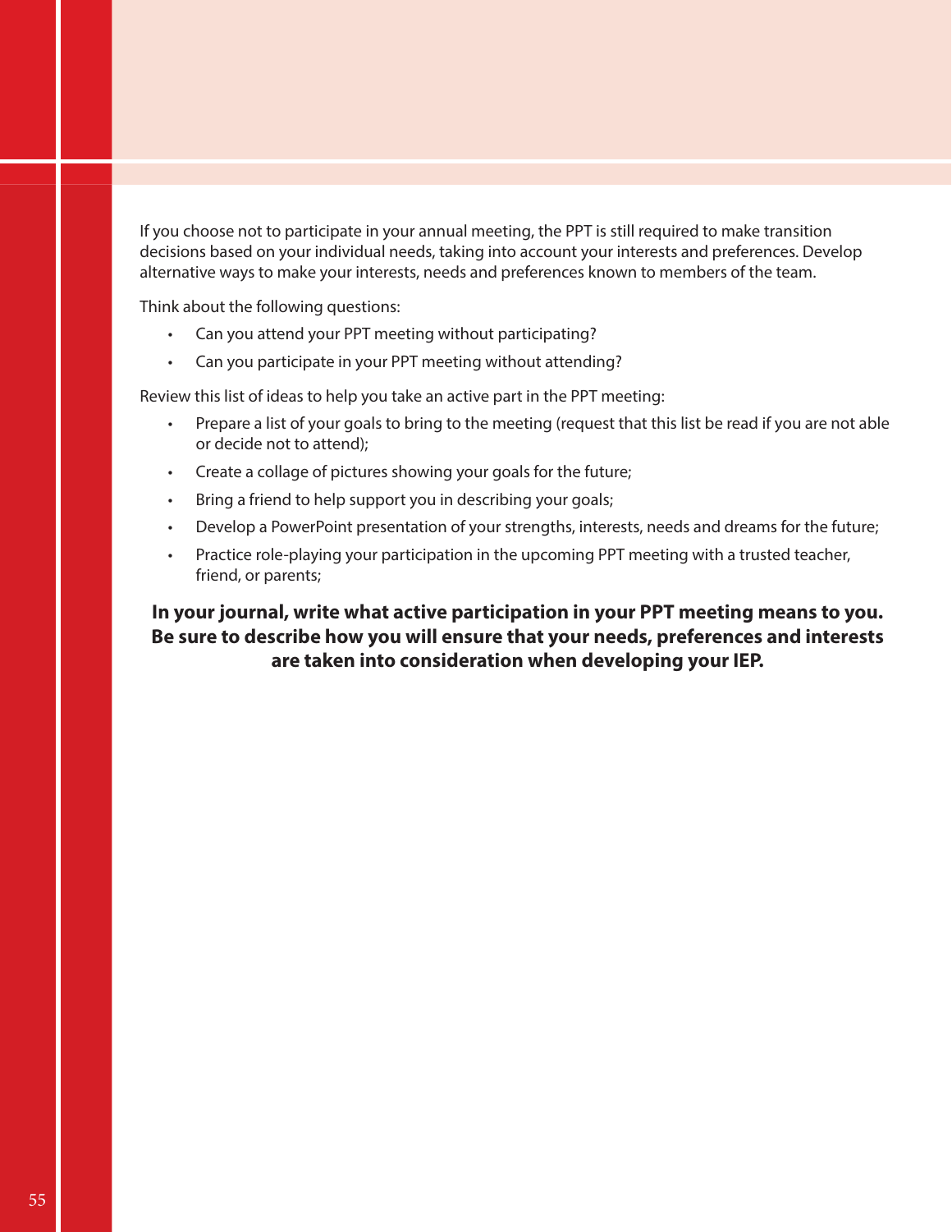If you choose not to participate in your annual meeting, the PPT is still required to make transition decisions based on your individual needs, taking into account your interests and preferences. Develop alternative ways to make your interests, needs and preferences known to members of the team.

Think about the following questions:

- Can you attend your PPT meeting without participating?
- Can you participate in your PPT meeting without attending?

Review this list of ideas to help you take an active part in the PPT meeting:

- Prepare a list of your goals to bring to the meeting (request that this list be read if you are not able or decide not to attend);
- Create a collage of pictures showing your goals for the future;
- Bring a friend to help support you in describing your goals;
- Develop a PowerPoint presentation of your strengths, interests, needs and dreams for the future;
- Practice role-playing your participation in the upcoming PPT meeting with a trusted teacher, friend, or parents;

**In your journal, write what active participation in your PPT meeting means to you. Be sure to describe how you will ensure that your needs, preferences and interests are taken into consideration when developing your IEP.**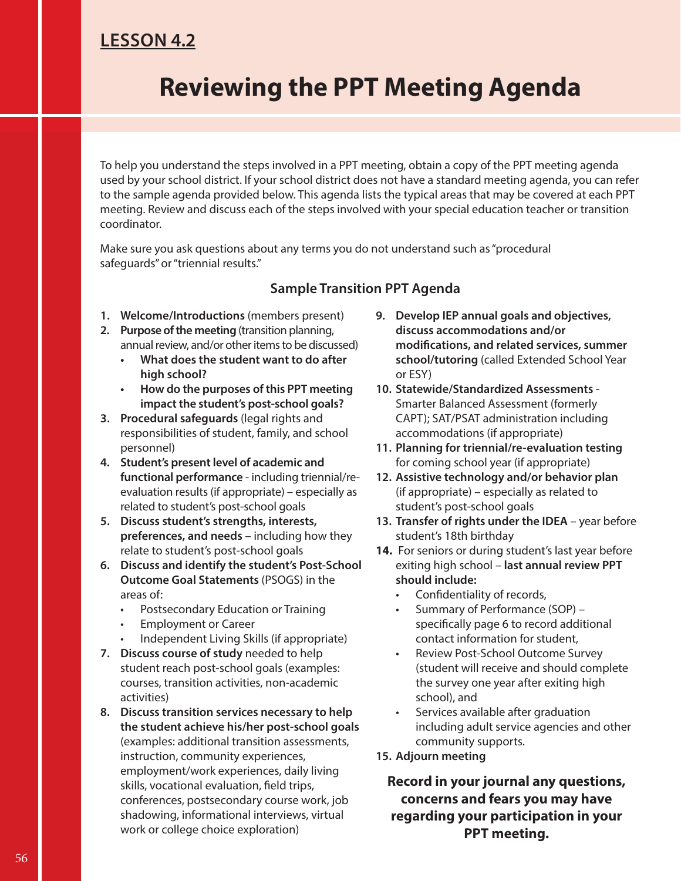**LESSON 4.2**

# Reviewing the PPT Meeting Agenda

To help you understand the steps involved in a PPT meeting, obtain a copy of the PPT meeting agenda used by your school district. If your school district does not have a standard meeting agenda, you can refer to the sample agenda provided below. This agenda lists the typical areas that may be covered at each PPT meeting. Review and discuss each of the steps involved with your special education teacher or transition coordinator.

Make sure you ask questions about any terms you do not understand such as "procedural safeguards" or "triennial results."

## Sample Transition PPT Agenda

1. **Welcome/Introductions** (members present)
2. **Purpose of the meeting** (transition planning, annual review, and/or other items to be discussed)
   - **What does the student want to do after high school?**
   - **How do the purposes of this PPT meeting impact the student's post-school goals?**
3. **Procedural safeguards** (legal rights and responsibilities of student, family, and school personnel)
4. **Student's present level of academic and functional performance** - including triennial/re-evaluation results (if appropriate) – especially as related to student's post-school goals
5. **Discuss student's strengths, interests, preferences, and needs** – including how they relate to student's post-school goals
6. **Discuss and identify the student's Post-School Outcome Goal Statements** (PSOGS) in the areas of:
   - Postsecondary Education or Training
   - Employment or Career
   - Independent Living Skills (if appropriate)
7. **Discuss course of study** needed to help student reach post-school goals (examples: courses, transition activities, non-academic activities)
8. **Discuss transition services necessary to help the student achieve his/her post-school goals** (examples: additional transition assessments, instruction, community experiences, employment/work experiences, daily living skills, vocational evaluation, field trips, conferences, postsecondary course work, job shadowing, informational interviews, virtual work or college choice exploration)
9. **Develop IEP annual goals and objectives, discuss accommodations and/or modifications, and related services, summer school/tutoring** (called Extended School Year or ESY)
10. **Statewide/Standardized Assessments** - Smarter Balanced Assessment (formerly CAPT); SAT/PSAT administration including accommodations (if appropriate)
11. **Planning for triennial/re-evaluation testing** for coming school year (if appropriate)
12. **Assistive technology and/or behavior plan** (if appropriate) – especially as related to student's post-school goals
13. **Transfer of rights under the IDEA** – year before student's 18th birthday
14. For seniors or during student's last year before exiting high school – **last annual review PPT should include:**
    - Confidentiality of records,
    - Summary of Performance (SOP) – specifically page 6 to record additional contact information for student,
    - Review Post-School Outcome Survey (student will receive and should complete the survey one year after exiting high school), and
    - Services available after graduation including adult service agencies and other community supports.
15. **Adjourn meeting**

**Record in your journal any questions, concerns and fears you may have regarding your participation in your PPT meeting.**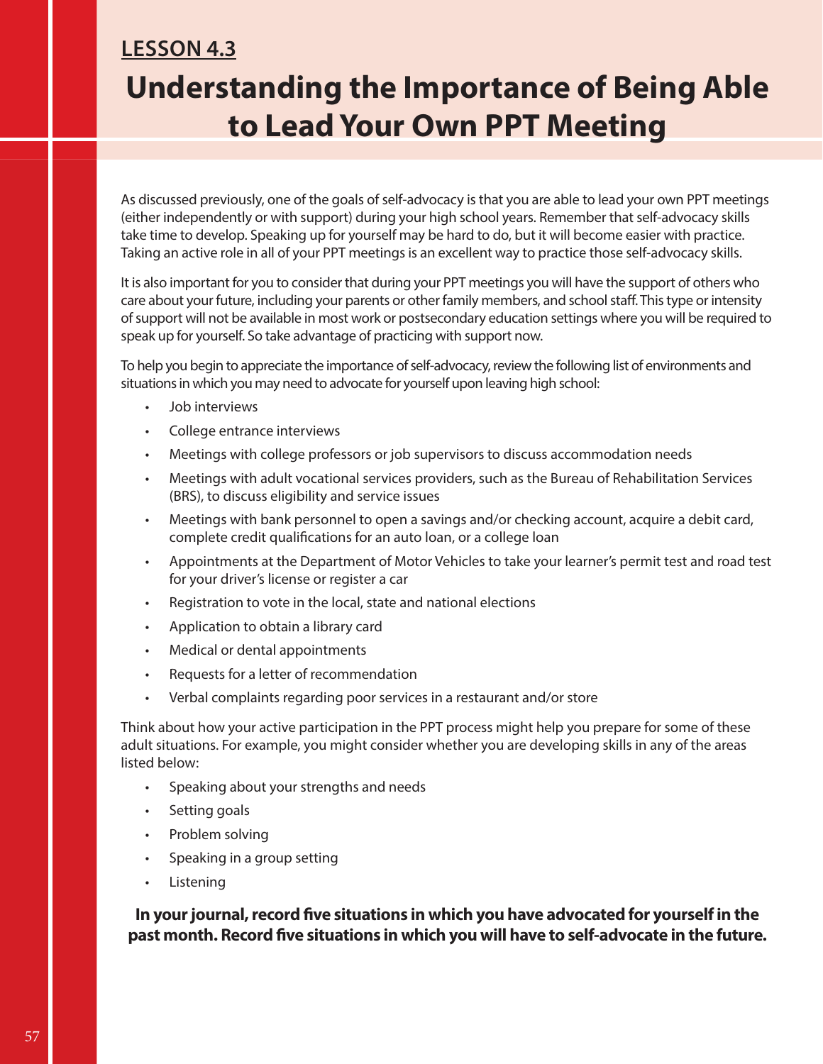## LESSON 4.3

# Understanding the Importance of Being Able to Lead Your Own PPT Meeting

As discussed previously, one of the goals of self-advocacy is that you are able to lead your own PPT meetings (either independently or with support) during your high school years. Remember that self-advocacy skills take time to develop. Speaking up for yourself may be hard to do, but it will become easier with practice. Taking an active role in all of your PPT meetings is an excellent way to practice those self-advocacy skills.

It is also important for you to consider that during your PPT meetings you will have the support of others who care about your future, including your parents or other family members, and school staff. This type or intensity of support will not be available in most work or postsecondary education settings where you will be required to speak up for yourself. So take advantage of practicing with support now.

To help you begin to appreciate the importance of self-advocacy, review the following list of environments and situations in which you may need to advocate for yourself upon leaving high school:

- Job interviews
- College entrance interviews
- Meetings with college professors or job supervisors to discuss accommodation needs
- Meetings with adult vocational services providers, such as the Bureau of Rehabilitation Services (BRS), to discuss eligibility and service issues
- Meetings with bank personnel to open a savings and/or checking account, acquire a debit card, complete credit qualifications for an auto loan, or a college loan
- Appointments at the Department of Motor Vehicles to take your learner's permit test and road test for your driver's license or register a car
- Registration to vote in the local, state and national elections
- Application to obtain a library card
- Medical or dental appointments
- Requests for a letter of recommendation
- Verbal complaints regarding poor services in a restaurant and/or store

Think about how your active participation in the PPT process might help you prepare for some of these adult situations. For example, you might consider whether you are developing skills in any of the areas listed below:

- Speaking about your strengths and needs
- Setting goals
- Problem solving
- Speaking in a group setting
- Listening

**In your journal, record five situations in which you have advocated for yourself in the past month. Record five situations in which you will have to self-advocate in the future.**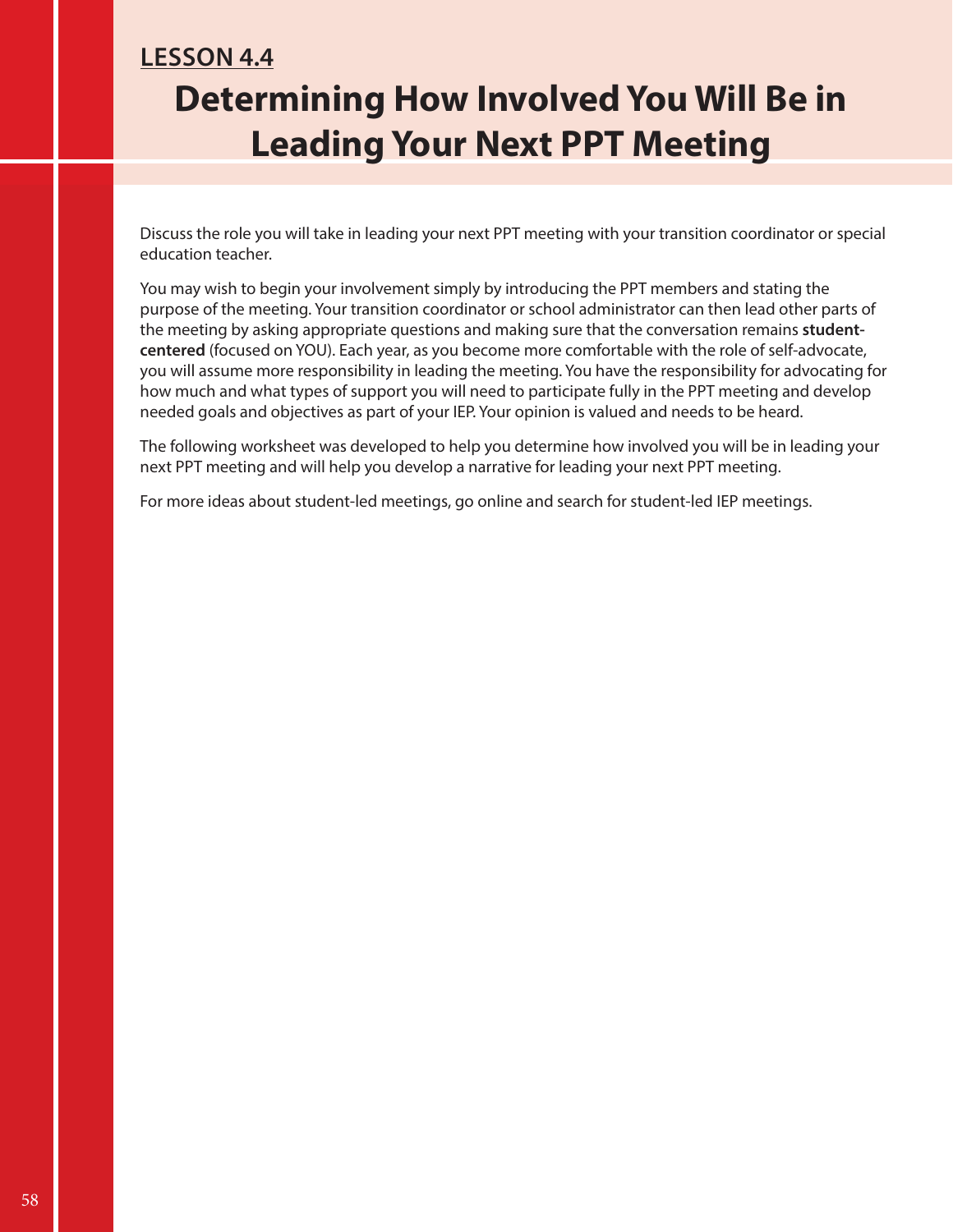## LESSON 4.4

# Determining How Involved You Will Be in Leading Your Next PPT Meeting

Discuss the role you will take in leading your next PPT meeting with your transition coordinator or special education teacher.

You may wish to begin your involvement simply by introducing the PPT members and stating the purpose of the meeting. Your transition coordinator or school administrator can then lead other parts of the meeting by asking appropriate questions and making sure that the conversation remains **student-centered** (focused on YOU). Each year, as you become more comfortable with the role of self-advocate, you will assume more responsibility in leading the meeting. You have the responsibility for advocating for how much and what types of support you will need to participate fully in the PPT meeting and develop needed goals and objectives as part of your IEP. Your opinion is valued and needs to be heard.

The following worksheet was developed to help you determine how involved you will be in leading your next PPT meeting and will help you develop a narrative for leading your next PPT meeting.

For more ideas about student-led meetings, go online and search for student-led IEP meetings.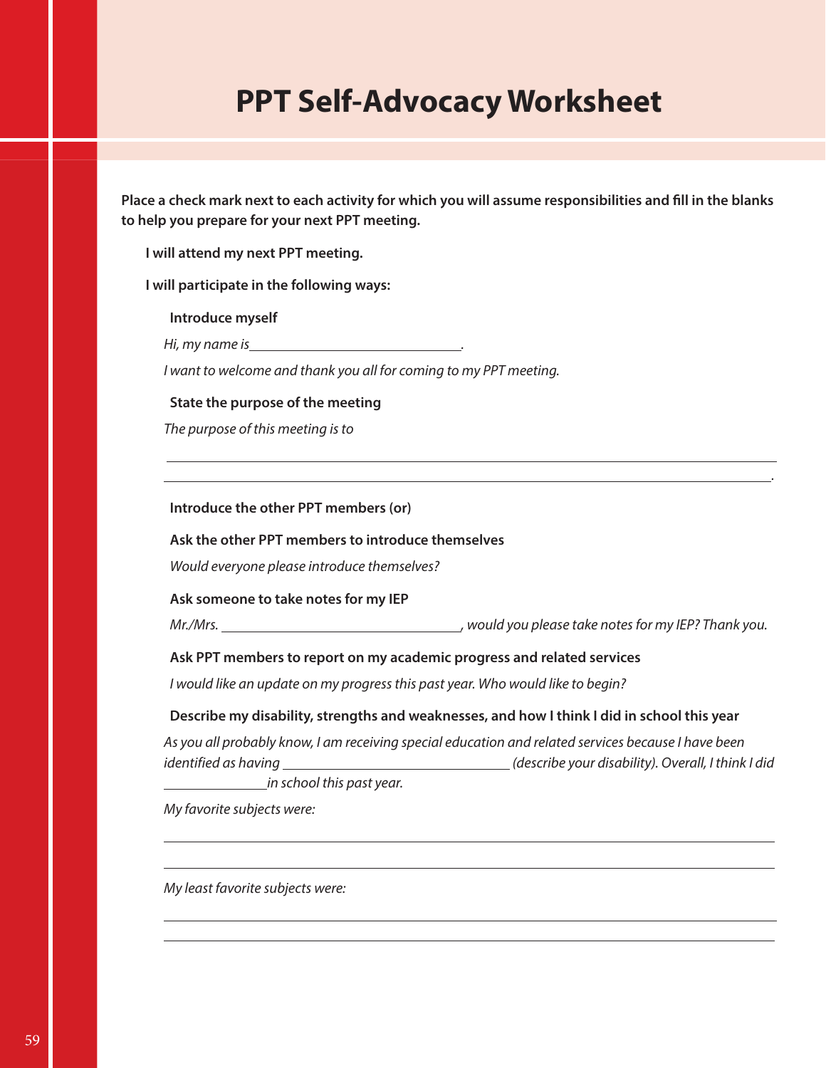# PPT Self-Advocacy Worksheet

**Place a check mark next to each activity for which you will assume responsibilities and fill in the blanks to help you prepare for your next PPT meeting.**

**I will attend my next PPT meeting.**

**I will participate in the following ways:**

**Introduce myself**

*Hi, my name is* ______________________________.

*I want to welcome and thank you all for coming to my PPT meeting.*

**State the purpose of the meeting**

*The purpose of this meeting is to*

____________________________________________________________________________

____________________________________________________________________________.

**Introduce the other PPT members (or)**

**Ask the other PPT members to introduce themselves**

*Would everyone please introduce themselves?*

**Ask someone to take notes for my IEP**

*Mr./Mrs.* ______________________________, *would you please take notes for my IEP? Thank you.*

**Ask PPT members to report on my academic progress and related services**

*I would like an update on my progress this past year. Who would like to begin?*

**Describe my disability, strengths and weaknesses, and how I think I did in school this year**

*As you all probably know, I am receiving special education and related services because I have been identified as having* ______________________________ *(describe your disability). Overall, I think I did* ______________ *in school this past year.*

*My favorite subjects were:*

____________________________________________________________________________

____________________________________________________________________________

*My least favorite subjects were:*

____________________________________________________________________________

____________________________________________________________________________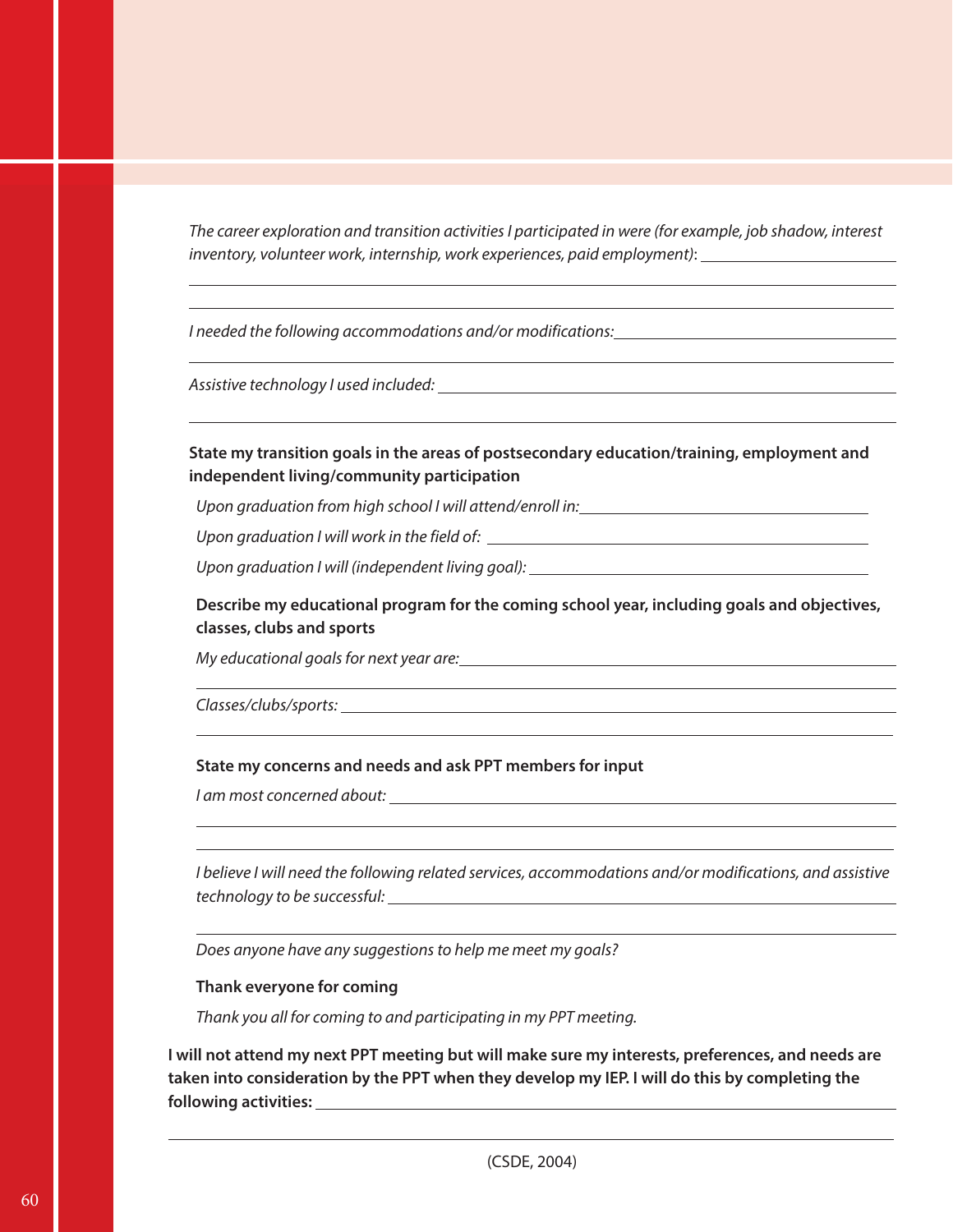*The career exploration and transition activities I participated in were (for example, job shadow, interest inventory, volunteer work, internship, work experiences, paid employment)*: \_\_\_\_\_\_\_\_\_\_\_\_\_\_\_\_\_\_\_\_\_\_\_\_

\_\_\_\_\_\_\_\_\_\_\_\_\_\_\_\_\_\_\_\_\_\_\_\_\_\_\_\_\_\_\_\_\_\_\_\_\_\_\_\_\_\_\_\_\_\_\_\_\_\_\_\_\_\_\_\_\_\_\_\_\_\_\_\_\_\_

\_\_\_\_\_\_\_\_\_\_\_\_\_\_\_\_\_\_\_\_\_\_\_\_\_\_\_\_\_\_\_\_\_\_\_\_\_\_\_\_\_\_\_\_\_\_\_\_\_\_\_\_\_\_\_\_\_\_\_\_\_\_\_\_\_\_

*I needed the following accommodations and/or modifications:* \_\_\_\_\_\_\_\_\_\_\_\_\_\_\_\_\_\_\_\_\_\_\_\_\_\_

\_\_\_\_\_\_\_\_\_\_\_\_\_\_\_\_\_\_\_\_\_\_\_\_\_\_\_\_\_\_\_\_\_\_\_\_\_\_\_\_\_\_\_\_\_\_\_\_\_\_\_\_\_\_\_\_\_\_\_\_\_\_\_\_\_\_

*Assistive technology I used included:* \_\_\_\_\_\_\_\_\_\_\_\_\_\_\_\_\_\_\_\_\_\_\_\_\_\_\_\_\_\_\_\_\_\_\_\_\_\_\_\_\_\_\_\_

\_\_\_\_\_\_\_\_\_\_\_\_\_\_\_\_\_\_\_\_\_\_\_\_\_\_\_\_\_\_\_\_\_\_\_\_\_\_\_\_\_\_\_\_\_\_\_\_\_\_\_\_\_\_\_\_\_\_\_\_\_\_\_\_\_\_

**State my transition goals in the areas of postsecondary education/training, employment and independent living/community participation**

*Upon graduation from high school I will attend/enroll in:* \_\_\_\_\_\_\_\_\_\_\_\_\_\_\_\_\_\_\_\_\_\_\_\_\_\_\_\_

*Upon graduation I will work in the field of:* \_\_\_\_\_\_\_\_\_\_\_\_\_\_\_\_\_\_\_\_\_\_\_\_\_\_\_\_\_\_\_\_\_\_\_\_\_\_

*Upon graduation I will (independent living goal):* \_\_\_\_\_\_\_\_\_\_\_\_\_\_\_\_\_\_\_\_\_\_\_\_\_\_\_\_\_\_\_\_\_

**Describe my educational program for the coming school year, including goals and objectives, classes, clubs and sports**

*My educational goals for next year are:* \_\_\_\_\_\_\_\_\_\_\_\_\_\_\_\_\_\_\_\_\_\_\_\_\_\_\_\_\_\_\_\_\_\_\_\_\_\_\_\_\_

\_\_\_\_\_\_\_\_\_\_\_\_\_\_\_\_\_\_\_\_\_\_\_\_\_\_\_\_\_\_\_\_\_\_\_\_\_\_\_\_\_\_\_\_\_\_\_\_\_\_\_\_\_\_\_\_\_\_\_\_\_\_\_\_\_\_

*Classes/clubs/sports:* \_\_\_\_\_\_\_\_\_\_\_\_\_\_\_\_\_\_\_\_\_\_\_\_\_\_\_\_\_\_\_\_\_\_\_\_\_\_\_\_\_\_\_\_\_\_\_\_\_\_\_\_

\_\_\_\_\_\_\_\_\_\_\_\_\_\_\_\_\_\_\_\_\_\_\_\_\_\_\_\_\_\_\_\_\_\_\_\_\_\_\_\_\_\_\_\_\_\_\_\_\_\_\_\_\_\_\_\_\_\_\_\_\_\_\_\_\_\_

**State my concerns and needs and ask PPT members for input**

*I am most concerned about:* \_\_\_\_\_\_\_\_\_\_\_\_\_\_\_\_\_\_\_\_\_\_\_\_\_\_\_\_\_\_\_\_\_\_\_\_\_\_\_\_\_\_\_\_\_\_\_\_

\_\_\_\_\_\_\_\_\_\_\_\_\_\_\_\_\_\_\_\_\_\_\_\_\_\_\_\_\_\_\_\_\_\_\_\_\_\_\_\_\_\_\_\_\_\_\_\_\_\_\_\_\_\_\_\_\_\_\_\_\_\_\_\_\_\_

\_\_\_\_\_\_\_\_\_\_\_\_\_\_\_\_\_\_\_\_\_\_\_\_\_\_\_\_\_\_\_\_\_\_\_\_\_\_\_\_\_\_\_\_\_\_\_\_\_\_\_\_\_\_\_\_\_\_\_\_\_\_\_\_\_\_

*I believe I will need the following related services, accommodations and/or modifications, and assistive technology to be successful:* \_\_\_\_\_\_\_\_\_\_\_\_\_\_\_\_\_\_\_\_\_\_\_\_\_\_\_\_\_\_\_\_\_\_\_\_\_\_\_\_\_\_\_\_\_\_\_\_\_\_

\_\_\_\_\_\_\_\_\_\_\_\_\_\_\_\_\_\_\_\_\_\_\_\_\_\_\_\_\_\_\_\_\_\_\_\_\_\_\_\_\_\_\_\_\_\_\_\_\_\_\_\_\_\_\_\_\_\_\_\_\_\_\_\_\_\_

*Does anyone have any suggestions to help me meet my goals?*

**Thank everyone for coming**

*Thank you all for coming to and participating in my PPT meeting.*

**I will not attend my next PPT meeting but will make sure my interests, preferences, and needs are taken into consideration by the PPT when they develop my IEP. I will do this by completing the following activities:** \_\_\_\_\_\_\_\_\_\_\_\_\_\_\_\_\_\_\_\_\_\_\_\_\_\_\_\_\_\_\_\_\_\_\_\_\_\_\_\_\_\_\_\_\_\_\_\_\_\_\_\_\_\_

\_\_\_\_\_\_\_\_\_\_\_\_\_\_\_\_\_\_\_\_\_\_\_\_\_\_\_\_\_\_\_\_\_\_\_\_\_\_\_\_\_\_\_\_\_\_\_\_\_\_\_\_\_\_\_\_\_\_\_\_\_\_\_\_\_\_

(CSDE, 2004)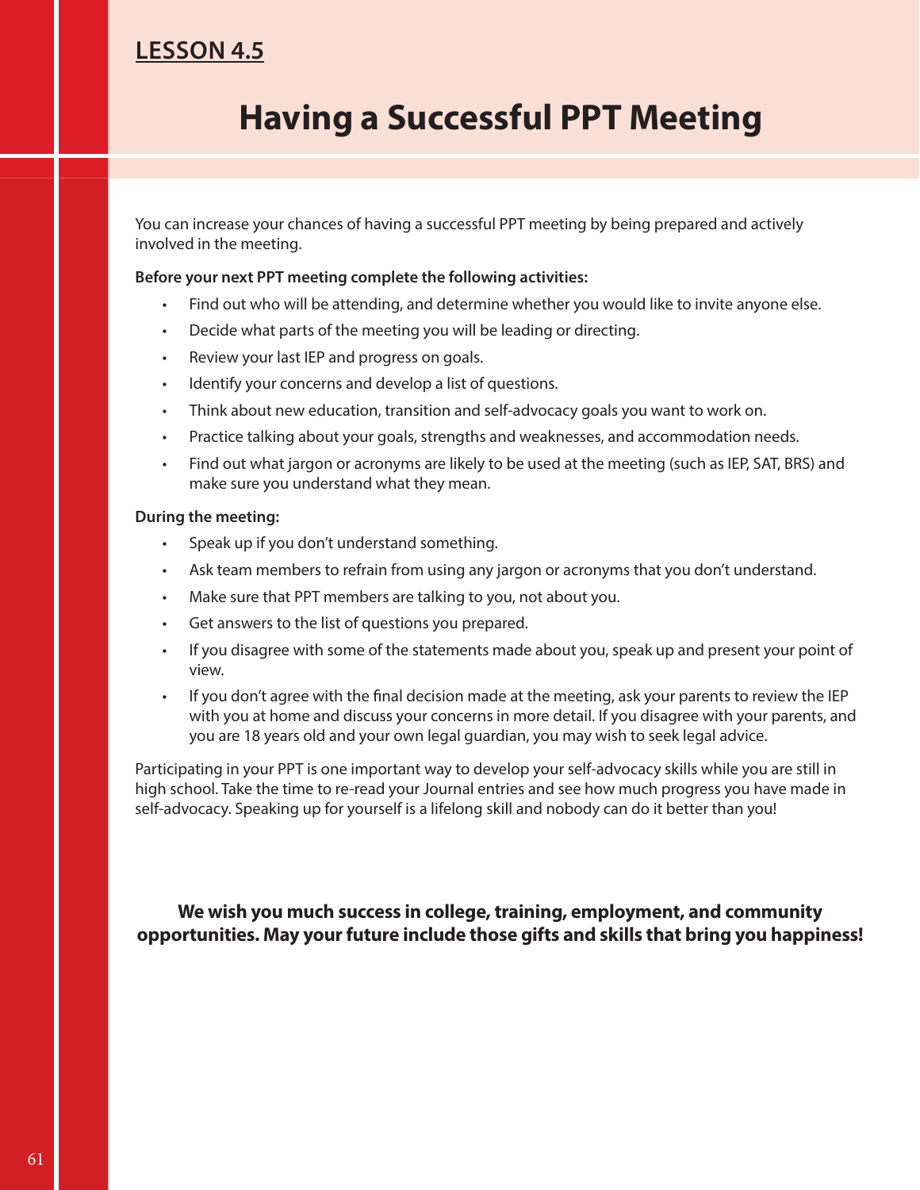**LESSON 4.5**

# Having a Successful PPT Meeting

You can increase your chances of having a successful PPT meeting by being prepared and actively involved in the meeting.

**Before your next PPT meeting complete the following activities:**

- Find out who will be attending, and determine whether you would like to invite anyone else.
- Decide what parts of the meeting you will be leading or directing.
- Review your last IEP and progress on goals.
- Identify your concerns and develop a list of questions.
- Think about new education, transition and self-advocacy goals you want to work on.
- Practice talking about your goals, strengths and weaknesses, and accommodation needs.
- Find out what jargon or acronyms are likely to be used at the meeting (such as IEP, SAT, BRS) and make sure you understand what they mean.

**During the meeting:**

- Speak up if you don't understand something.
- Ask team members to refrain from using any jargon or acronyms that you don't understand.
- Make sure that PPT members are talking to you, not about you.
- Get answers to the list of questions you prepared.
- If you disagree with some of the statements made about you, speak up and present your point of view.
- If you don't agree with the final decision made at the meeting, ask your parents to review the IEP with you at home and discuss your concerns in more detail. If you disagree with your parents, and you are 18 years old and your own legal guardian, you may wish to seek legal advice.

Participating in your PPT is one important way to develop your self-advocacy skills while you are still in high school. Take the time to re-read your Journal entries and see how much progress you have made in self-advocacy. Speaking up for yourself is a lifelong skill and nobody can do it better than you!

**We wish you much success in college, training, employment, and community opportunities. May your future include those gifts and skills that bring you happiness!**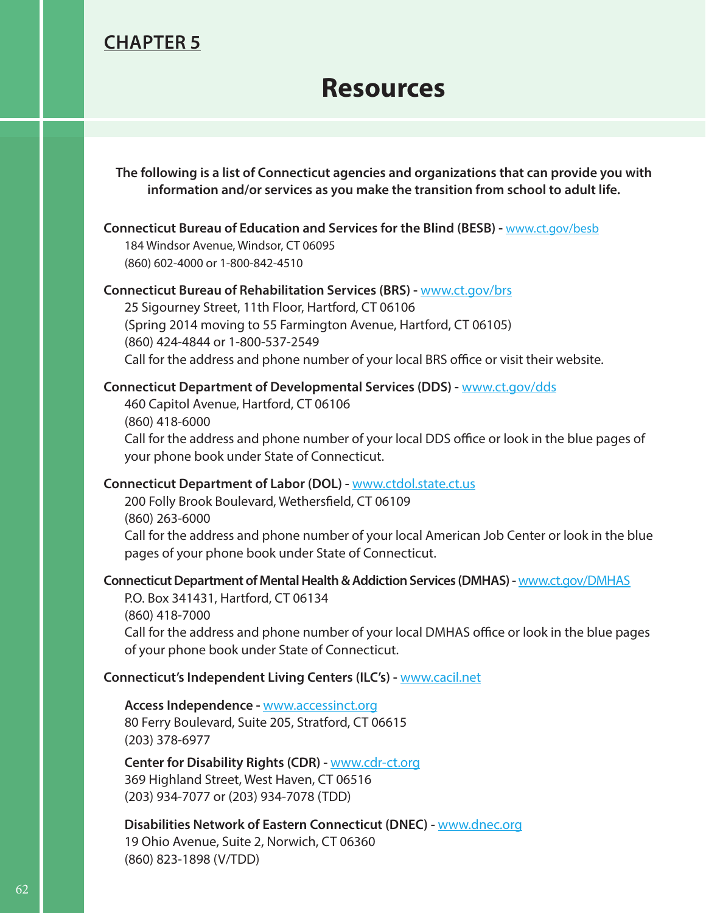## CHAPTER 5

# Resources

**The following is a list of Connecticut agencies and organizations that can provide you with information and/or services as you make the transition from school to adult life.**

**Connecticut Bureau of Education and Services for the Blind (BESB)** - www.ct.gov/besb
184 Windsor Avenue, Windsor, CT 06095
(860) 602-4000 or 1-800-842-4510

**Connecticut Bureau of Rehabilitation Services (BRS)** - www.ct.gov/brs
25 Sigourney Street, 11th Floor, Hartford, CT 06106
(Spring 2014 moving to 55 Farmington Avenue, Hartford, CT 06105)
(860) 424-4844 or 1-800-537-2549
Call for the address and phone number of your local BRS office or visit their website.

**Connecticut Department of Developmental Services (DDS)** - www.ct.gov/dds
460 Capitol Avenue, Hartford, CT 06106
(860) 418-6000
Call for the address and phone number of your local DDS office or look in the blue pages of your phone book under State of Connecticut.

**Connecticut Department of Labor (DOL)** - www.ctdol.state.ct.us
200 Folly Brook Boulevard, Wethersfield, CT 06109
(860) 263-6000
Call for the address and phone number of your local American Job Center or look in the blue pages of your phone book under State of Connecticut.

**Connecticut Department of Mental Health & Addiction Services (DMHAS)** - www.ct.gov/DMHAS
P.O. Box 341431, Hartford, CT 06134
(860) 418-7000
Call for the address and phone number of your local DMHAS office or look in the blue pages of your phone book under State of Connecticut.

**Connecticut's Independent Living Centers (ILC's)** - www.cacil.net

**Access Independence** - www.accessinct.org
80 Ferry Boulevard, Suite 205, Stratford, CT 06615
(203) 378-6977

**Center for Disability Rights (CDR)** - www.cdr-ct.org
369 Highland Street, West Haven, CT 06516
(203) 934-7077 or (203) 934-7078 (TDD)

**Disabilities Network of Eastern Connecticut (DNEC)** - www.dnec.org
19 Ohio Avenue, Suite 2, Norwich, CT 06360
(860) 823-1898 (V/TDD)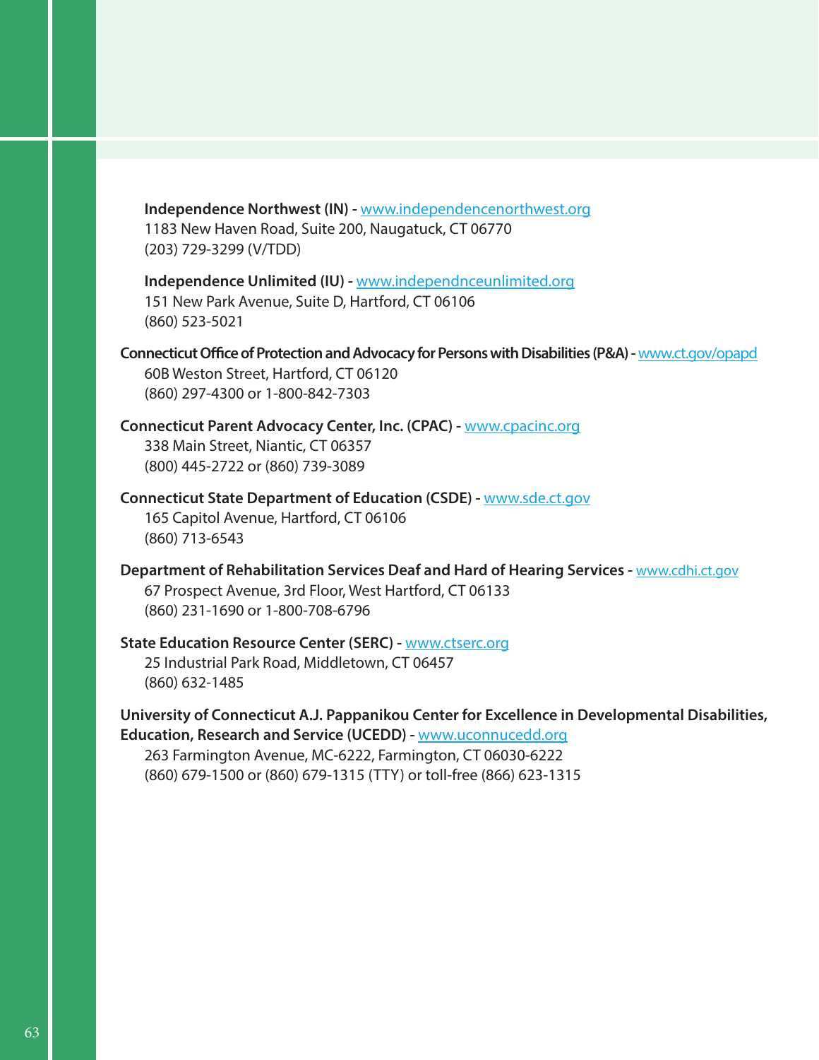**Independence Northwest (IN)** - www.independencenorthwest.org
1183 New Haven Road, Suite 200, Naugatuck, CT 06770
(203) 729-3299 (V/TDD)

**Independence Unlimited (IU)** - www.independnceunlimited.org
151 New Park Avenue, Suite D, Hartford, CT 06106
(860) 523-5021

**Connecticut Office of Protection and Advocacy for Persons with Disabilities (P&A)** - www.ct.gov/opapd
60B Weston Street, Hartford, CT 06120
(860) 297-4300 or 1-800-842-7303

**Connecticut Parent Advocacy Center, Inc. (CPAC)** - www.cpacinc.org
338 Main Street, Niantic, CT 06357
(800) 445-2722 or (860) 739-3089

**Connecticut State Department of Education (CSDE)** - www.sde.ct.gov
165 Capitol Avenue, Hartford, CT 06106
(860) 713-6543

**Department of Rehabilitation Services Deaf and Hard of Hearing Services** - www.cdhi.ct.gov
67 Prospect Avenue, 3rd Floor, West Hartford, CT 06133
(860) 231-1690 or 1-800-708-6796

**State Education Resource Center (SERC)** - www.ctserc.org
25 Industrial Park Road, Middletown, CT 06457
(860) 632-1485

**University of Connecticut A.J. Pappanikou Center for Excellence in Developmental Disabilities, Education, Research and Service (UCEDD)** - www.uconnucedd.org
263 Farmington Avenue, MC-6222, Farmington, CT 06030-6222
(860) 679-1500 or (860) 679-1315 (TTY) or toll-free (866) 623-1315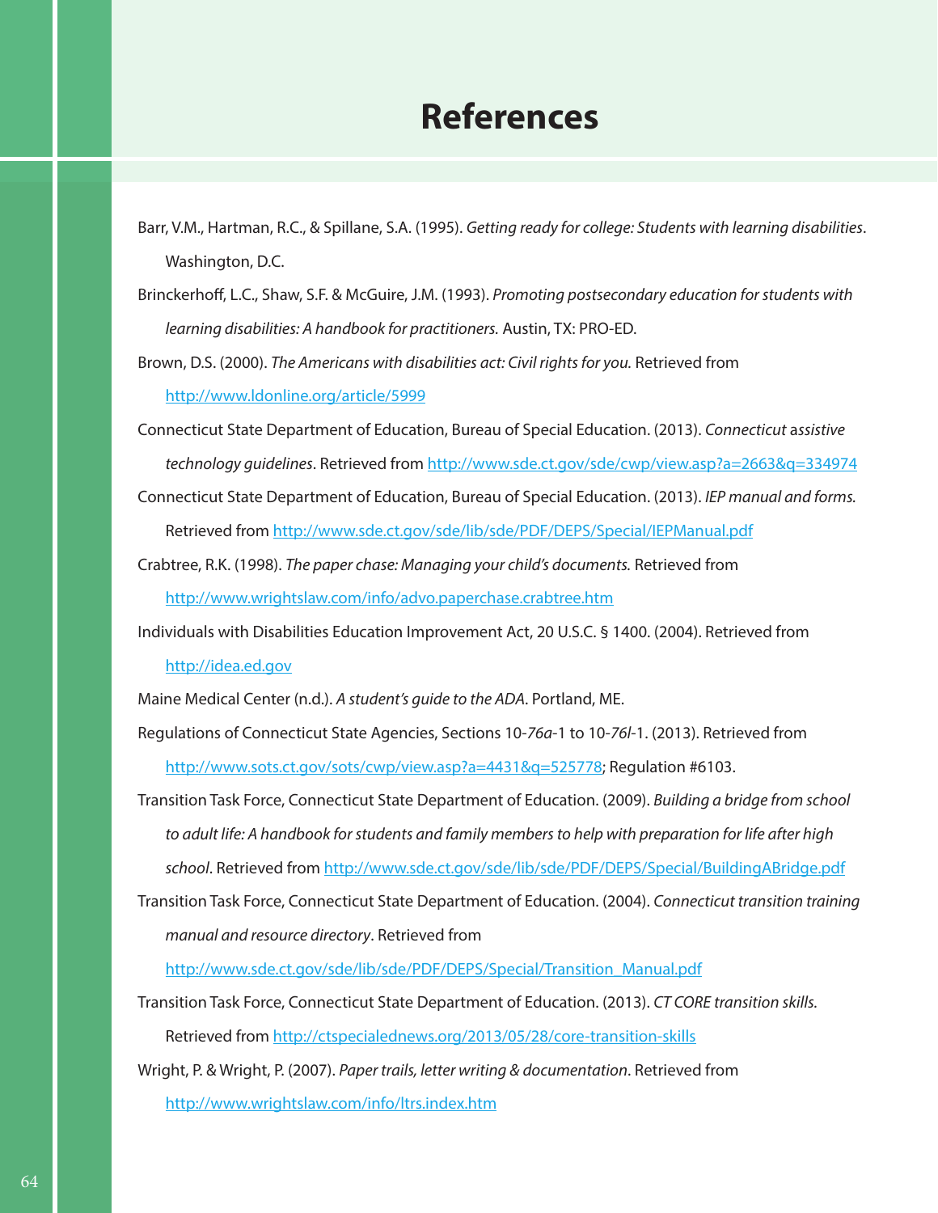# References

Barr, V.M., Hartman, R.C., & Spillane, S.A. (1995). *Getting ready for college: Students with learning disabilities*. Washington, D.C.

Brinckerhoff, L.C., Shaw, S.F. & McGuire, J.M. (1993). *Promoting postsecondary education for students with learning disabilities: A handbook for practitioners.* Austin, TX: PRO-ED.

Brown, D.S. (2000). *The Americans with disabilities act: Civil rights for you.* Retrieved from http://www.ldonline.org/article/5999

Connecticut State Department of Education, Bureau of Special Education. (2013). *Connecticut* assistive *technology guidelines*. Retrieved from http://www.sde.ct.gov/sde/cwp/view.asp?a=2663&q=334974

Connecticut State Department of Education, Bureau of Special Education. (2013). *IEP manual and forms.* Retrieved from http://www.sde.ct.gov/sde/lib/sde/PDF/DEPS/Special/IEPManual.pdf

Crabtree, R.K. (1998). *The paper chase: Managing your child's documents.* Retrieved from http://www.wrightslaw.com/info/advo.paperchase.crabtree.htm

Individuals with Disabilities Education Improvement Act, 20 U.S.C. § 1400. (2004). Retrieved from http://idea.ed.gov

Maine Medical Center (n.d.). *A student's guide to the ADA*. Portland, ME.

Regulations of Connecticut State Agencies, Sections 10-*76a*-1 to 10-*76l*-1. (2013). Retrieved from http://www.sots.ct.gov/sots/cwp/view.asp?a=4431&q=525778; Regulation #6103.

Transition Task Force, Connecticut State Department of Education. (2009). *Building a bridge from school to adult life: A handbook for students and family members to help with preparation for life after high school*. Retrieved from http://www.sde.ct.gov/sde/lib/sde/PDF/DEPS/Special/BuildingABridge.pdf

Transition Task Force, Connecticut State Department of Education. (2004). *Connecticut transition training manual and resource directory*. Retrieved from http://www.sde.ct.gov/sde/lib/sde/PDF/DEPS/Special/Transition_Manual.pdf

Transition Task Force, Connecticut State Department of Education. (2013). *CT CORE transition skills.* Retrieved from http://ctspecialednews.org/2013/05/28/core-transition-skills

Wright, P. & Wright, P. (2007). *Paper trails, letter writing & documentation*. Retrieved from http://www.wrightslaw.com/info/ltrs.index.htm